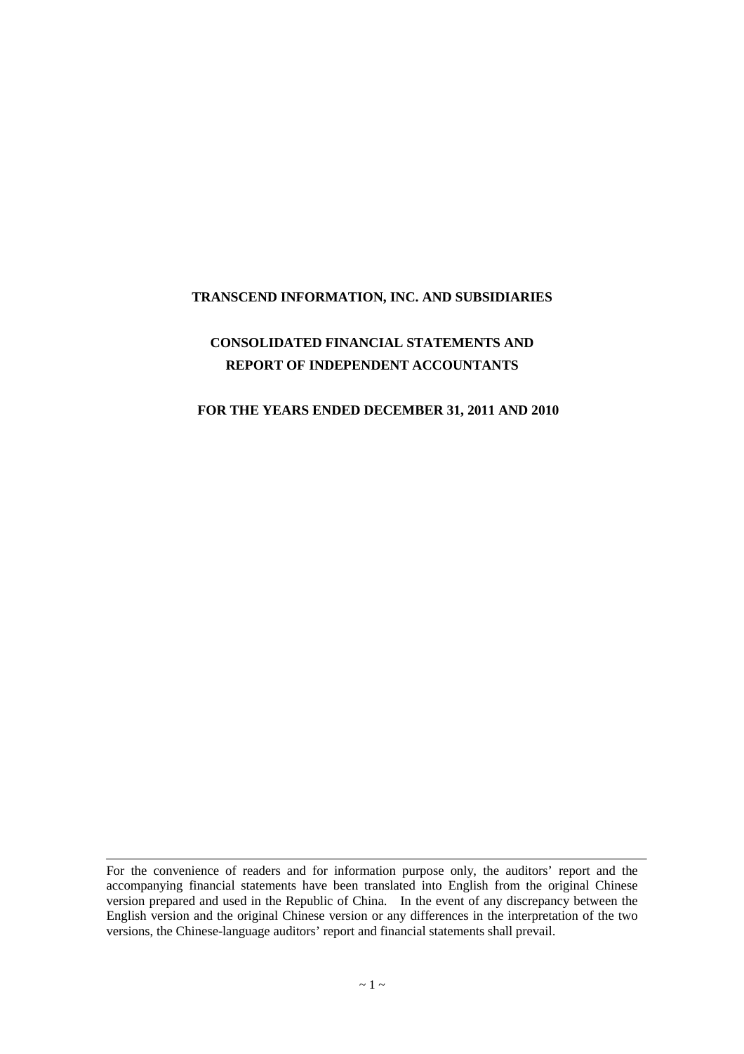# TRANSCEND INFORMATION, INC. AND SUBSIDIARIES

## CONSOLIDATED FINANCIAL STATEMENTS AND REPORT OF INDEPENDENT ACCOUNTANTS

### FOR THE YEARS ENDED DECEMBER 31, 2011 AND 2010

---

For the convenience of readers and for information purpose only, the auditors' report and the accompanying financial statements have been translated into English from the original Chinese version prepared and used in the Republic of China. In the event of any discrepancy between the English version and the original Chinese version or any differences in the interpretation of the two versions, the Chinese-language auditors' report and financial statements shall prevail.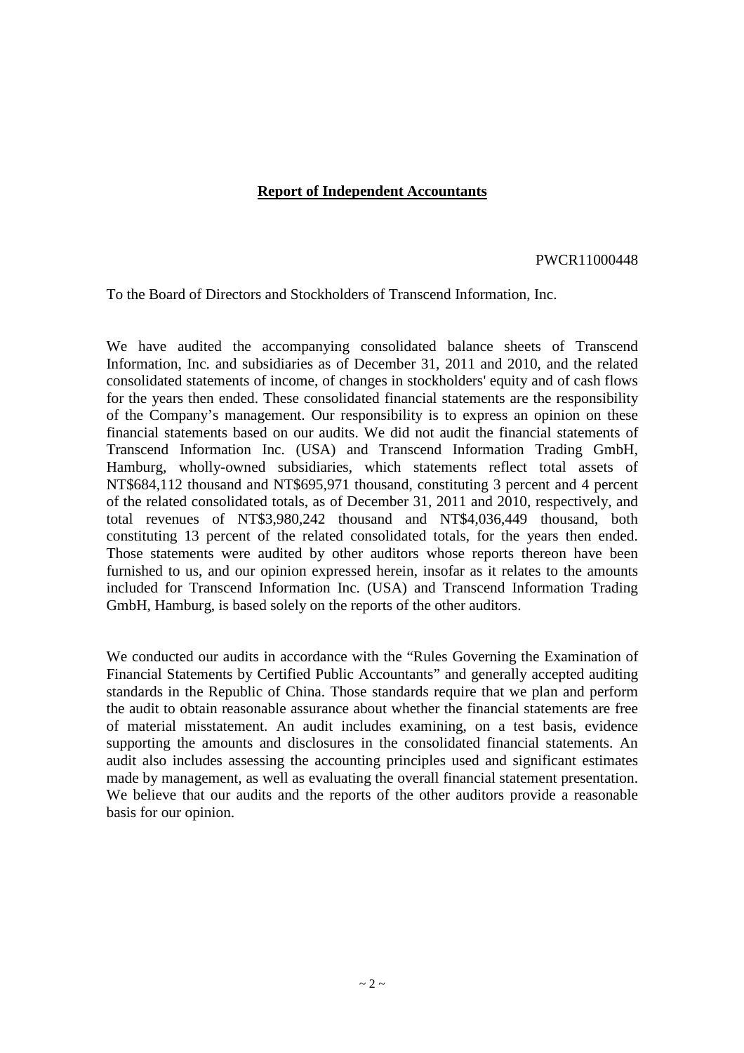## Report of Independent Accountants

PWCR11000448

To the Board of Directors and Stockholders of Transcend Information, Inc.

We have audited the accompanying consolidated balance sheets of Transcend Information, Inc. and subsidiaries as of December 31, 2011 and 2010, and the related consolidated statements of income, of changes in stockholders' equity and of cash flows for the years then ended. These consolidated financial statements are the responsibility of the Company's management. Our responsibility is to express an opinion on these financial statements based on our audits. We did not audit the financial statements of Transcend Information Inc. (USA) and Transcend Information Trading GmbH, Hamburg, wholly-owned subsidiaries, which statements reflect total assets of NT$684,112 thousand and NT$695,971 thousand, constituting 3 percent and 4 percent of the related consolidated totals, as of December 31, 2011 and 2010, respectively, and total revenues of NT$3,980,242 thousand and NT$4,036,449 thousand, both constituting 13 percent of the related consolidated totals, for the years then ended. Those statements were audited by other auditors whose reports thereon have been furnished to us, and our opinion expressed herein, insofar as it relates to the amounts included for Transcend Information Inc. (USA) and Transcend Information Trading GmbH, Hamburg, is based solely on the reports of the other auditors.

We conducted our audits in accordance with the "Rules Governing the Examination of Financial Statements by Certified Public Accountants" and generally accepted auditing standards in the Republic of China. Those standards require that we plan and perform the audit to obtain reasonable assurance about whether the financial statements are free of material misstatement. An audit includes examining, on a test basis, evidence supporting the amounts and disclosures in the consolidated financial statements. An audit also includes assessing the accounting principles used and significant estimates made by management, as well as evaluating the overall financial statement presentation. We believe that our audits and the reports of the other auditors provide a reasonable basis for our opinion.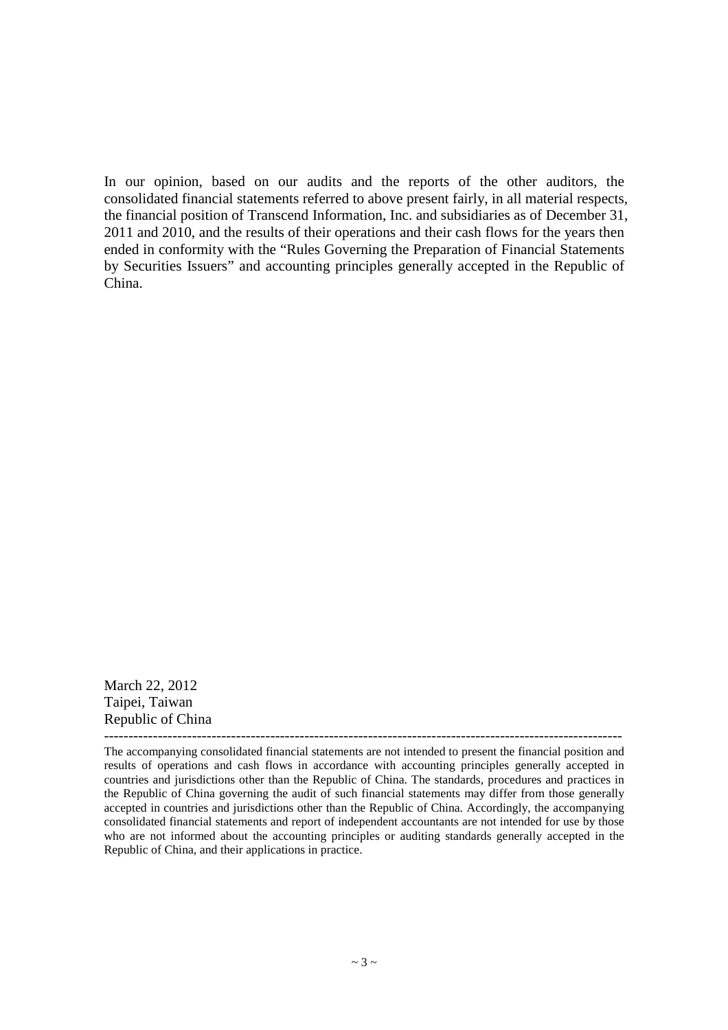In our opinion, based on our audits and the reports of the other auditors, the consolidated financial statements referred to above present fairly, in all material respects, the financial position of Transcend Information, Inc. and subsidiaries as of December 31, 2011 and 2010, and the results of their operations and their cash flows for the years then ended in conformity with the "Rules Governing the Preparation of Financial Statements by Securities Issuers" and accounting principles generally accepted in the Republic of China.

March 22, 2012
Taipei, Taiwan
Republic of China

---

The accompanying consolidated financial statements are not intended to present the financial position and results of operations and cash flows in accordance with accounting principles generally accepted in countries and jurisdictions other than the Republic of China. The standards, procedures and practices in the Republic of China governing the audit of such financial statements may differ from those generally accepted in countries and jurisdictions other than the Republic of China. Accordingly, the accompanying consolidated financial statements and report of independent accountants are not intended for use by those who are not informed about the accounting principles or auditing standards generally accepted in the Republic of China, and their applications in practice.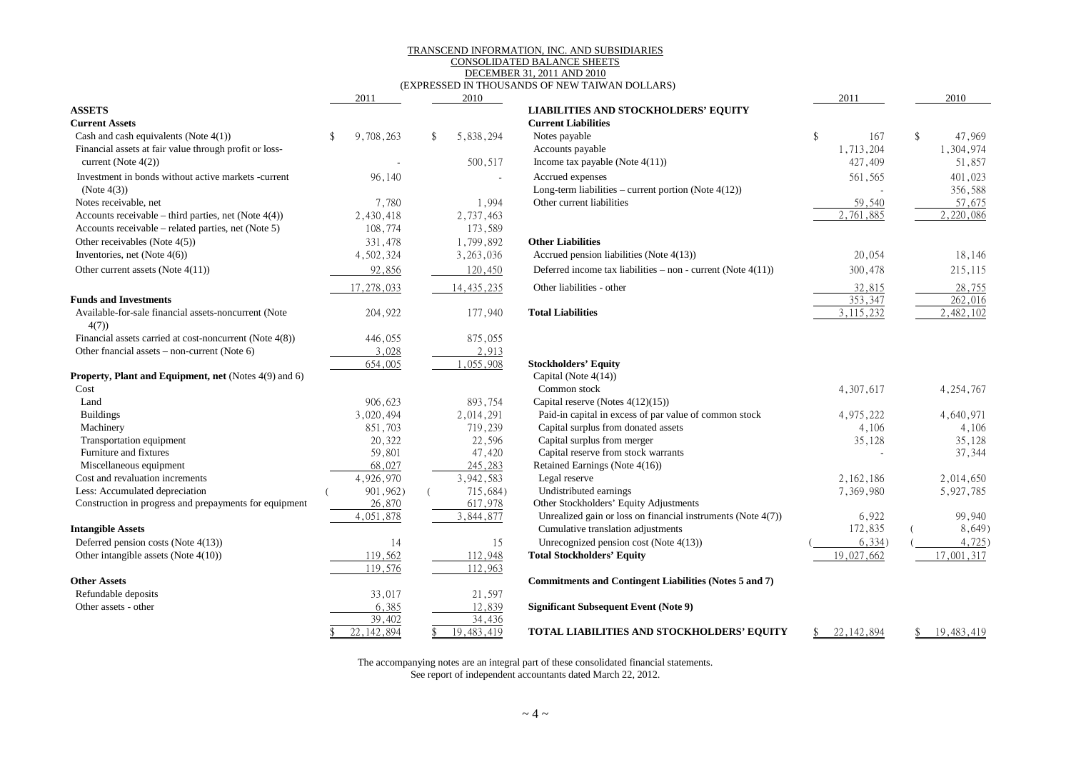# TRANSCEND INFORMATION, INC. AND SUBSIDIARIES
## CONSOLIDATED BALANCE SHEETS
### DECEMBER 31, 2011 AND 2010
(EXPRESSED IN THOUSANDS OF NEW TAIWAN DOLLARS)

| ASSETS | 2011 | 2010 |
|---|---|---|
| **Current Assets** | | |
| Cash and cash equivalents (Note 4(1)) | $ 9,708,263 | $ 5,838,294 |
| Financial assets at fair value through profit or loss-current (Note 4(2)) | - | 500,517 |
| Investment in bonds without active markets -current (Note 4(3)) | 96,140 | - |
| Notes receivable, net | 7,780 | 1,994 |
| Accounts receivable – third parties, net (Note 4(4)) | 2,430,418 | 2,737,463 |
| Accounts receivable – related parties, net (Note 5) | 108,774 | 173,589 |
| Other receivables (Note 4(5)) | 331,478 | 1,799,892 |
| Inventories, net (Note 4(6)) | 4,502,324 | 3,263,036 |
| Other current assets (Note 4(11)) | 92,856 | 120,450 |
| | 17,278,033 | 14,435,235 |
| **Funds and Investments** | | |
| Available-for-sale financial assets-noncurrent (Note 4(7)) | 204,922 | 177,940 |
| Financial assets carried at cost-noncurrent (Note 4(8)) | 446,055 | 875,055 |
| Other fnancial assets – non-current (Note 6) | 3,028 | 2,913 |
| | 654,005 | 1,055,908 |
| **Property, Plant and Equipment, net** (Notes 4(9) and 6) | | |
| Cost | | |
| Land | 906,623 | 893,754 |
| Buildings | 3,020,494 | 2,014,291 |
| Machinery | 851,703 | 719,239 |
| Transportation equipment | 20,322 | 22,596 |
| Furniture and fixtures | 59,801 | 47,420 |
| Miscellaneous equipment | 68,027 | 245,283 |
| Cost and revaluation increments | 4,926,970 | 3,942,583 |
| Less: Accumulated depreciation | ( 901,962) | ( 715,684) |
| Construction in progress and prepayments for equipment | 26,870 | 617,978 |
| | 4,051,878 | 3,844,877 |
| **Intangible Assets** | | |
| Deferred pension costs (Note 4(13)) | 14 | 15 |
| Other intangible assets (Note 4(10)) | 119,562 | 112,948 |
| | 119,576 | 112,963 |
| **Other Assets** | | |
| Refundable deposits | 33,017 | 21,597 |
| Other assets - other | 6,385 | 12,839 |
| | 39,402 | 34,436 |
| | $ 22,142,894 | $ 19,483,419 |

| LIABILITIES AND STOCKHOLDERS' EQUITY | 2011 | 2010 |
|---|---|---|
| **Current Liabilities** | | |
| Notes payable | $ 167 | $ 47,969 |
| Accounts payable | 1,713,204 | 1,304,974 |
| Income tax payable (Note 4(11)) | 427,409 | 51,857 |
| Accrued expenses | 561,565 | 401,023 |
| Long-term liabilities – current portion (Note 4(12)) | - | 356,588 |
| Other current liabilities | 59,540 | 57,675 |
| | 2,761,885 | 2,220,086 |
| **Other Liabilities** | | |
| Accrued pension liabilities (Note 4(13)) | 20,054 | 18,146 |
| Deferred income tax liabilities – non - current (Note 4(11)) | 300,478 | 215,115 |
| Other liabilities - other | 32,815 | 28,755 |
| | 353,347 | 262,016 |
| **Total Liabilities** | 3,115,232 | 2,482,102 |
| **Stockholders' Equity** | | |
| Capital (Note 4(14)) | | |
| Common stock | 4,307,617 | 4,254,767 |
| Capital reserve (Notes 4(12)(15)) | | |
| Paid-in capital in excess of par value of common stock | 4,975,222 | 4,640,971 |
| Capital surplus from donated assets | 4,106 | 4,106 |
| Capital surplus from merger | 35,128 | 35,128 |
| Capital reserve from stock warrants | - | 37,344 |
| Retained Earnings (Note 4(16)) | | |
| Legal reserve | 2,162,186 | 2,014,650 |
| Undistributed earnings | 7,369,980 | 5,927,785 |
| Other Stockholders' Equity Adjustments | | |
| Unrealized gain or loss on financial instruments (Note 4(7)) | 6,922 | 99,940 |
| Cumulative translation adjustments | 172,835 | ( 8,649) |
| Unrecognized pension cost (Note 4(13)) | ( 6,334) | ( 4,725) |
| **Total Stockholders' Equity** | 19,027,662 | 17,001,317 |
| **Commitments and Contingent Liabilities (Notes 5 and 7)** | | |
| **Significant Subsequent Event (Note 9)** | | |
| **TOTAL LIABILITIES AND STOCKHOLDERS' EQUITY** | $ 22,142,894 | $ 19,483,419 |

The accompanying notes are an integral part of these consolidated financial statements.
See report of independent accountants dated March 22, 2012.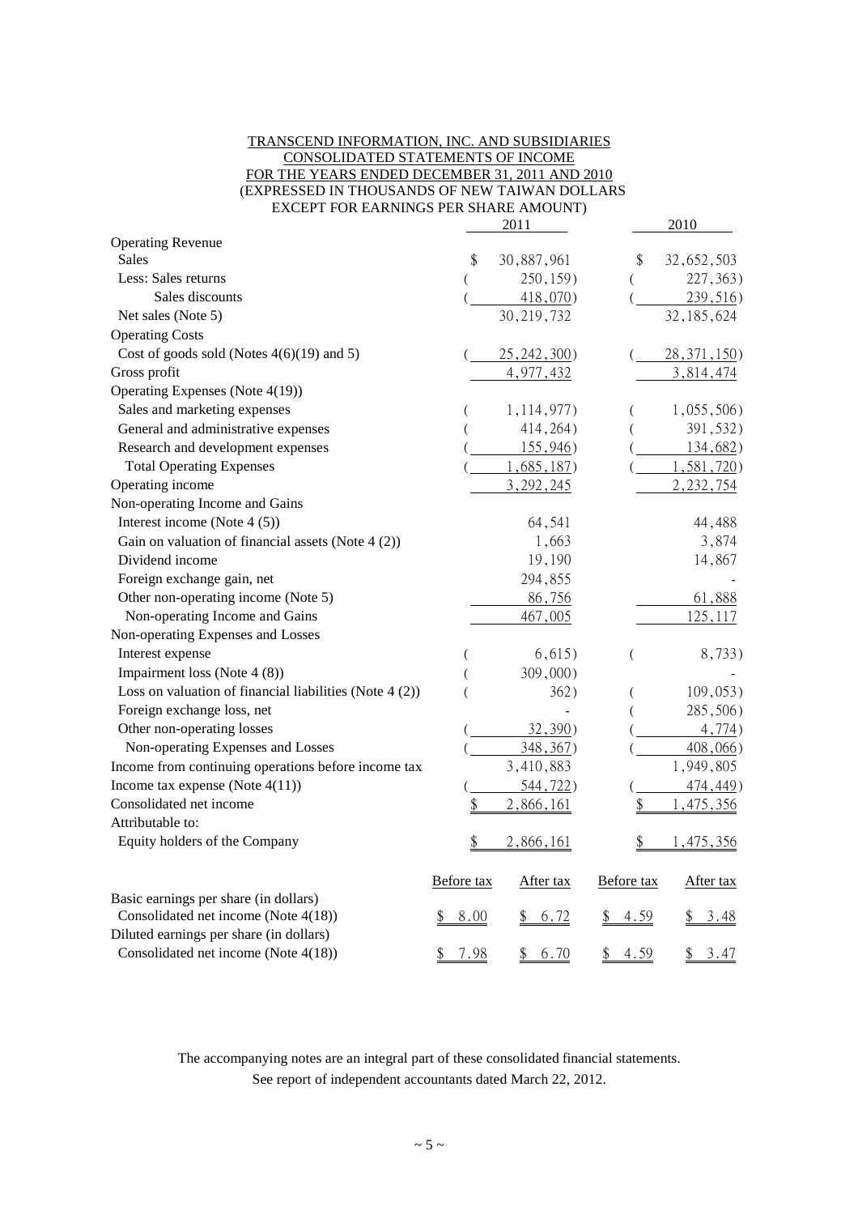TRANSCEND INFORMATION, INC. AND SUBSIDIARIES
CONSOLIDATED STATEMENTS OF INCOME
FOR THE YEARS ENDED DECEMBER 31, 2011 AND 2010
(EXPRESSED IN THOUSANDS OF NEW TAIWAN DOLLARS
EXCEPT FOR EARNINGS PER SHARE AMOUNT)

| | 2011 | 2010 |
|---|---|---|
| Operating Revenue | | |
| Sales | $ 30,887,961 | $ 32,652,503 |
| Less: Sales returns | ( 250,159) | ( 227,363) |
| Sales discounts | ( 418,070) | ( 239,516) |
| Net sales (Note 5) | 30,219,732 | 32,185,624 |
| Operating Costs | | |
| Cost of goods sold (Notes 4(6)(19) and 5) | ( 25,242,300) | ( 28,371,150) |
| Gross profit | 4,977,432 | 3,814,474 |
| Operating Expenses (Note 4(19)) | | |
| Sales and marketing expenses | ( 1,114,977) | ( 1,055,506) |
| General and administrative expenses | ( 414,264) | ( 391,532) |
| Research and development expenses | ( 155,946) | ( 134,682) |
| Total Operating Expenses | ( 1,685,187) | ( 1,581,720) |
| Operating income | 3,292,245 | 2,232,754 |
| Non-operating Income and Gains | | |
| Interest income (Note 4 (5)) | 64,541 | 44,488 |
| Gain on valuation of financial assets (Note 4 (2)) | 1,663 | 3,874 |
| Dividend income | 19,190 | 14,867 |
| Foreign exchange gain, net | 294,855 | - |
| Other non-operating income (Note 5) | 86,756 | 61,888 |
| Non-operating Income and Gains | 467,005 | 125,117 |
| Non-operating Expenses and Losses | | |
| Interest expense | ( 6,615) | ( 8,733) |
| Impairment loss (Note 4 (8)) | ( 309,000) | - |
| Loss on valuation of financial liabilities (Note 4 (2)) | ( 362) | ( 109,053) |
| Foreign exchange loss, net | - | ( 285,506) |
| Other non-operating losses | ( 32,390) | ( 4,774) |
| Non-operating Expenses and Losses | ( 348,367) | ( 408,066) |
| Income from continuing operations before income tax | 3,410,883 | 1,949,805 |
| Income tax expense (Note 4(11)) | ( 544,722) | ( 474,449) |
| Consolidated net income | $ 2,866,161 | $ 1,475,356 |
| Attributable to: | | |
| Equity holders of the Company | $ 2,866,161 | $ 1,475,356 |

| | 2011 Before tax | 2011 After tax | 2010 Before tax | 2010 After tax |
|---|---|---|---|---|
| Basic earnings per share (in dollars) | | | | |
| Consolidated net income (Note 4(18)) | $ 8.00 | $ 6.72 | $ 4.59 | $ 3.48 |
| Diluted earnings per share (in dollars) | | | | |
| Consolidated net income (Note 4(18)) | $ 7.98 | $ 6.70 | $ 4.59 | $ 3.47 |

The accompanying notes are an integral part of these consolidated financial statements.
See report of independent accountants dated March 22, 2012.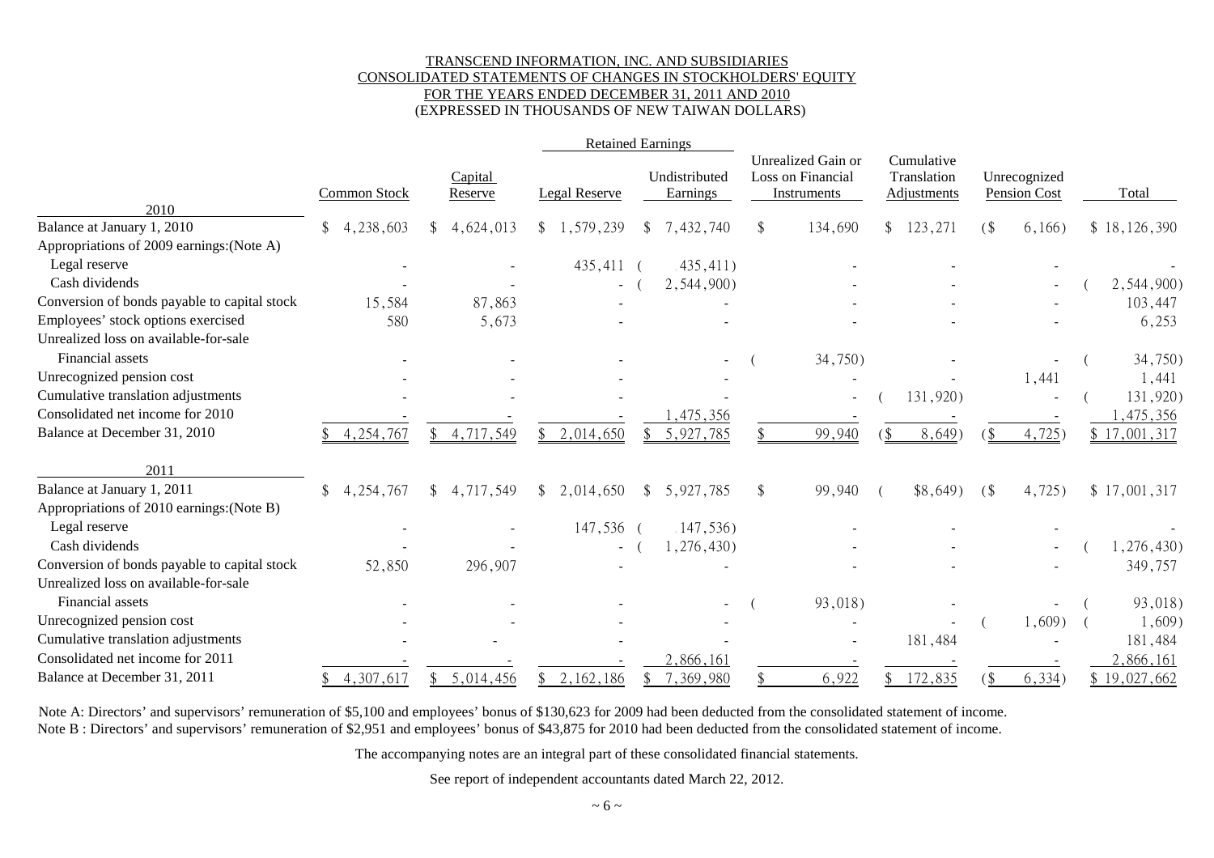TRANSCEND INFORMATION, INC. AND SUBSIDIARIES
CONSOLIDATED STATEMENTS OF CHANGES IN STOCKHOLDERS' EQUITY
FOR THE YEARS ENDED DECEMBER 31, 2011 AND 2010
(EXPRESSED IN THOUSANDS OF NEW TAIWAN DOLLARS)

| | | | Retained Earnings | | | | | |
|---|---|---|---|---|---|---|---|---|
| | Common Stock | Capital Reserve | Legal Reserve | Undistributed Earnings | Unrealized Gain or Loss on Financial Instruments | Cumulative Translation Adjustments | Unrecognized Pension Cost | Total |
| **2010** | | | | | | | | |
| Balance at January 1, 2010 | $ 4,238,603 | $ 4,624,013 | $ 1,579,239 | $ 7,432,740 | $ 134,690 | $ 123,271 | ($ 6,166) | $ 18,126,390 |
| Appropriations of 2009 earnings:(Note A) | | | | | | | | |
| Legal reserve | - | - | 435,411 | ( 435,411) | - | - | - | - |
| Cash dividends | - | - | - | ( 2,544,900) | - | - | - | ( 2,544,900) |
| Conversion of bonds payable to capital stock | 15,584 | 87,863 | - | - | - | - | - | 103,447 |
| Employees' stock options exercised | 580 | 5,673 | - | - | - | - | - | 6,253 |
| Unrealized loss on available-for-sale Financial assets | - | - | - | - | ( 34,750) | - | - | ( 34,750) |
| Unrecognized pension cost | - | - | - | - | - | - | 1,441 | 1,441 |
| Cumulative translation adjustments | - | - | - | - | - | ( 131,920) | - | ( 131,920) |
| Consolidated net income for 2010 | - | - | - | 1,475,356 | - | - | - | 1,475,356 |
| Balance at December 31, 2010 | $ 4,254,767 | $ 4,717,549 | $ 2,014,650 | $ 5,927,785 | $ 99,940 | ($ 8,649) | ($ 4,725) | $ 17,001,317 |
| **2011** | | | | | | | | |
| Balance at January 1, 2011 | $ 4,254,767 | $ 4,717,549 | $ 2,014,650 | $ 5,927,785 | $ 99,940 | ( $8,649) | ($ 4,725) | $ 17,001,317 |
| Appropriations of 2010 earnings:(Note B) | | | | | | | | |
| Legal reserve | - | - | 147,536 | ( 147,536) | - | - | - | - |
| Cash dividends | - | - | - | ( 1,276,430) | - | - | - | ( 1,276,430) |
| Conversion of bonds payable to capital stock | 52,850 | 296,907 | - | - | - | - | - | 349,757 |
| Unrealized loss on available-for-sale Financial assets | - | - | - | - | ( 93,018) | - | - | ( 93,018) |
| Unrecognized pension cost | - | - | - | - | - | - | ( 1,609) | ( 1,609) |
| Cumulative translation adjustments | - | - | - | - | - | 181,484 | - | 181,484 |
| Consolidated net income for 2011 | - | - | - | 2,866,161 | - | - | - | 2,866,161 |
| Balance at December 31, 2011 | $ 4,307,617 | $ 5,014,456 | $ 2,162,186 | $ 7,369,980 | $ 6,922 | $ 172,835 | ($ 6,334) | $ 19,027,662 |

Note A: Directors' and supervisors' remuneration of $5,100 and employees' bonus of $130,623 for 2009 had been deducted from the consolidated statement of income.
Note B : Directors' and supervisors' remuneration of $2,951 and employees' bonus of $43,875 for 2010 had been deducted from the consolidated statement of income.

The accompanying notes are an integral part of these consolidated financial statements.

See report of independent accountants dated March 22, 2012.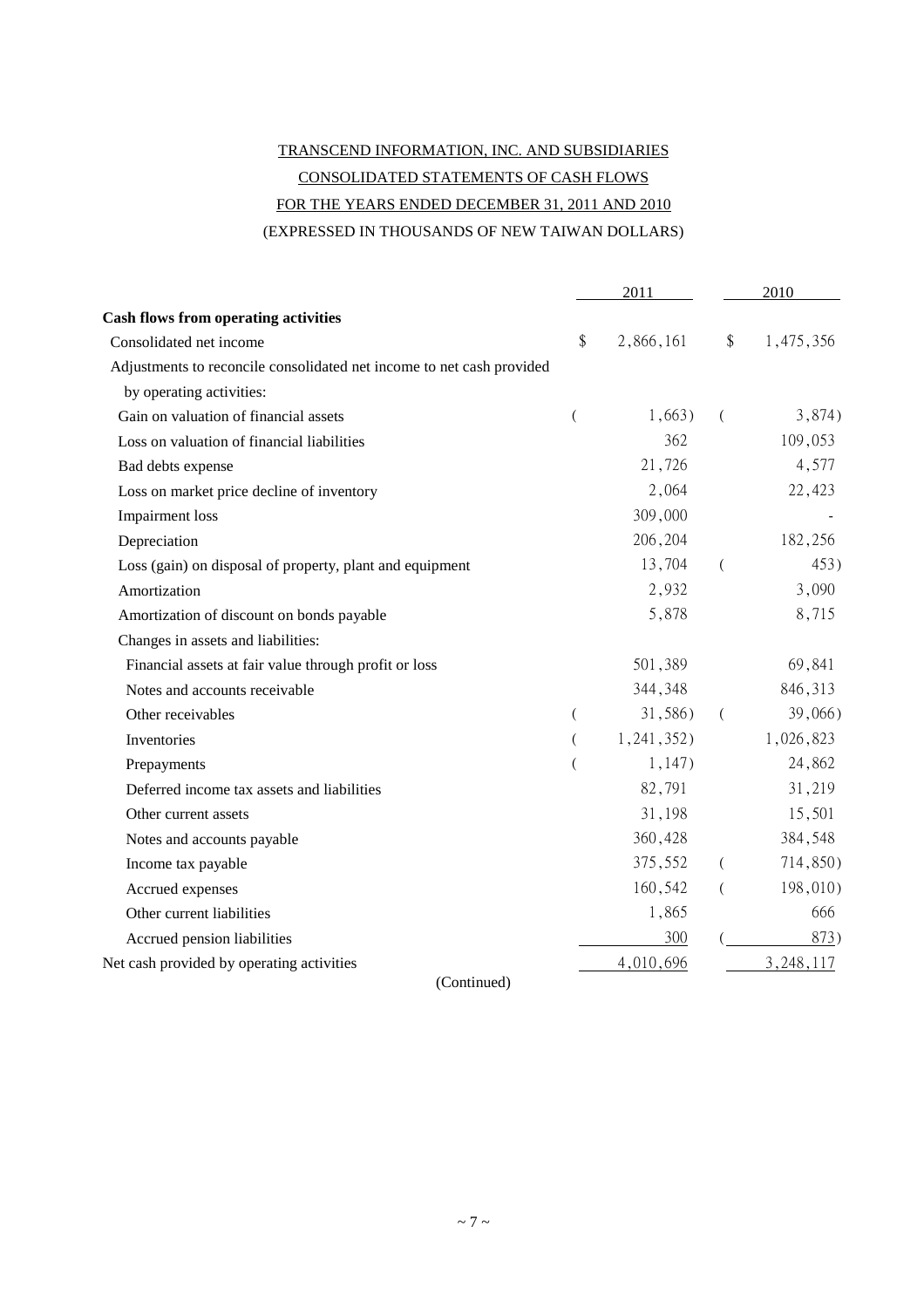TRANSCEND INFORMATION, INC. AND SUBSIDIARIES

CONSOLIDATED STATEMENTS OF CASH FLOWS

FOR THE YEARS ENDED DECEMBER 31, 2011 AND 2010

(EXPRESSED IN THOUSANDS OF NEW TAIWAN DOLLARS)

| | 2011 | 2010 |
|---|---|---|
| **Cash flows from operating activities** | | |
| Consolidated net income | $ 2,866,161 | $ 1,475,356 |
| Adjustments to reconcile consolidated net income to net cash provided by operating activities: | | |
| Gain on valuation of financial assets | ( 1,663) | ( 3,874) |
| Loss on valuation of financial liabilities | 362 | 109,053 |
| Bad debts expense | 21,726 | 4,577 |
| Loss on market price decline of inventory | 2,064 | 22,423 |
| Impairment loss | 309,000 | - |
| Depreciation | 206,204 | 182,256 |
| Loss (gain) on disposal of property, plant and equipment | 13,704 | ( 453) |
| Amortization | 2,932 | 3,090 |
| Amortization of discount on bonds payable | 5,878 | 8,715 |
| Changes in assets and liabilities: | | |
| Financial assets at fair value through profit or loss | 501,389 | 69,841 |
| Notes and accounts receivable | 344,348 | 846,313 |
| Other receivables | ( 31,586) | ( 39,066) |
| Inventories | ( 1,241,352) | 1,026,823 |
| Prepayments | ( 1,147) | 24,862 |
| Deferred income tax assets and liabilities | 82,791 | 31,219 |
| Other current assets | 31,198 | 15,501 |
| Notes and accounts payable | 360,428 | 384,548 |
| Income tax payable | 375,552 | ( 714,850) |
| Accrued expenses | 160,542 | ( 198,010) |
| Other current liabilities | 1,865 | 666 |
| Accrued pension liabilities | 300 | ( 873) |
| Net cash provided by operating activities | 4,010,696 | 3,248,117 |

(Continued)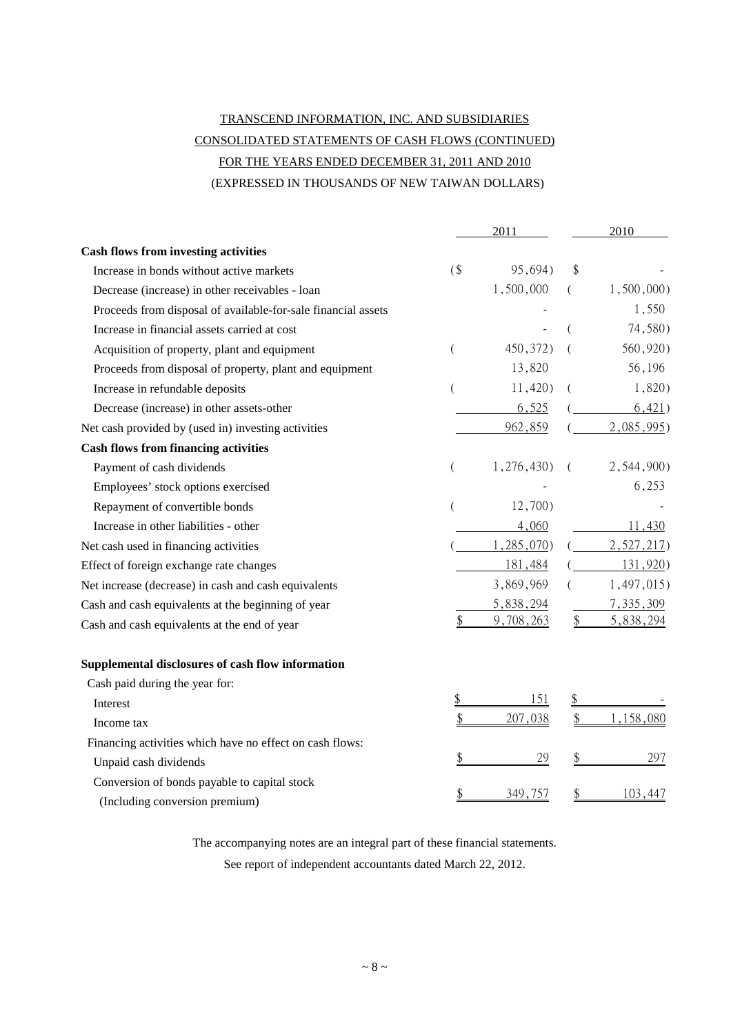TRANSCEND INFORMATION, INC. AND SUBSIDIARIES

CONSOLIDATED STATEMENTS OF CASH FLOWS (CONTINUED)

FOR THE YEARS ENDED DECEMBER 31, 2011 AND 2010

(EXPRESSED IN THOUSANDS OF NEW TAIWAN DOLLARS)

| | 2011 | 2010 |
|---|---|---|
| **Cash flows from investing activities** | | |
| Increase in bonds without active markets | ($ 95,694) | $ - |
| Decrease (increase) in other receivables - loan | 1,500,000 | ( 1,500,000) |
| Proceeds from disposal of available-for-sale financial assets | - | 1,550 |
| Increase in financial assets carried at cost | - | ( 74,580) |
| Acquisition of property, plant and equipment | ( 450,372) | ( 560,920) |
| Proceeds from disposal of property, plant and equipment | 13,820 | 56,196 |
| Increase in refundable deposits | ( 11,420) | ( 1,820) |
| Decrease (increase) in other assets-other | 6,525 | ( 6,421) |
| Net cash provided by (used in) investing activities | 962,859 | ( 2,085,995) |
| **Cash flows from financing activities** | | |
| Payment of cash dividends | ( 1,276,430) | ( 2,544,900) |
| Employees' stock options exercised | - | 6,253 |
| Repayment of convertible bonds | ( 12,700) | - |
| Increase in other liabilities - other | 4,060 | 11,430 |
| Net cash used in financing activities | ( 1,285,070) | ( 2,527,217) |
| Effect of foreign exchange rate changes | 181,484 | ( 131,920) |
| Net increase (decrease) in cash and cash equivalents | 3,869,969 | ( 1,497,015) |
| Cash and cash equivalents at the beginning of year | 5,838,294 | 7,335,309 |
| Cash and cash equivalents at the end of year | $ 9,708,263 | $ 5,838,294 |
| | | |
| **Supplemental disclosures of cash flow information** | | |
| Cash paid during the year for: | | |
| Interest | $ 151 | $ - |
| Income tax | $ 207,038 | $ 1,158,080 |
| Financing activities which have no effect on cash flows: | | |
| Unpaid cash dividends | $ 29 | $ 297 |
| Conversion of bonds payable to capital stock (Including conversion premium) | $ 349,757 | $ 103,447 |

The accompanying notes are an integral part of these financial statements.

See report of independent accountants dated March 22, 2012.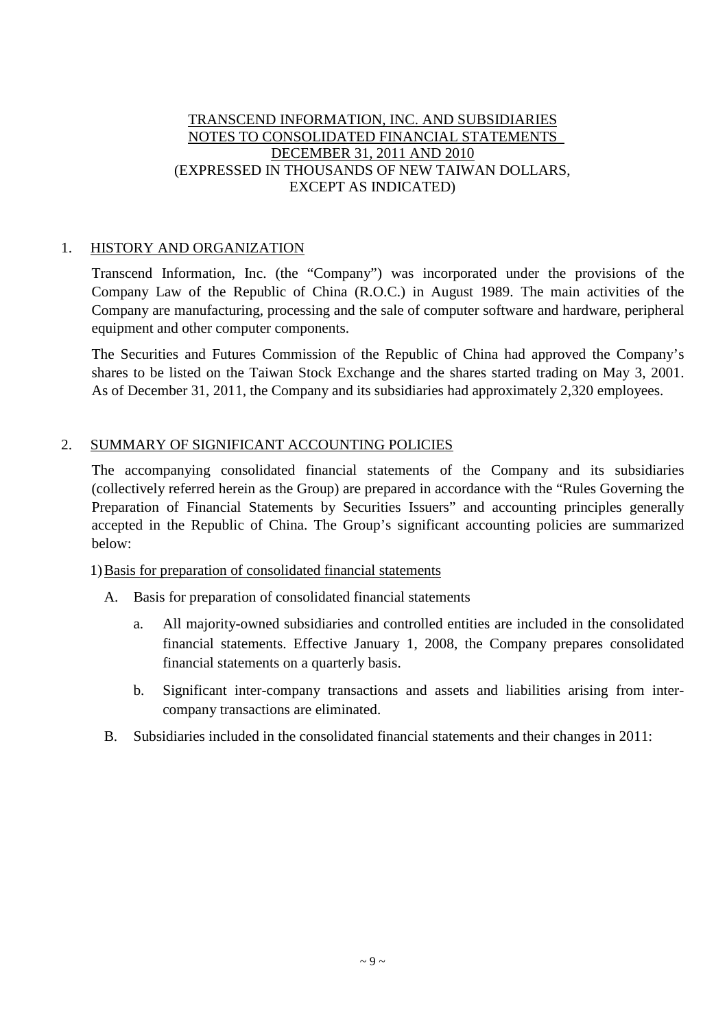TRANSCEND INFORMATION, INC. AND SUBSIDIARIES
NOTES TO CONSOLIDATED FINANCIAL STATEMENTS
DECEMBER 31, 2011 AND 2010
(EXPRESSED IN THOUSANDS OF NEW TAIWAN DOLLARS,
EXCEPT AS INDICATED)

## 1. HISTORY AND ORGANIZATION

Transcend Information, Inc. (the "Company") was incorporated under the provisions of the Company Law of the Republic of China (R.O.C.) in August 1989. The main activities of the Company are manufacturing, processing and the sale of computer software and hardware, peripheral equipment and other computer components.

The Securities and Futures Commission of the Republic of China had approved the Company's shares to be listed on the Taiwan Stock Exchange and the shares started trading on May 3, 2001. As of December 31, 2011, the Company and its subsidiaries had approximately 2,320 employees.

## 2. SUMMARY OF SIGNIFICANT ACCOUNTING POLICIES

The accompanying consolidated financial statements of the Company and its subsidiaries (collectively referred herein as the Group) are prepared in accordance with the "Rules Governing the Preparation of Financial Statements by Securities Issuers" and accounting principles generally accepted in the Republic of China. The Group's significant accounting policies are summarized below:

1) Basis for preparation of consolidated financial statements

A. Basis for preparation of consolidated financial statements

a. All majority-owned subsidiaries and controlled entities are included in the consolidated financial statements. Effective January 1, 2008, the Company prepares consolidated financial statements on a quarterly basis.

b. Significant inter-company transactions and assets and liabilities arising from inter-company transactions are eliminated.

B. Subsidiaries included in the consolidated financial statements and their changes in 2011: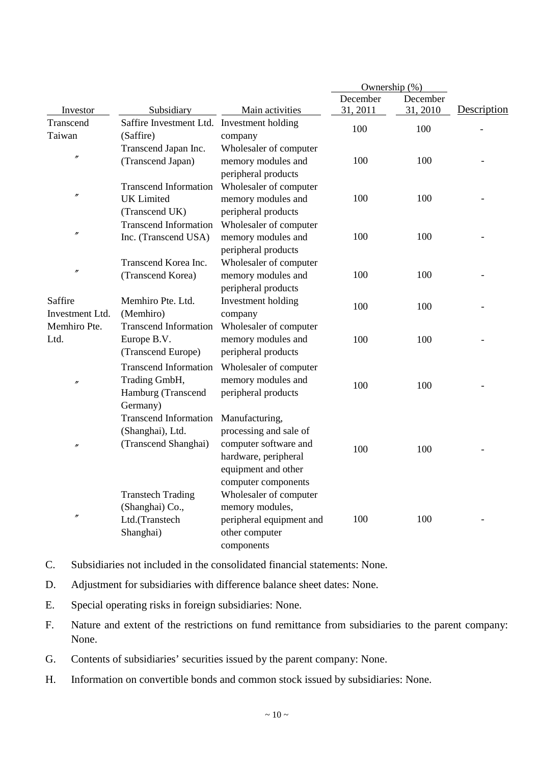| Investor | Subsidiary | Main activities | Ownership (%) December 31, 2011 | December 31, 2010 | Description |
|---|---|---|---|---|---|
| Transcend Taiwan | Saffire Investment Ltd. (Saffire) | Investment holding company | 100 | 100 | - |
| 〃 | Transcend Japan Inc. (Transcend Japan) | Wholesaler of computer memory modules and peripheral products | 100 | 100 | - |
| 〃 | Transcend Information UK Limited (Transcend UK) | Wholesaler of computer memory modules and peripheral products | 100 | 100 | - |
| 〃 | Transcend Information Inc. (Transcend USA) | Wholesaler of computer memory modules and peripheral products | 100 | 100 | - |
| 〃 | Transcend Korea Inc. (Transcend Korea) | Wholesaler of computer memory modules and peripheral products | 100 | 100 | - |
| Saffire Investment Ltd. | Memhiro Pte. Ltd. (Memhiro) | Investment holding company | 100 | 100 | - |
| Memhiro Pte. Ltd. | Transcend Information Europe B.V. (Transcend Europe) | Wholesaler of computer memory modules and peripheral products | 100 | 100 | - |
| 〃 | Transcend Information Trading GmbH, Hamburg (Transcend Germany) | Wholesaler of computer memory modules and peripheral products | 100 | 100 | - |
| 〃 | Transcend Information (Shanghai), Ltd. (Transcend Shanghai) | Manufacturing, processing and sale of computer software and hardware, peripheral equipment and other computer components | 100 | 100 | - |
| 〃 | Transtech Trading (Shanghai) Co., Ltd.(Transtech Shanghai) | Wholesaler of computer memory modules, peripheral equipment and other computer components | 100 | 100 | - |

C. Subsidiaries not included in the consolidated financial statements: None.

D. Adjustment for subsidiaries with difference balance sheet dates: None.

E. Special operating risks in foreign subsidiaries: None.

F. Nature and extent of the restrictions on fund remittance from subsidiaries to the parent company: None.

G. Contents of subsidiaries' securities issued by the parent company: None.

H. Information on convertible bonds and common stock issued by subsidiaries: None.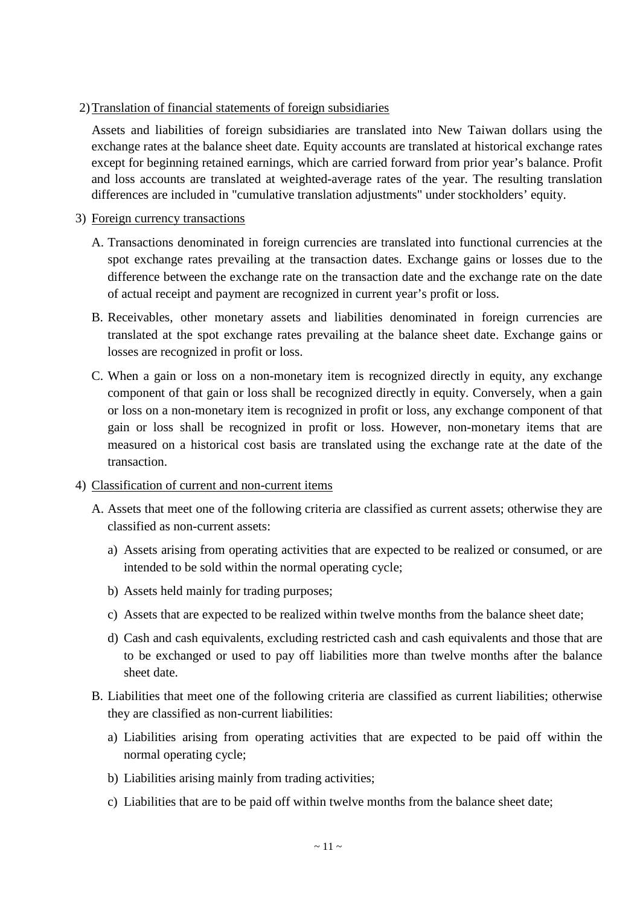2) Translation of financial statements of foreign subsidiaries

Assets and liabilities of foreign subsidiaries are translated into New Taiwan dollars using the exchange rates at the balance sheet date. Equity accounts are translated at historical exchange rates except for beginning retained earnings, which are carried forward from prior year's balance. Profit and loss accounts are translated at weighted-average rates of the year. The resulting translation differences are included in "cumulative translation adjustments" under stockholders' equity.

3) Foreign currency transactions

A. Transactions denominated in foreign currencies are translated into functional currencies at the spot exchange rates prevailing at the transaction dates. Exchange gains or losses due to the difference between the exchange rate on the transaction date and the exchange rate on the date of actual receipt and payment are recognized in current year's profit or loss.

B. Receivables, other monetary assets and liabilities denominated in foreign currencies are translated at the spot exchange rates prevailing at the balance sheet date. Exchange gains or losses are recognized in profit or loss.

C. When a gain or loss on a non-monetary item is recognized directly in equity, any exchange component of that gain or loss shall be recognized directly in equity. Conversely, when a gain or loss on a non-monetary item is recognized in profit or loss, any exchange component of that gain or loss shall be recognized in profit or loss. However, non-monetary items that are measured on a historical cost basis are translated using the exchange rate at the date of the transaction.

4) Classification of current and non-current items

A. Assets that meet one of the following criteria are classified as current assets; otherwise they are classified as non-current assets:

a) Assets arising from operating activities that are expected to be realized or consumed, or are intended to be sold within the normal operating cycle;

b) Assets held mainly for trading purposes;

c) Assets that are expected to be realized within twelve months from the balance sheet date;

d) Cash and cash equivalents, excluding restricted cash and cash equivalents and those that are to be exchanged or used to pay off liabilities more than twelve months after the balance sheet date.

B. Liabilities that meet one of the following criteria are classified as current liabilities; otherwise they are classified as non-current liabilities:

a) Liabilities arising from operating activities that are expected to be paid off within the normal operating cycle;

b) Liabilities arising mainly from trading activities;

c) Liabilities that are to be paid off within twelve months from the balance sheet date;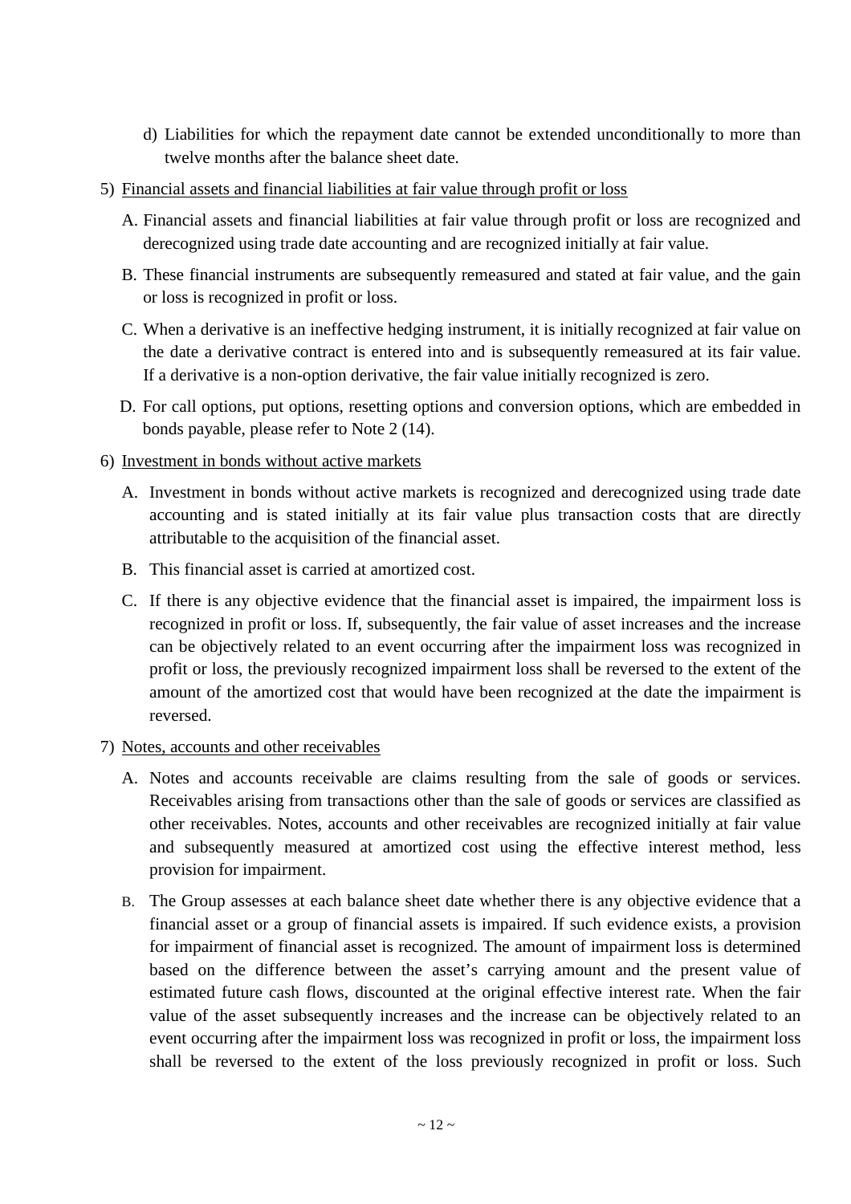d) Liabilities for which the repayment date cannot be extended unconditionally to more than twelve months after the balance sheet date.

5) <u>Financial assets and financial liabilities at fair value through profit or loss</u>

A. Financial assets and financial liabilities at fair value through profit or loss are recognized and derecognized using trade date accounting and are recognized initially at fair value.

B. These financial instruments are subsequently remeasured and stated at fair value, and the gain or loss is recognized in profit or loss.

C. When a derivative is an ineffective hedging instrument, it is initially recognized at fair value on the date a derivative contract is entered into and is subsequently remeasured at its fair value. If a derivative is a non-option derivative, the fair value initially recognized is zero.

D. For call options, put options, resetting options and conversion options, which are embedded in bonds payable, please refer to Note 2 (14).

6) <u>Investment in bonds without active markets</u>

A. Investment in bonds without active markets is recognized and derecognized using trade date accounting and is stated initially at its fair value plus transaction costs that are directly attributable to the acquisition of the financial asset.

B. This financial asset is carried at amortized cost.

C. If there is any objective evidence that the financial asset is impaired, the impairment loss is recognized in profit or loss. If, subsequently, the fair value of asset increases and the increase can be objectively related to an event occurring after the impairment loss was recognized in profit or loss, the previously recognized impairment loss shall be reversed to the extent of the amount of the amortized cost that would have been recognized at the date the impairment is reversed.

7) <u>Notes, accounts and other receivables</u>

A. Notes and accounts receivable are claims resulting from the sale of goods or services. Receivables arising from transactions other than the sale of goods or services are classified as other receivables. Notes, accounts and other receivables are recognized initially at fair value and subsequently measured at amortized cost using the effective interest method, less provision for impairment.

B. The Group assesses at each balance sheet date whether there is any objective evidence that a financial asset or a group of financial assets is impaired. If such evidence exists, a provision for impairment of financial asset is recognized. The amount of impairment loss is determined based on the difference between the asset's carrying amount and the present value of estimated future cash flows, discounted at the original effective interest rate. When the fair value of the asset subsequently increases and the increase can be objectively related to an event occurring after the impairment loss was recognized in profit or loss, the impairment loss shall be reversed to the extent of the loss previously recognized in profit or loss. Such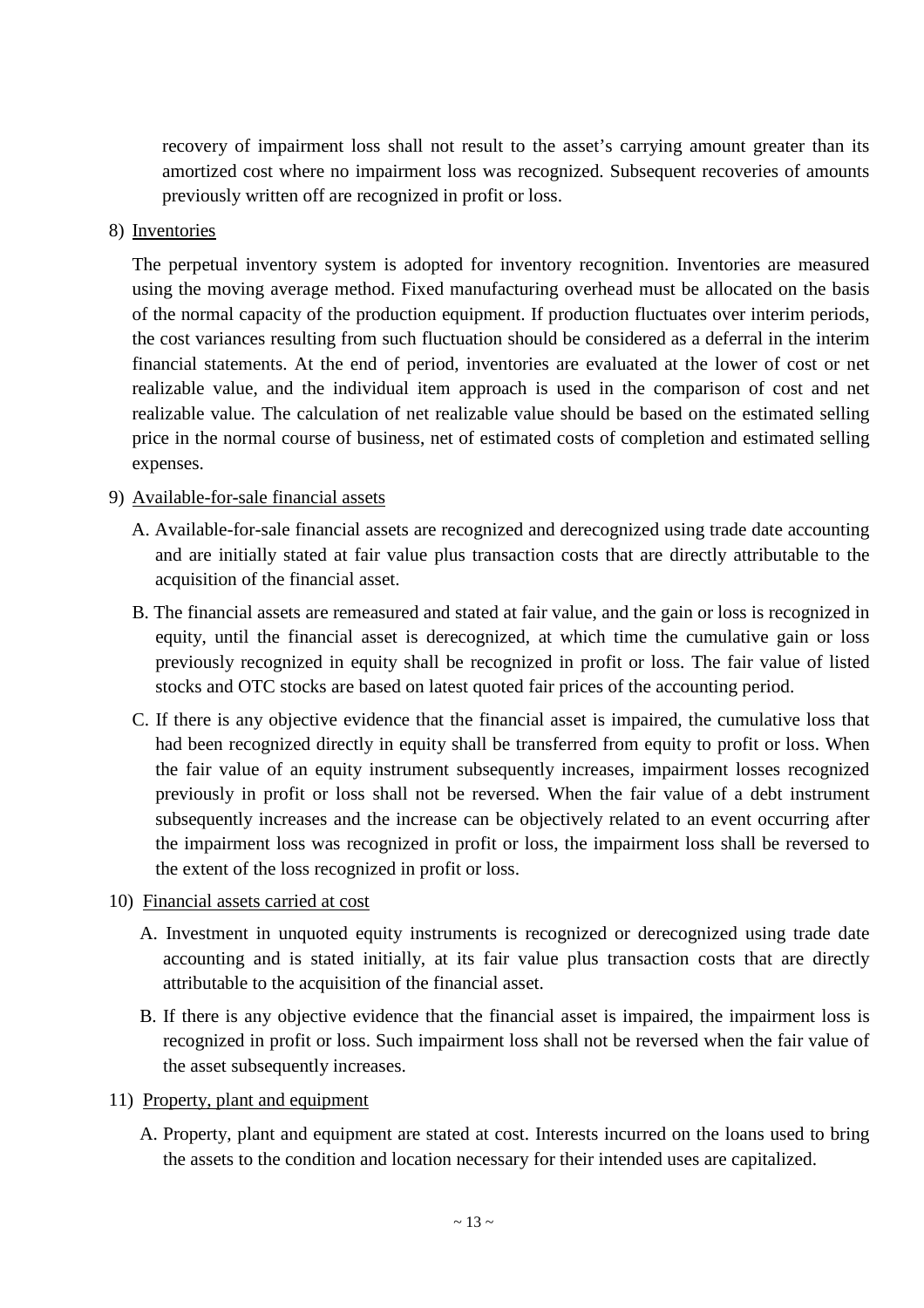recovery of impairment loss shall not result to the asset's carrying amount greater than its amortized cost where no impairment loss was recognized. Subsequent recoveries of amounts previously written off are recognized in profit or loss.

8) <u>Inventories</u>

The perpetual inventory system is adopted for inventory recognition. Inventories are measured using the moving average method. Fixed manufacturing overhead must be allocated on the basis of the normal capacity of the production equipment. If production fluctuates over interim periods, the cost variances resulting from such fluctuation should be considered as a deferral in the interim financial statements. At the end of period, inventories are evaluated at the lower of cost or net realizable value, and the individual item approach is used in the comparison of cost and net realizable value. The calculation of net realizable value should be based on the estimated selling price in the normal course of business, net of estimated costs of completion and estimated selling expenses.

9) <u>Available-for-sale financial assets</u>

A. Available-for-sale financial assets are recognized and derecognized using trade date accounting and are initially stated at fair value plus transaction costs that are directly attributable to the acquisition of the financial asset.

B. The financial assets are remeasured and stated at fair value, and the gain or loss is recognized in equity, until the financial asset is derecognized, at which time the cumulative gain or loss previously recognized in equity shall be recognized in profit or loss. The fair value of listed stocks and OTC stocks are based on latest quoted fair prices of the accounting period.

C. If there is any objective evidence that the financial asset is impaired, the cumulative loss that had been recognized directly in equity shall be transferred from equity to profit or loss. When the fair value of an equity instrument subsequently increases, impairment losses recognized previously in profit or loss shall not be reversed. When the fair value of a debt instrument subsequently increases and the increase can be objectively related to an event occurring after the impairment loss was recognized in profit or loss, the impairment loss shall be reversed to the extent of the loss recognized in profit or loss.

10) <u>Financial assets carried at cost</u>

A. Investment in unquoted equity instruments is recognized or derecognized using trade date accounting and is stated initially, at its fair value plus transaction costs that are directly attributable to the acquisition of the financial asset.

B. If there is any objective evidence that the financial asset is impaired, the impairment loss is recognized in profit or loss. Such impairment loss shall not be reversed when the fair value of the asset subsequently increases.

11) <u>Property, plant and equipment</u>

A. Property, plant and equipment are stated at cost. Interests incurred on the loans used to bring the assets to the condition and location necessary for their intended uses are capitalized.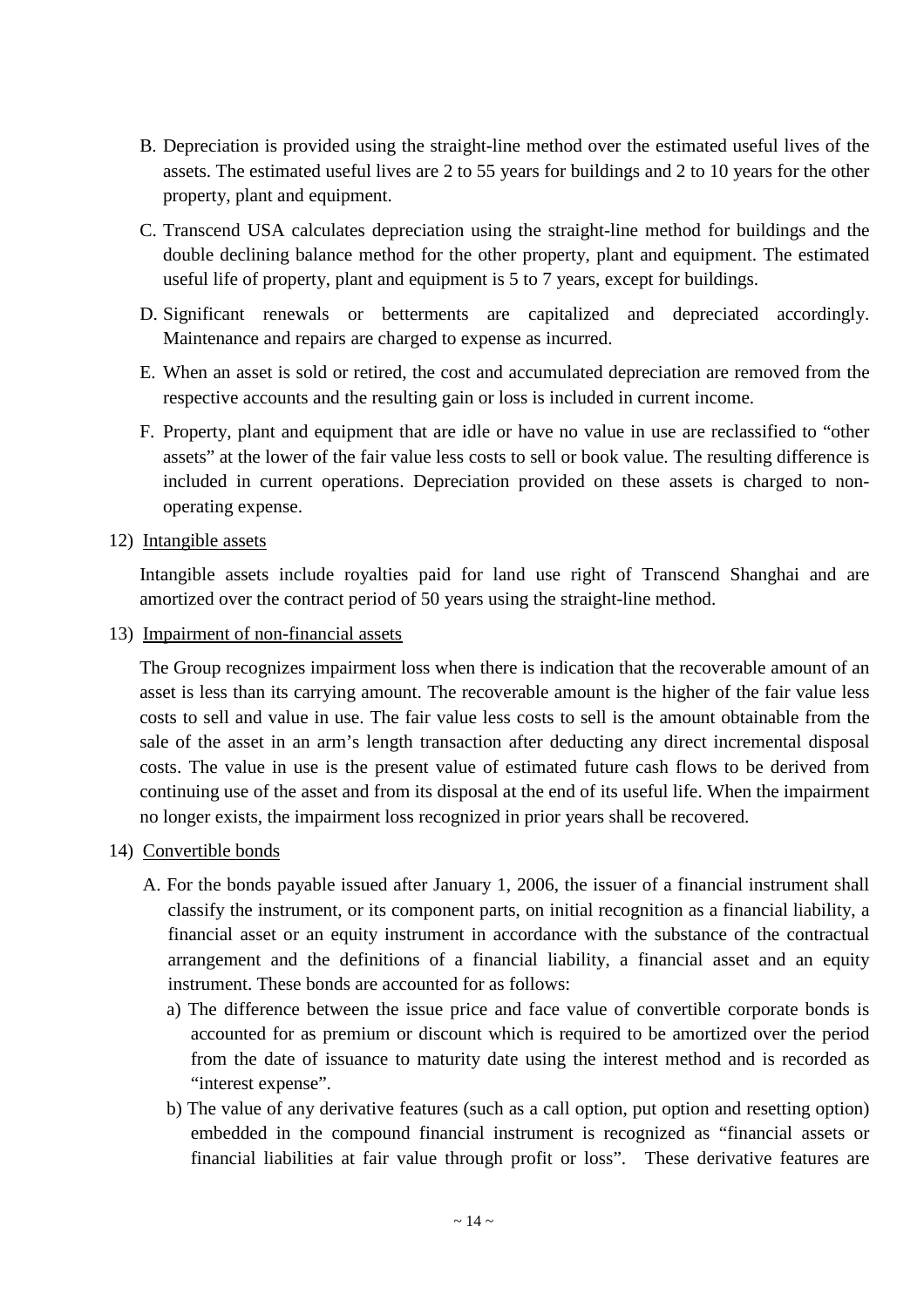B. Depreciation is provided using the straight-line method over the estimated useful lives of the assets. The estimated useful lives are 2 to 55 years for buildings and 2 to 10 years for the other property, plant and equipment.

C. Transcend USA calculates depreciation using the straight-line method for buildings and the double declining balance method for the other property, plant and equipment. The estimated useful life of property, plant and equipment is 5 to 7 years, except for buildings.

D. Significant renewals or betterments are capitalized and depreciated accordingly. Maintenance and repairs are charged to expense as incurred.

E. When an asset is sold or retired, the cost and accumulated depreciation are removed from the respective accounts and the resulting gain or loss is included in current income.

F. Property, plant and equipment that are idle or have no value in use are reclassified to "other assets" at the lower of the fair value less costs to sell or book value. The resulting difference is included in current operations. Depreciation provided on these assets is charged to non-operating expense.

12) Intangible assets

Intangible assets include royalties paid for land use right of Transcend Shanghai and are amortized over the contract period of 50 years using the straight-line method.

13) Impairment of non-financial assets

The Group recognizes impairment loss when there is indication that the recoverable amount of an asset is less than its carrying amount. The recoverable amount is the higher of the fair value less costs to sell and value in use. The fair value less costs to sell is the amount obtainable from the sale of the asset in an arm's length transaction after deducting any direct incremental disposal costs. The value in use is the present value of estimated future cash flows to be derived from continuing use of the asset and from its disposal at the end of its useful life. When the impairment no longer exists, the impairment loss recognized in prior years shall be recovered.

14) Convertible bonds

A. For the bonds payable issued after January 1, 2006, the issuer of a financial instrument shall classify the instrument, or its component parts, on initial recognition as a financial liability, a financial asset or an equity instrument in accordance with the substance of the contractual arrangement and the definitions of a financial liability, a financial asset and an equity instrument. These bonds are accounted for as follows:

   a) The difference between the issue price and face value of convertible corporate bonds is accounted for as premium or discount which is required to be amortized over the period from the date of issuance to maturity date using the interest method and is recorded as "interest expense".

   b) The value of any derivative features (such as a call option, put option and resetting option) embedded in the compound financial instrument is recognized as "financial assets or financial liabilities at fair value through profit or loss". These derivative features are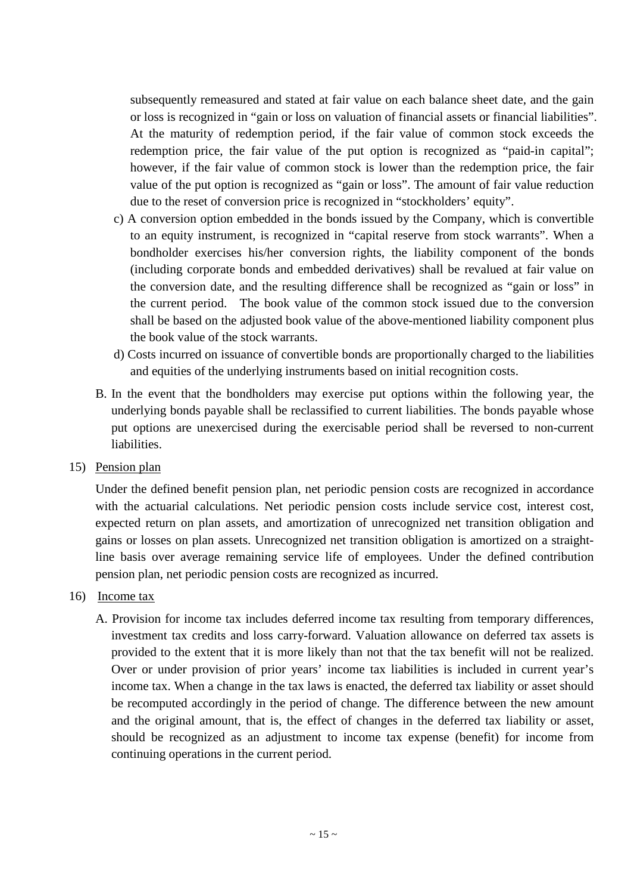subsequently remeasured and stated at fair value on each balance sheet date, and the gain or loss is recognized in "gain or loss on valuation of financial assets or financial liabilities". At the maturity of redemption period, if the fair value of common stock exceeds the redemption price, the fair value of the put option is recognized as "paid-in capital"; however, if the fair value of common stock is lower than the redemption price, the fair value of the put option is recognized as "gain or loss". The amount of fair value reduction due to the reset of conversion price is recognized in "stockholders' equity".

c) A conversion option embedded in the bonds issued by the Company, which is convertible to an equity instrument, is recognized in "capital reserve from stock warrants". When a bondholder exercises his/her conversion rights, the liability component of the bonds (including corporate bonds and embedded derivatives) shall be revalued at fair value on the conversion date, and the resulting difference shall be recognized as "gain or loss" in the current period. The book value of the common stock issued due to the conversion shall be based on the adjusted book value of the above-mentioned liability component plus the book value of the stock warrants.

d) Costs incurred on issuance of convertible bonds are proportionally charged to the liabilities and equities of the underlying instruments based on initial recognition costs.

B. In the event that the bondholders may exercise put options within the following year, the underlying bonds payable shall be reclassified to current liabilities. The bonds payable whose put options are unexercised during the exercisable period shall be reversed to non-current liabilities.

15) Pension plan

Under the defined benefit pension plan, net periodic pension costs are recognized in accordance with the actuarial calculations. Net periodic pension costs include service cost, interest cost, expected return on plan assets, and amortization of unrecognized net transition obligation and gains or losses on plan assets. Unrecognized net transition obligation is amortized on a straight-line basis over average remaining service life of employees. Under the defined contribution pension plan, net periodic pension costs are recognized as incurred.

16) Income tax

A. Provision for income tax includes deferred income tax resulting from temporary differences, investment tax credits and loss carry-forward. Valuation allowance on deferred tax assets is provided to the extent that it is more likely than not that the tax benefit will not be realized. Over or under provision of prior years' income tax liabilities is included in current year's income tax. When a change in the tax laws is enacted, the deferred tax liability or asset should be recomputed accordingly in the period of change. The difference between the new amount and the original amount, that is, the effect of changes in the deferred tax liability or asset, should be recognized as an adjustment to income tax expense (benefit) for income from continuing operations in the current period.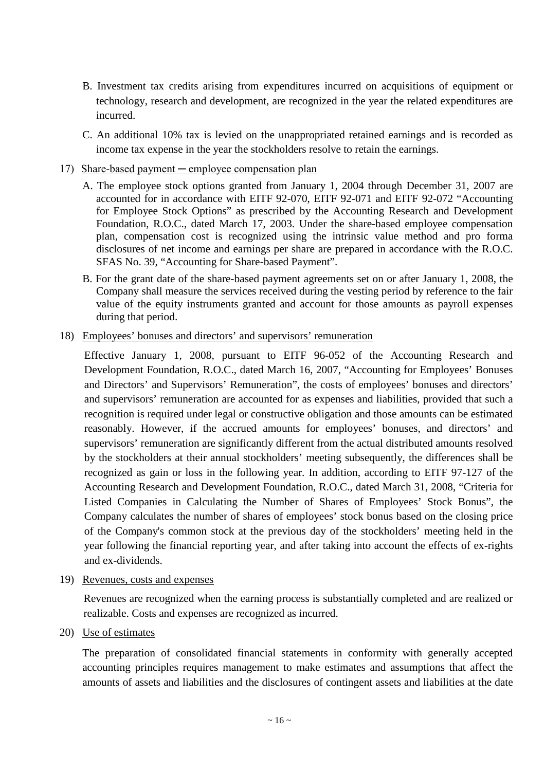B. Investment tax credits arising from expenditures incurred on acquisitions of equipment or technology, research and development, are recognized in the year the related expenditures are incurred.

C. An additional 10% tax is levied on the unappropriated retained earnings and is recorded as income tax expense in the year the stockholders resolve to retain the earnings.

17) Share-based payment ─ employee compensation plan

A. The employee stock options granted from January 1, 2004 through December 31, 2007 are accounted for in accordance with EITF 92-070, EITF 92-071 and EITF 92-072 "Accounting for Employee Stock Options" as prescribed by the Accounting Research and Development Foundation, R.O.C., dated March 17, 2003. Under the share-based employee compensation plan, compensation cost is recognized using the intrinsic value method and pro forma disclosures of net income and earnings per share are prepared in accordance with the R.O.C. SFAS No. 39, "Accounting for Share-based Payment".

B. For the grant date of the share-based payment agreements set on or after January 1, 2008, the Company shall measure the services received during the vesting period by reference to the fair value of the equity instruments granted and account for those amounts as payroll expenses during that period.

18) Employees' bonuses and directors' and supervisors' remuneration

Effective January 1, 2008, pursuant to EITF 96-052 of the Accounting Research and Development Foundation, R.O.C., dated March 16, 2007, "Accounting for Employees' Bonuses and Directors' and Supervisors' Remuneration", the costs of employees' bonuses and directors' and supervisors' remuneration are accounted for as expenses and liabilities, provided that such a recognition is required under legal or constructive obligation and those amounts can be estimated reasonably. However, if the accrued amounts for employees' bonuses, and directors' and supervisors' remuneration are significantly different from the actual distributed amounts resolved by the stockholders at their annual stockholders' meeting subsequently, the differences shall be recognized as gain or loss in the following year. In addition, according to EITF 97-127 of the Accounting Research and Development Foundation, R.O.C., dated March 31, 2008, "Criteria for Listed Companies in Calculating the Number of Shares of Employees' Stock Bonus", the Company calculates the number of shares of employees' stock bonus based on the closing price of the Company's common stock at the previous day of the stockholders' meeting held in the year following the financial reporting year, and after taking into account the effects of ex-rights and ex-dividends.

19) Revenues, costs and expenses

Revenues are recognized when the earning process is substantially completed and are realized or realizable. Costs and expenses are recognized as incurred.

20) Use of estimates

The preparation of consolidated financial statements in conformity with generally accepted accounting principles requires management to make estimates and assumptions that affect the amounts of assets and liabilities and the disclosures of contingent assets and liabilities at the date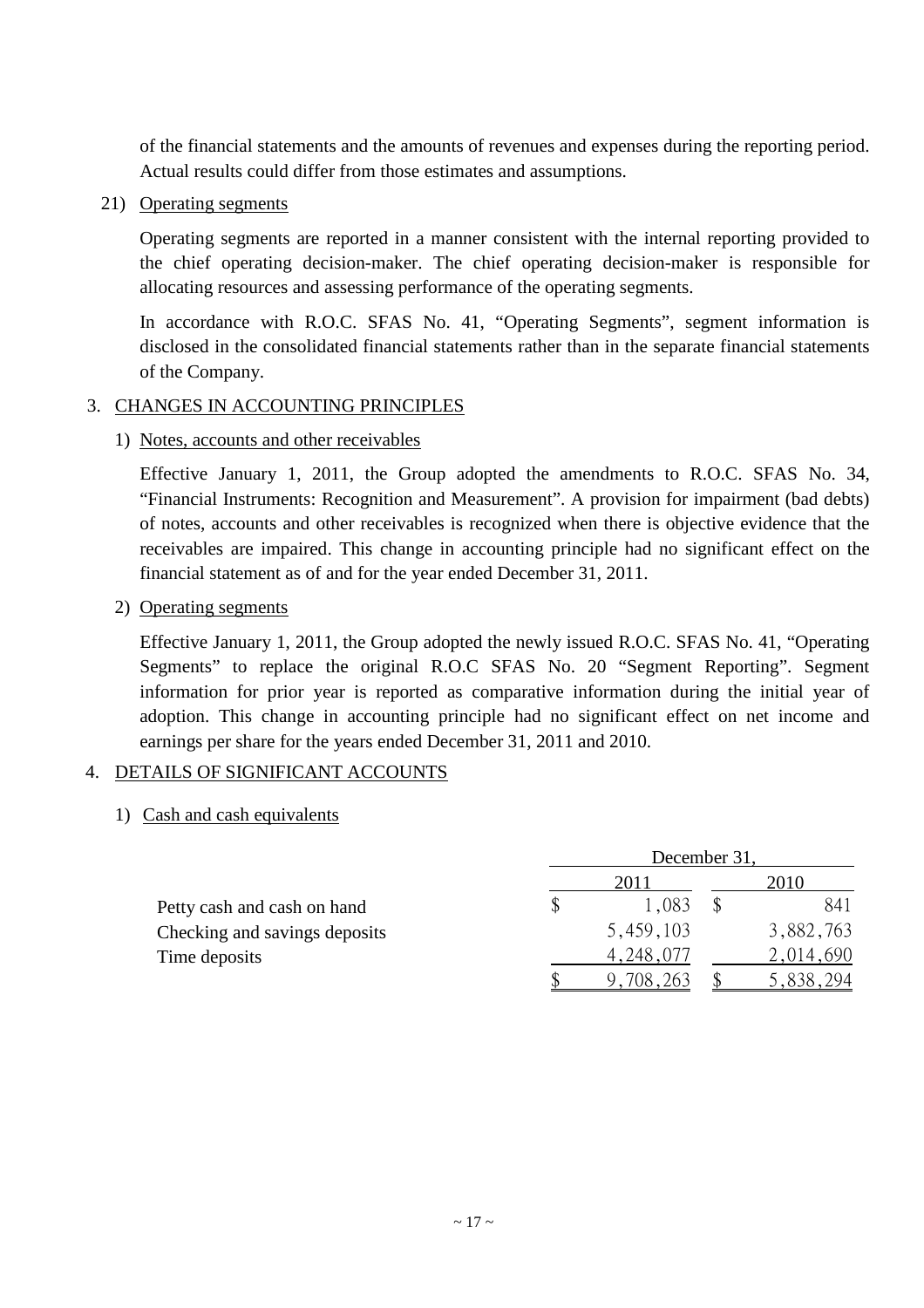of the financial statements and the amounts of revenues and expenses during the reporting period. Actual results could differ from those estimates and assumptions.

21) Operating segments

Operating segments are reported in a manner consistent with the internal reporting provided to the chief operating decision-maker. The chief operating decision-maker is responsible for allocating resources and assessing performance of the operating segments.

In accordance with R.O.C. SFAS No. 41, "Operating Segments", segment information is disclosed in the consolidated financial statements rather than in the separate financial statements of the Company.

## 3. CHANGES IN ACCOUNTING PRINCIPLES

1) Notes, accounts and other receivables

Effective January 1, 2011, the Group adopted the amendments to R.O.C. SFAS No. 34, "Financial Instruments: Recognition and Measurement". A provision for impairment (bad debts) of notes, accounts and other receivables is recognized when there is objective evidence that the receivables are impaired. This change in accounting principle had no significant effect on the financial statement as of and for the year ended December 31, 2011.

2) Operating segments

Effective January 1, 2011, the Group adopted the newly issued R.O.C. SFAS No. 41, "Operating Segments" to replace the original R.O.C SFAS No. 20 "Segment Reporting". Segment information for prior year is reported as comparative information during the initial year of adoption. This change in accounting principle had no significant effect on net income and earnings per share for the years ended December 31, 2011 and 2010.

## 4. DETAILS OF SIGNIFICANT ACCOUNTS

1) Cash and cash equivalents

| | December 31, | |
|---|---|---|
| | 2011 | 2010 |
| Petty cash and cash on hand | $ 1,083 | $ 841 |
| Checking and savings deposits | 5,459,103 | 3,882,763 |
| Time deposits | 4,248,077 | 2,014,690 |
| | $ 9,708,263 | $ 5,838,294 |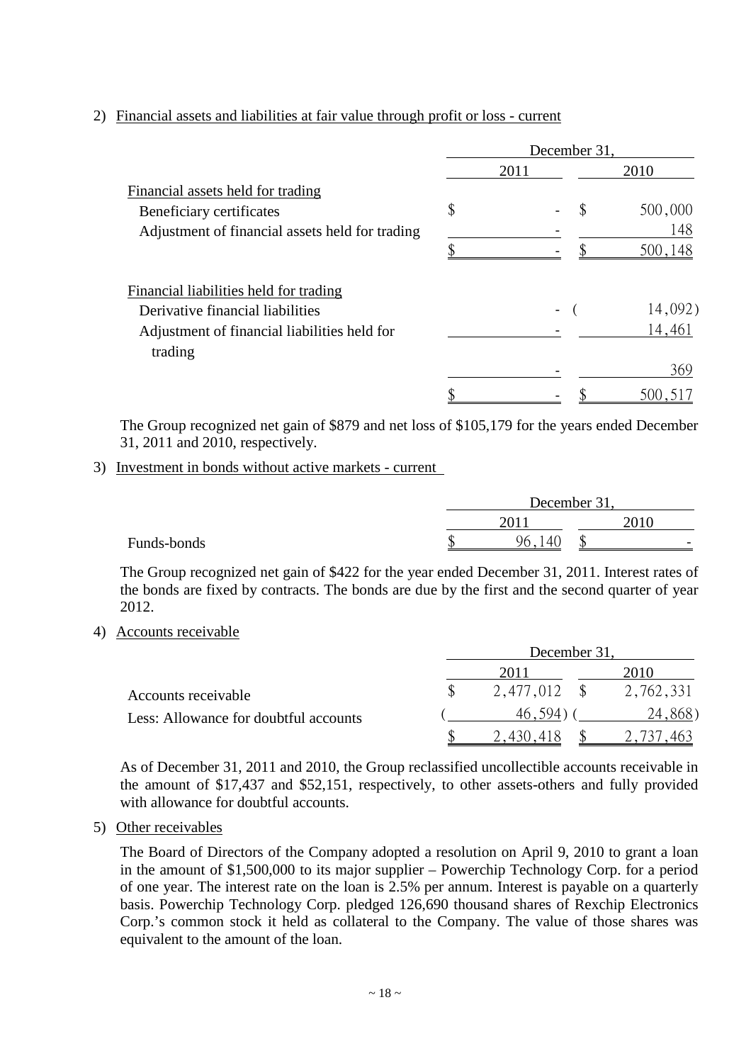2) Financial assets and liabilities at fair value through profit or loss - current

| | December 31, | |
|---|---|---|
| | 2011 | 2010 |
| Financial assets held for trading | | |
| Beneficiary certificates | $ - | $ 500,000 |
| Adjustment of financial assets held for trading | - | 148 |
| | $ - | $ 500,148 |
| Financial liabilities held for trading | | |
| Derivative financial liabilities | - | ( 14,092) |
| Adjustment of financial liabilities held for trading | - | 14,461 |
| | - | 369 |
| | $ - | $ 500,517 |

The Group recognized net gain of $879 and net loss of $105,179 for the years ended December 31, 2011 and 2010, respectively.

3) Investment in bonds without active markets - current

| | December 31, | |
|---|---|---|
| | 2011 | 2010 |
| Funds-bonds | $ 96,140 | $ - |

The Group recognized net gain of $422 for the year ended December 31, 2011. Interest rates of the bonds are fixed by contracts. The bonds are due by the first and the second quarter of year 2012.

4) Accounts receivable

| | December 31, | |
|---|---|---|
| | 2011 | 2010 |
| Accounts receivable | $ 2,477,012 | $ 2,762,331 |
| Less: Allowance for doubtful accounts | ( 46,594) | ( 24,868) |
| | $ 2,430,418 | $ 2,737,463 |

As of December 31, 2011 and 2010, the Group reclassified uncollectible accounts receivable in the amount of $17,437 and $52,151, respectively, to other assets-others and fully provided with allowance for doubtful accounts.

5) Other receivables

The Board of Directors of the Company adopted a resolution on April 9, 2010 to grant a loan in the amount of $1,500,000 to its major supplier – Powerchip Technology Corp. for a period of one year. The interest rate on the loan is 2.5% per annum. Interest is payable on a quarterly basis. Powerchip Technology Corp. pledged 126,690 thousand shares of Rexchip Electronics Corp.'s common stock it held as collateral to the Company. The value of those shares was equivalent to the amount of the loan.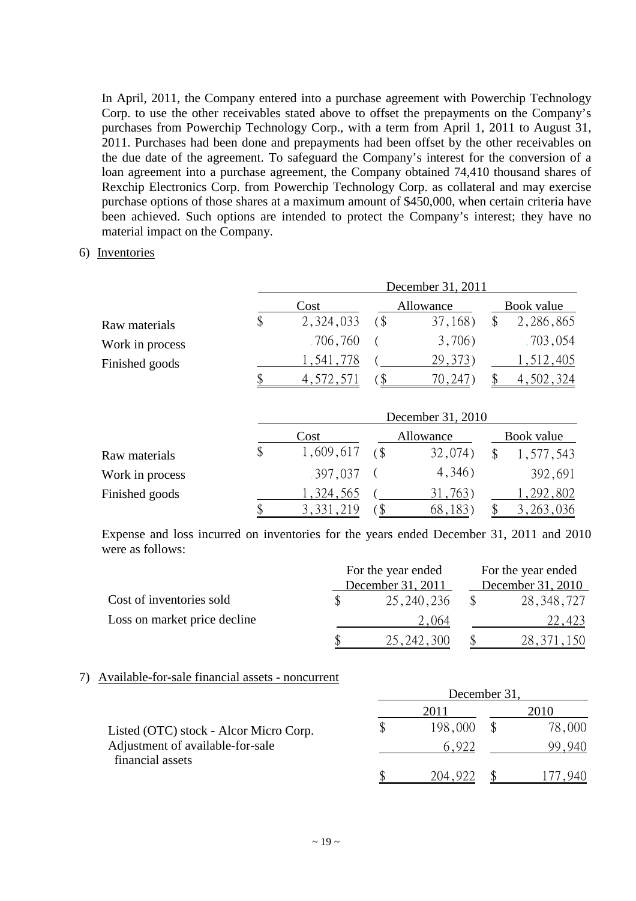In April, 2011, the Company entered into a purchase agreement with Powerchip Technology Corp. to use the other receivables stated above to offset the prepayments on the Company's purchases from Powerchip Technology Corp., with a term from April 1, 2011 to August 31, 2011. Purchases had been done and prepayments had been offset by the other receivables on the due date of the agreement. To safeguard the Company's interest for the conversion of a loan agreement into a purchase agreement, the Company obtained 74,410 thousand shares of Rexchip Electronics Corp. from Powerchip Technology Corp. as collateral and may exercise purchase options of those shares at a maximum amount of $450,000, when certain criteria have been achieved. Such options are intended to protect the Company's interest; they have no material impact on the Company.

6) Inventories

| | December 31, 2011 | | |
|---|---|---|---|
| | Cost | Allowance | Book value |
| Raw materials | $ 2,324,033 | ($ 37,168) | $ 2,286,865 |
| Work in process | 706,760 | ( 3,706) | 703,054 |
| Finished goods | 1,541,778 | ( 29,373) | 1,512,405 |
| | $ 4,572,571 | ($ 70,247) | $ 4,502,324 |

| | December 31, 2010 | | |
|---|---|---|---|
| | Cost | Allowance | Book value |
| Raw materials | $ 1,609,617 | ($ 32,074) | $ 1,577,543 |
| Work in process | 397,037 | ( 4,346) | 392,691 |
| Finished goods | 1,324,565 | ( 31,763) | 1,292,802 |
| | $ 3,331,219 | ($ 68,183) | $ 3,263,036 |

Expense and loss incurred on inventories for the years ended December 31, 2011 and 2010 were as follows:

| | For the year ended December 31, 2011 | For the year ended December 31, 2010 |
|---|---|---|
| Cost of inventories sold | $ 25,240,236 | $ 28,348,727 |
| Loss on market price decline | 2,064 | 22,423 |
| | $ 25,242,300 | $ 28,371,150 |

7) Available-for-sale financial assets - noncurrent

| | December 31, | |
|---|---|---|
| | 2011 | 2010 |
| Listed (OTC) stock - Alcor Micro Corp. | $ 198,000 | $ 78,000 |
| Adjustment of available-for-sale financial assets | 6,922 | 99,940 |
| | $ 204,922 | $ 177,940 |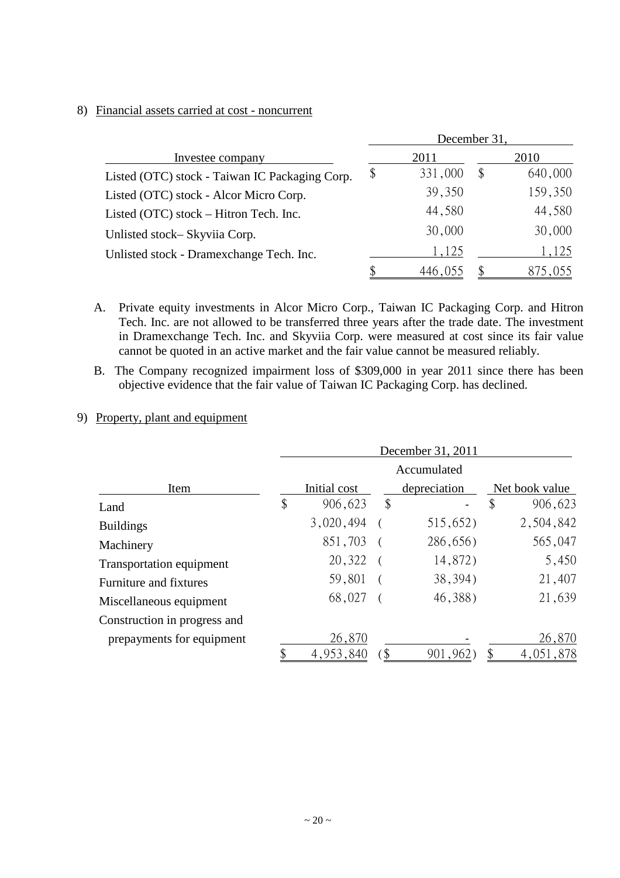8) Financial assets carried at cost - noncurrent

| Investee company | December 31, 2011 | December 31, 2010 |
|---|---|---|
| Listed (OTC) stock - Taiwan IC Packaging Corp. | $ 331,000 | $ 640,000 |
| Listed (OTC) stock - Alcor Micro Corp. | 39,350 | 159,350 |
| Listed (OTC) stock – Hitron Tech. Inc. | 44,580 | 44,580 |
| Unlisted stock– Skyviia Corp. | 30,000 | 30,000 |
| Unlisted stock - Dramexchange Tech. Inc. | 1,125 | 1,125 |
| | $ 446,055 | $ 875,055 |

A. Private equity investments in Alcor Micro Corp., Taiwan IC Packaging Corp. and Hitron Tech. Inc. are not allowed to be transferred three years after the trade date. The investment in Dramexchange Tech. Inc. and Skyviia Corp. were measured at cost since its fair value cannot be quoted in an active market and the fair value cannot be measured reliably.

B. The Company recognized impairment loss of $309,000 in year 2011 since there has been objective evidence that the fair value of Taiwan IC Packaging Corp. has declined.

9) Property, plant and equipment

| Item | December 31, 2011 Initial cost | Accumulated depreciation | Net book value |
|---|---|---|---|
| Land | $ 906,623 | $ - | $ 906,623 |
| Buildings | 3,020,494 | ( 515,652) | 2,504,842 |
| Machinery | 851,703 | ( 286,656) | 565,047 |
| Transportation equipment | 20,322 | ( 14,872) | 5,450 |
| Furniture and fixtures | 59,801 | ( 38,394) | 21,407 |
| Miscellaneous equipment | 68,027 | ( 46,388) | 21,639 |
| Construction in progress and prepayments for equipment | 26,870 | - | 26,870 |
| | $ 4,953,840 | ($ 901,962) | $ 4,051,878 |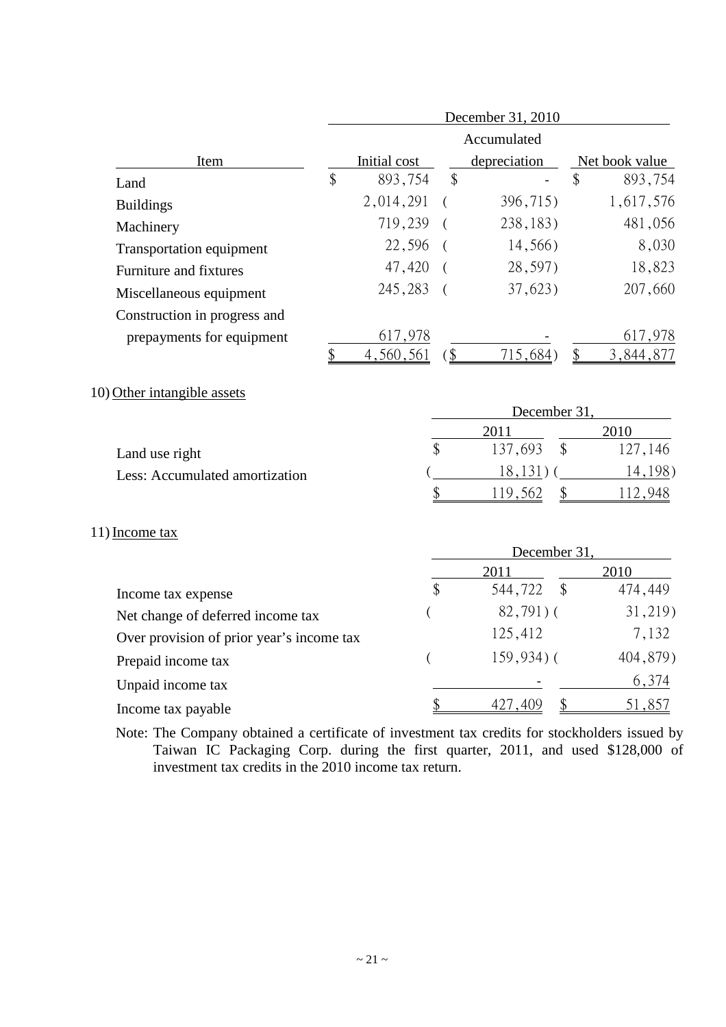| Item | December 31, 2010 | | |
|---|---|---|---|
| | Initial cost | Accumulated depreciation | Net book value |
| Land | $ 893,754 | $ - | $ 893,754 |
| Buildings | 2,014,291 | ( 396,715) | 1,617,576 |
| Machinery | 719,239 | ( 238,183) | 481,056 |
| Transportation equipment | 22,596 | ( 14,566) | 8,030 |
| Furniture and fixtures | 47,420 | ( 28,597) | 18,823 |
| Miscellaneous equipment | 245,283 | ( 37,623) | 207,660 |
| Construction in progress and prepayments for equipment | 617,978 | - | 617,978 |
| | $ 4,560,561 | ($ 715,684) | $ 3,844,877 |

10) Other intangible assets

| | December 31, | |
|---|---|---|
| | 2011 | 2010 |
| Land use right | $ 137,693 | $ 127,146 |
| Less: Accumulated amortization | ( 18,131) | ( 14,198) |
| | $ 119,562 | $ 112,948 |

11) Income tax

| | December 31, | |
|---|---|---|
| | 2011 | 2010 |
| Income tax expense | $ 544,722 | $ 474,449 |
| Net change of deferred income tax | ( 82,791) | ( 31,219) |
| Over provision of prior year's income tax | 125,412 | 7,132 |
| Prepaid income tax | ( 159,934) | ( 404,879) |
| Unpaid income tax | - | 6,374 |
| Income tax payable | $ 427,409 | $ 51,857 |

Note: The Company obtained a certificate of investment tax credits for stockholders issued by Taiwan IC Packaging Corp. during the first quarter, 2011, and used $128,000 of investment tax credits in the 2010 income tax return.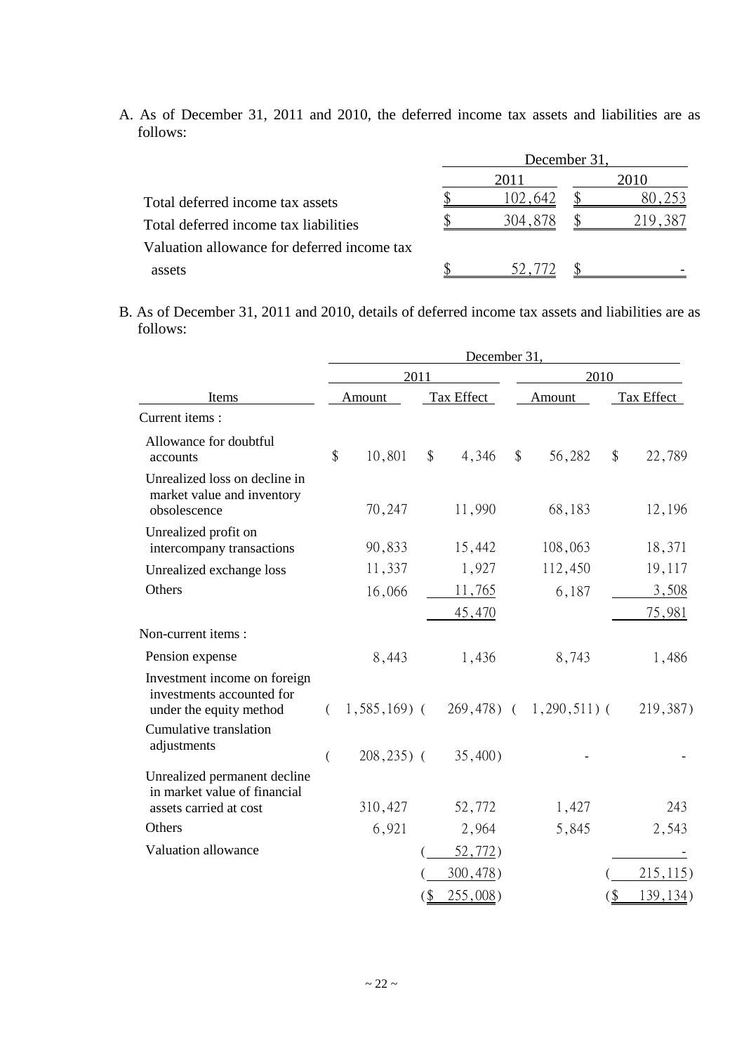A. As of December 31, 2011 and 2010, the deferred income tax assets and liabilities are as follows:

| | December 31, | |
|---|---|---|
| | 2011 | 2010 |
| Total deferred income tax assets | $ 102,642 | $ 80,253 |
| Total deferred income tax liabilities | $ 304,878 | $ 219,387 |
| Valuation allowance for deferred income tax assets | $ 52,772 | $ - |

B. As of December 31, 2011 and 2010, details of deferred income tax assets and liabilities are as follows:

| | December 31, | | | |
|---|---|---|---|---|
| | 2011 | | 2010 | |
| Items | Amount | Tax Effect | Amount | Tax Effect |
| Current items : | | | | |
| Allowance for doubtful accounts | $ 10,801 | $ 4,346 | $ 56,282 | $ 22,789 |
| Unrealized loss on decline in market value and inventory obsolescence | 70,247 | 11,990 | 68,183 | 12,196 |
| Unrealized profit on intercompany transactions | 90,833 | 15,442 | 108,063 | 18,371 |
| Unrealized exchange loss | 11,337 | 1,927 | 112,450 | 19,117 |
| Others | 16,066 | 11,765 | 6,187 | 3,508 |
| | | 45,470 | | 75,981 |
| Non-current items : | | | | |
| Pension expense | 8,443 | 1,436 | 8,743 | 1,486 |
| Investment income on foreign investments accounted for under the equity method | ( 1,585,169) | ( 269,478) | ( 1,290,511) | ( 219,387) |
| Cumulative translation adjustments | ( 208,235) | ( 35,400) | - | - |
| Unrealized permanent decline in market value of financial assets carried at cost | 310,427 | 52,772 | 1,427 | 243 |
| Others | 6,921 | 2,964 | 5,845 | 2,543 |
| Valuation allowance | | ( 52,772) | | - |
| | | ( 300,478) | | ( 215,115) |
| | | ($ 255,008) | | ($ 139,134) |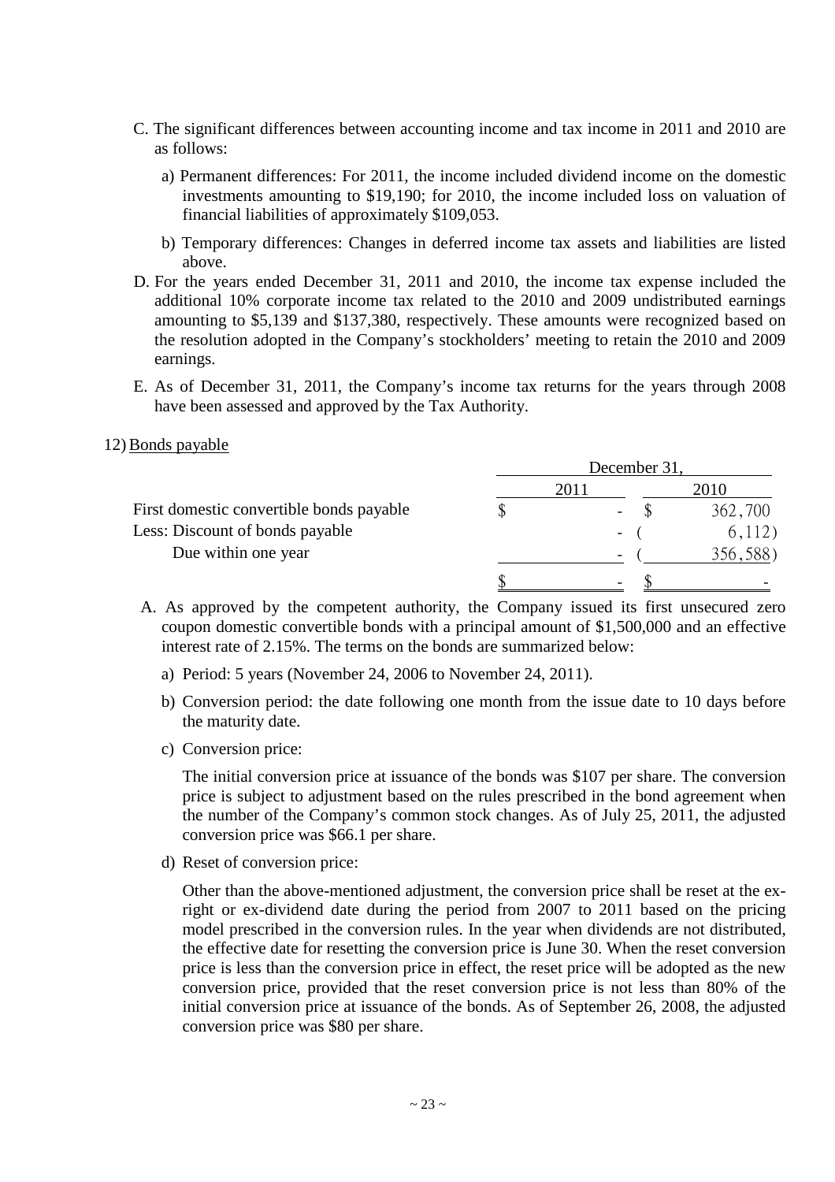C. The significant differences between accounting income and tax income in 2011 and 2010 are as follows:

a) Permanent differences: For 2011, the income included dividend income on the domestic investments amounting to $19,190; for 2010, the income included loss on valuation of financial liabilities of approximately $109,053.

b) Temporary differences: Changes in deferred income tax assets and liabilities are listed above.

D. For the years ended December 31, 2011 and 2010, the income tax expense included the additional 10% corporate income tax related to the 2010 and 2009 undistributed earnings amounting to $5,139 and $137,380, respectively. These amounts were recognized based on the resolution adopted in the Company's stockholders' meeting to retain the 2010 and 2009 earnings.

E. As of December 31, 2011, the Company's income tax returns for the years through 2008 have been assessed and approved by the Tax Authority.

12) Bonds payable

| | December 31, | |
|---|---|---|
| | 2011 | 2010 |
| First domestic convertible bonds payable | $ - | $ 362,700 |
| Less: Discount of bonds payable | - | ( 6,112) |
| Due within one year | - | ( 356,588) |
| | $ - | $ - |

A. As approved by the competent authority, the Company issued its first unsecured zero coupon domestic convertible bonds with a principal amount of $1,500,000 and an effective interest rate of 2.15%. The terms on the bonds are summarized below:

a) Period: 5 years (November 24, 2006 to November 24, 2011).

b) Conversion period: the date following one month from the issue date to 10 days before the maturity date.

c) Conversion price:

The initial conversion price at issuance of the bonds was $107 per share. The conversion price is subject to adjustment based on the rules prescribed in the bond agreement when the number of the Company's common stock changes. As of July 25, 2011, the adjusted conversion price was $66.1 per share.

d) Reset of conversion price:

Other than the above-mentioned adjustment, the conversion price shall be reset at the ex-right or ex-dividend date during the period from 2007 to 2011 based on the pricing model prescribed in the conversion rules. In the year when dividends are not distributed, the effective date for resetting the conversion price is June 30. When the reset conversion price is less than the conversion price in effect, the reset price will be adopted as the new conversion price, provided that the reset conversion price is not less than 80% of the initial conversion price at issuance of the bonds. As of September 26, 2008, the adjusted conversion price was $80 per share.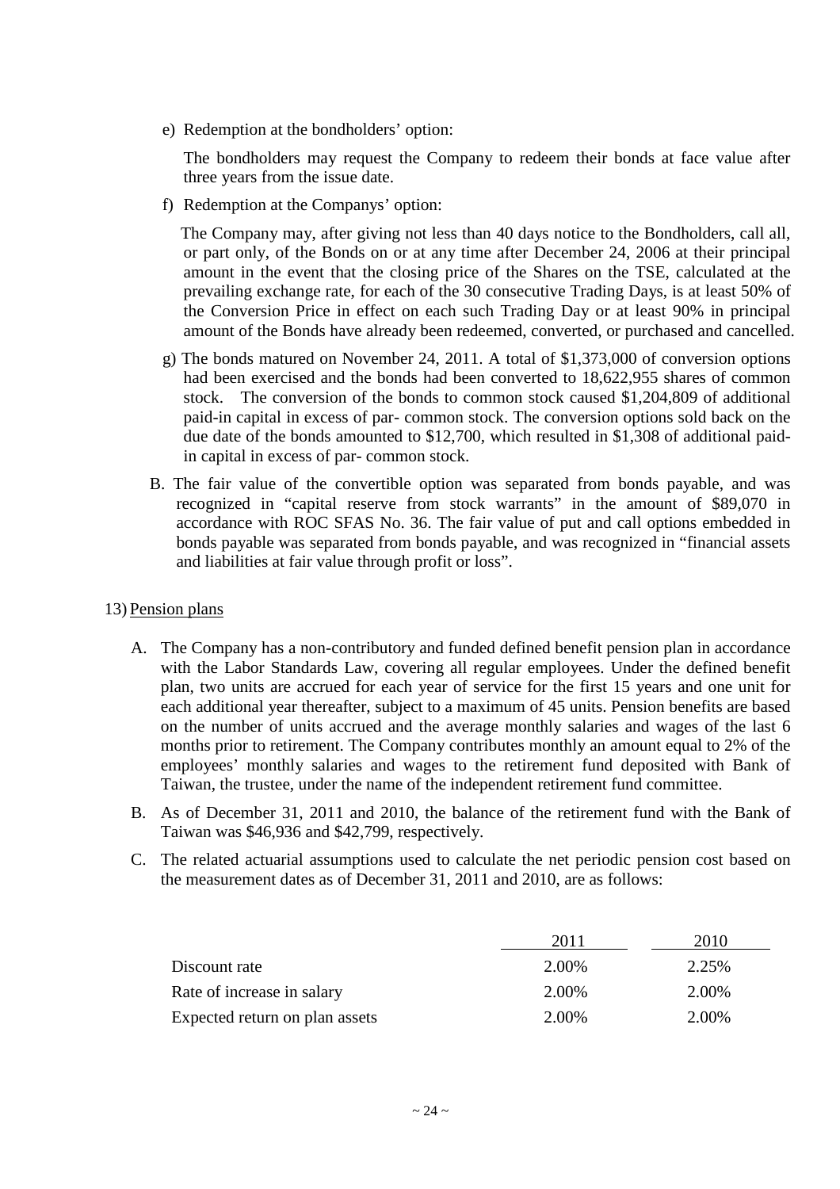e) Redemption at the bondholders' option:

The bondholders may request the Company to redeem their bonds at face value after three years from the issue date.

f) Redemption at the Companys' option:

The Company may, after giving not less than 40 days notice to the Bondholders, call all, or part only, of the Bonds on or at any time after December 24, 2006 at their principal amount in the event that the closing price of the Shares on the TSE, calculated at the prevailing exchange rate, for each of the 30 consecutive Trading Days, is at least 50% of the Conversion Price in effect on each such Trading Day or at least 90% in principal amount of the Bonds have already been redeemed, converted, or purchased and cancelled.

g) The bonds matured on November 24, 2011. A total of $1,373,000 of conversion options had been exercised and the bonds had been converted to 18,622,955 shares of common stock. The conversion of the bonds to common stock caused $1,204,809 of additional paid-in capital in excess of par- common stock. The conversion options sold back on the due date of the bonds amounted to $12,700, which resulted in $1,308 of additional paid-in capital in excess of par- common stock.

B. The fair value of the convertible option was separated from bonds payable, and was recognized in "capital reserve from stock warrants" in the amount of $89,070 in accordance with ROC SFAS No. 36. The fair value of put and call options embedded in bonds payable was separated from bonds payable, and was recognized in "financial assets and liabilities at fair value through profit or loss".

13) Pension plans

A. The Company has a non-contributory and funded defined benefit pension plan in accordance with the Labor Standards Law, covering all regular employees. Under the defined benefit plan, two units are accrued for each year of service for the first 15 years and one unit for each additional year thereafter, subject to a maximum of 45 units. Pension benefits are based on the number of units accrued and the average monthly salaries and wages of the last 6 months prior to retirement. The Company contributes monthly an amount equal to 2% of the employees' monthly salaries and wages to the retirement fund deposited with Bank of Taiwan, the trustee, under the name of the independent retirement fund committee.

B. As of December 31, 2011 and 2010, the balance of the retirement fund with the Bank of Taiwan was $46,936 and $42,799, respectively.

C. The related actuarial assumptions used to calculate the net periodic pension cost based on the measurement dates as of December 31, 2011 and 2010, are as follows:

| | 2011 | 2010 |
|---|---|---|
| Discount rate | 2.00% | 2.25% |
| Rate of increase in salary | 2.00% | 2.00% |
| Expected return on plan assets | 2.00% | 2.00% |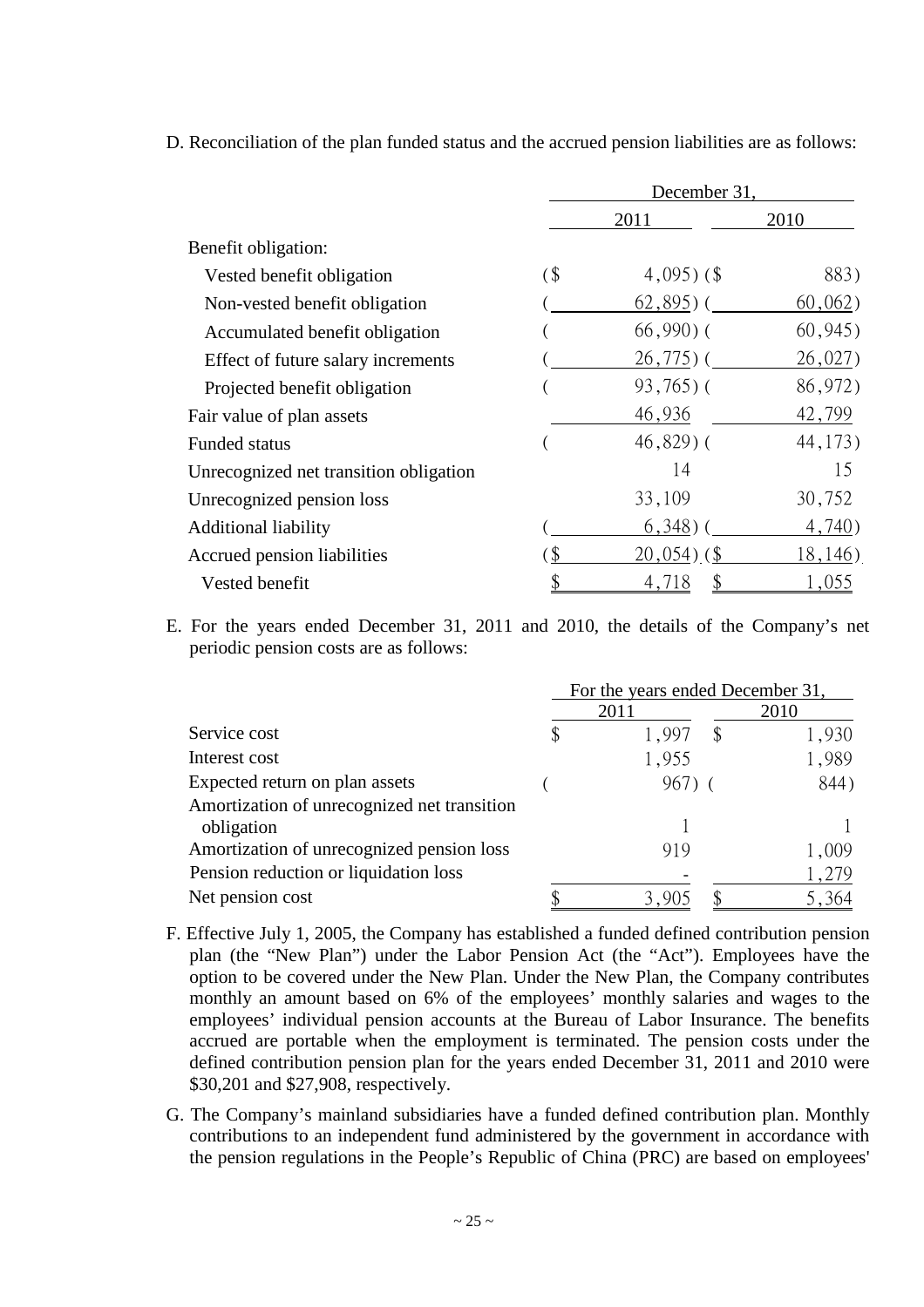D. Reconciliation of the plan funded status and the accrued pension liabilities are as follows:

| | December 31, | |
|---|---|---|
| | 2011 | 2010 |
| Benefit obligation: | | |
| Vested benefit obligation | ($ 4,095) | ($ 883) |
| Non-vested benefit obligation | ( 62,895) | ( 60,062) |
| Accumulated benefit obligation | ( 66,990) | ( 60,945) |
| Effect of future salary increments | ( 26,775) | ( 26,027) |
| Projected benefit obligation | ( 93,765) | ( 86,972) |
| Fair value of plan assets | 46,936 | 42,799 |
| Funded status | ( 46,829) | ( 44,173) |
| Unrecognized net transition obligation | 14 | 15 |
| Unrecognized pension loss | 33,109 | 30,752 |
| Additional liability | ( 6,348) | ( 4,740) |
| Accrued pension liabilities | ($ 20,054) | ($ 18,146) |
| Vested benefit | $ 4,718 | $ 1,055 |

E. For the years ended December 31, 2011 and 2010, the details of the Company's net periodic pension costs are as follows:

| | For the years ended December 31, | |
|---|---|---|
| | 2011 | 2010 |
| Service cost | $ 1,997 | $ 1,930 |
| Interest cost | 1,955 | 1,989 |
| Expected return on plan assets | ( 967) | ( 844) |
| Amortization of unrecognized net transition obligation | 1 | 1 |
| Amortization of unrecognized pension loss | 919 | 1,009 |
| Pension reduction or liquidation loss | - | 1,279 |
| Net pension cost | $ 3,905 | $ 5,364 |

F. Effective July 1, 2005, the Company has established a funded defined contribution pension plan (the "New Plan") under the Labor Pension Act (the "Act"). Employees have the option to be covered under the New Plan. Under the New Plan, the Company contributes monthly an amount based on 6% of the employees' monthly salaries and wages to the employees' individual pension accounts at the Bureau of Labor Insurance. The benefits accrued are portable when the employment is terminated. The pension costs under the defined contribution pension plan for the years ended December 31, 2011 and 2010 were $30,201 and $27,908, respectively.

G. The Company's mainland subsidiaries have a funded defined contribution plan. Monthly contributions to an independent fund administered by the government in accordance with the pension regulations in the People's Republic of China (PRC) are based on employees'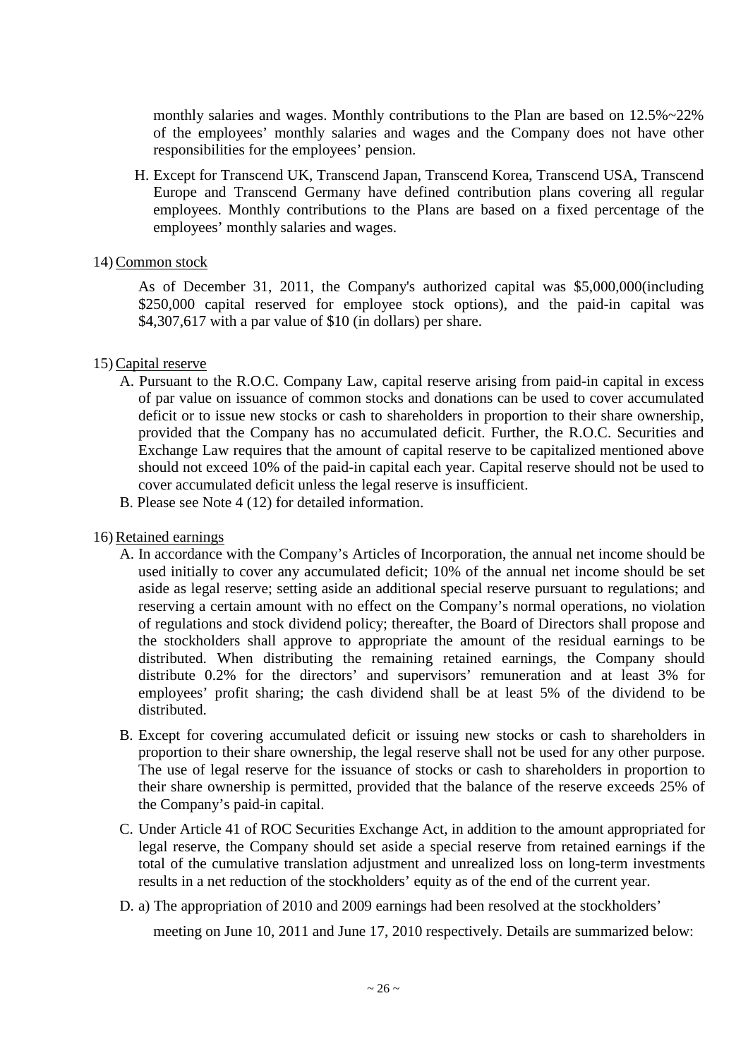monthly salaries and wages. Monthly contributions to the Plan are based on 12.5%~22% of the employees' monthly salaries and wages and the Company does not have other responsibilities for the employees' pension.

H. Except for Transcend UK, Transcend Japan, Transcend Korea, Transcend USA, Transcend Europe and Transcend Germany have defined contribution plans covering all regular employees. Monthly contributions to the Plans are based on a fixed percentage of the employees' monthly salaries and wages.

14) Common stock

As of December 31, 2011, the Company's authorized capital was $5,000,000(including $250,000 capital reserved for employee stock options), and the paid-in capital was $4,307,617 with a par value of $10 (in dollars) per share.

15) Capital reserve

A. Pursuant to the R.O.C. Company Law, capital reserve arising from paid-in capital in excess of par value on issuance of common stocks and donations can be used to cover accumulated deficit or to issue new stocks or cash to shareholders in proportion to their share ownership, provided that the Company has no accumulated deficit. Further, the R.O.C. Securities and Exchange Law requires that the amount of capital reserve to be capitalized mentioned above should not exceed 10% of the paid-in capital each year. Capital reserve should not be used to cover accumulated deficit unless the legal reserve is insufficient.

B. Please see Note 4 (12) for detailed information.

16) Retained earnings

A. In accordance with the Company's Articles of Incorporation, the annual net income should be used initially to cover any accumulated deficit; 10% of the annual net income should be set aside as legal reserve; setting aside an additional special reserve pursuant to regulations; and reserving a certain amount with no effect on the Company's normal operations, no violation of regulations and stock dividend policy; thereafter, the Board of Directors shall propose and the stockholders shall approve to appropriate the amount of the residual earnings to be distributed. When distributing the remaining retained earnings, the Company should distribute 0.2% for the directors' and supervisors' remuneration and at least 3% for employees' profit sharing; the cash dividend shall be at least 5% of the dividend to be distributed.

B. Except for covering accumulated deficit or issuing new stocks or cash to shareholders in proportion to their share ownership, the legal reserve shall not be used for any other purpose. The use of legal reserve for the issuance of stocks or cash to shareholders in proportion to their share ownership is permitted, provided that the balance of the reserve exceeds 25% of the Company's paid-in capital.

C. Under Article 41 of ROC Securities Exchange Act, in addition to the amount appropriated for legal reserve, the Company should set aside a special reserve from retained earnings if the total of the cumulative translation adjustment and unrealized loss on long-term investments results in a net reduction of the stockholders' equity as of the end of the current year.

D. a) The appropriation of 2010 and 2009 earnings had been resolved at the stockholders' meeting on June 10, 2011 and June 17, 2010 respectively. Details are summarized below: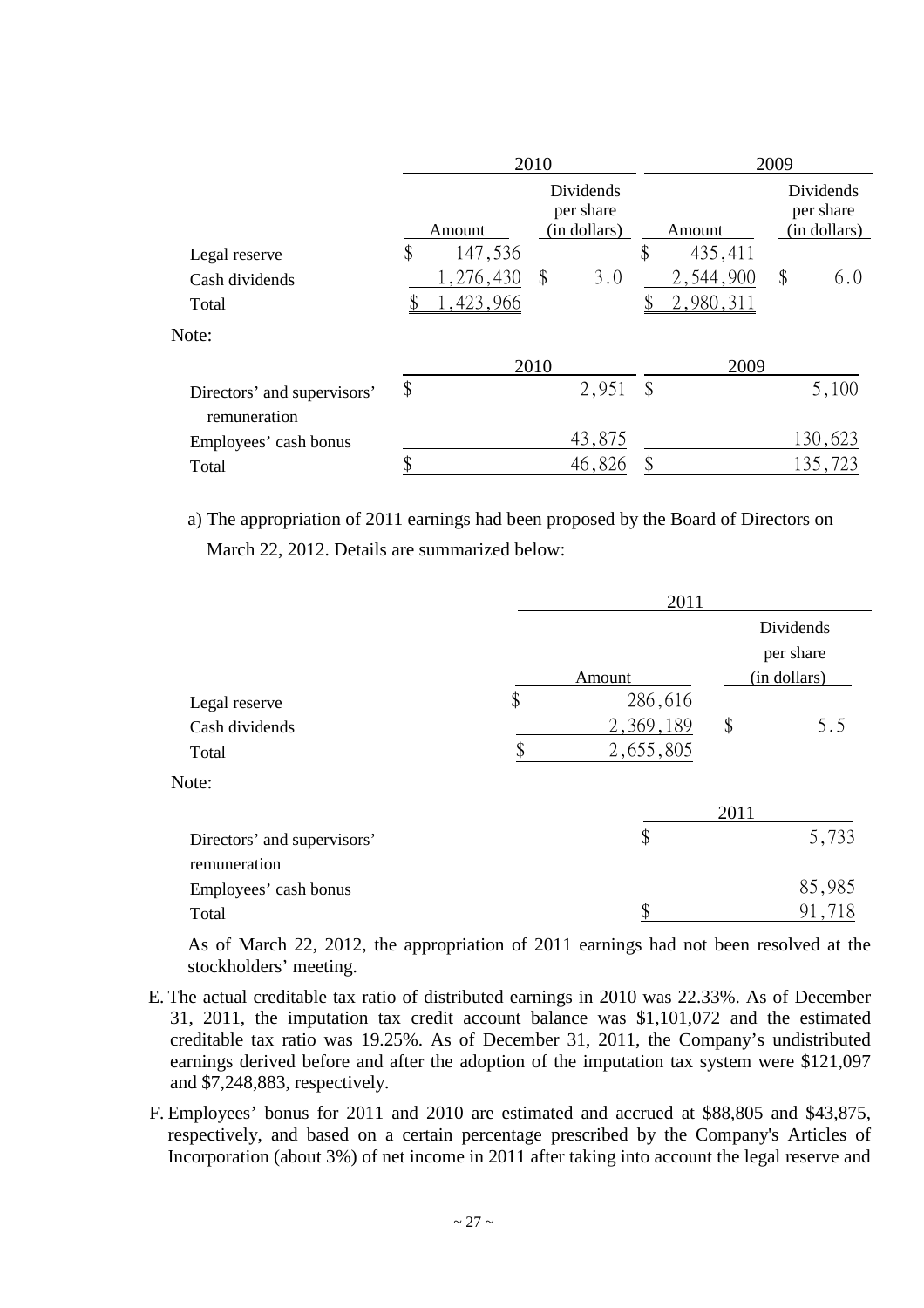| | 2010 | | 2009 | |
|---|---|---|---|---|
| | Amount | Dividends per share (in dollars) | Amount | Dividends per share (in dollars) |
| Legal reserve | $ 147,536 | | $ 435,411 | |
| Cash dividends | 1,276,430 | $ 3.0 | 2,544,900 | $ 6.0 |
| Total | $ 1,423,966 | | $ 2,980,311 | |

Note:

| | 2010 | 2009 |
|---|---|---|
| Directors' and supervisors' remuneration | $ 2,951 | $ 5,100 |
| Employees' cash bonus | 43,875 | 130,623 |
| Total | $ 46,826 | $ 135,723 |

a) The appropriation of 2011 earnings had been proposed by the Board of Directors on March 22, 2012. Details are summarized below:

| | 2011 | |
|---|---|---|
| | Amount | Dividends per share (in dollars) |
| Legal reserve | $ 286,616 | |
| Cash dividends | 2,369,189 | $ 5.5 |
| Total | $ 2,655,805 | |

Note:

| | 2011 |
|---|---|
| Directors' and supervisors' remuneration | $ 5,733 |
| Employees' cash bonus | 85,985 |
| Total | $ 91,718 |

As of March 22, 2012, the appropriation of 2011 earnings had not been resolved at the stockholders' meeting.

E. The actual creditable tax ratio of distributed earnings in 2010 was 22.33%. As of December 31, 2011, the imputation tax credit account balance was $1,101,072 and the estimated creditable tax ratio was 19.25%. As of December 31, 2011, the Company's undistributed earnings derived before and after the adoption of the imputation tax system were $121,097 and $7,248,883, respectively.

F. Employees' bonus for 2011 and 2010 are estimated and accrued at $88,805 and $43,875, respectively, and based on a certain percentage prescribed by the Company's Articles of Incorporation (about 3%) of net income in 2011 after taking into account the legal reserve and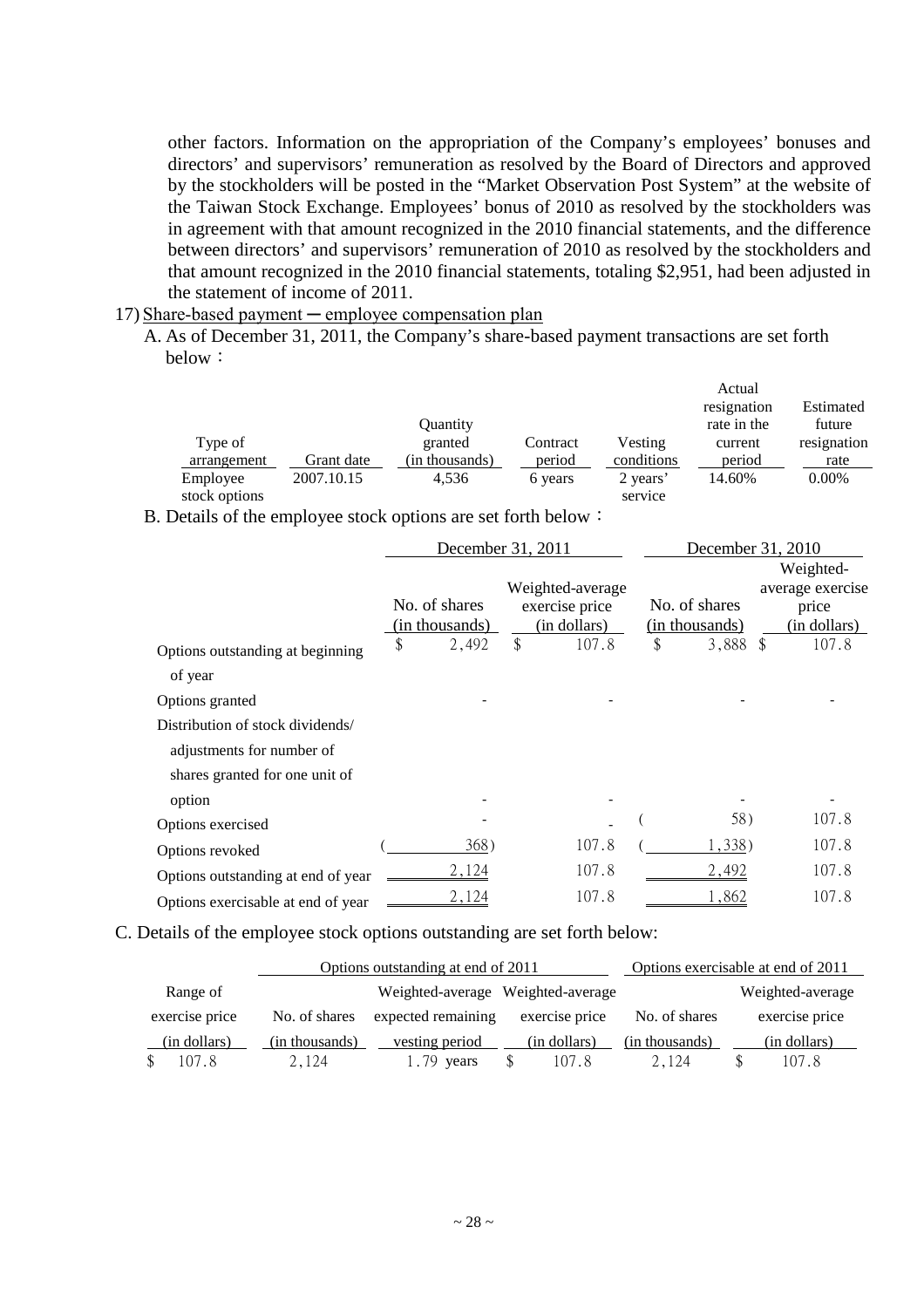other factors. Information on the appropriation of the Company's employees' bonuses and directors' and supervisors' remuneration as resolved by the Board of Directors and approved by the stockholders will be posted in the "Market Observation Post System" at the website of the Taiwan Stock Exchange. Employees' bonus of 2010 as resolved by the stockholders was in agreement with that amount recognized in the 2010 financial statements, and the difference between directors' and supervisors' remuneration of 2010 as resolved by the stockholders and that amount recognized in the 2010 financial statements, totaling $2,951, had been adjusted in the statement of income of 2011.

17) Share-based payment ─ employee compensation plan

A. As of December 31, 2011, the Company's share-based payment transactions are set forth below：

| Type of arrangement | Grant date | Quantity granted (in thousands) | Contract period | Vesting conditions | Actual resignation rate in the current period | Estimated future resignation rate |
|---|---|---|---|---|---|---|
| Employee stock options | 2007.10.15 | 4,536 | 6 years | 2 years' service | 14.60% | 0.00% |

B. Details of the employee stock options are set forth below：

| | December 31, 2011 | | December 31, 2010 | |
|---|---|---|---|---|
| | No. of shares (in thousands) | Weighted-average exercise price (in dollars) | No. of shares (in thousands) | Weighted-average exercise price (in dollars) |
| Options outstanding at beginning of year | $ 2,492 | $ 107.8 | $ 3,888 | $ 107.8 |
| Options granted | - | - | - | - |
| Distribution of stock dividends/ adjustments for number of shares granted for one unit of option | - | - | - | - |
| Options exercised | - | - | ( 58) | 107.8 |
| Options revoked | ( 368) | 107.8 | ( 1,338) | 107.8 |
| Options outstanding at end of year | 2,124 | 107.8 | 2,492 | 107.8 |
| Options exercisable at end of year | 2,124 | 107.8 | 1,862 | 107.8 |

C. Details of the employee stock options outstanding are set forth below:

| | Options outstanding at end of 2011 | | | Options exercisable at end of 2011 | |
|---|---|---|---|---|---|
| Range of exercise price (in dollars) | No. of shares (in thousands) | Weighted-average expected remaining vesting period | Weighted-average exercise price (in dollars) | No. of shares (in thousands) | Weighted-average exercise price (in dollars) |
| $ 107.8 | 2,124 | 1.79 years | $ 107.8 | 2,124 | $ 107.8 |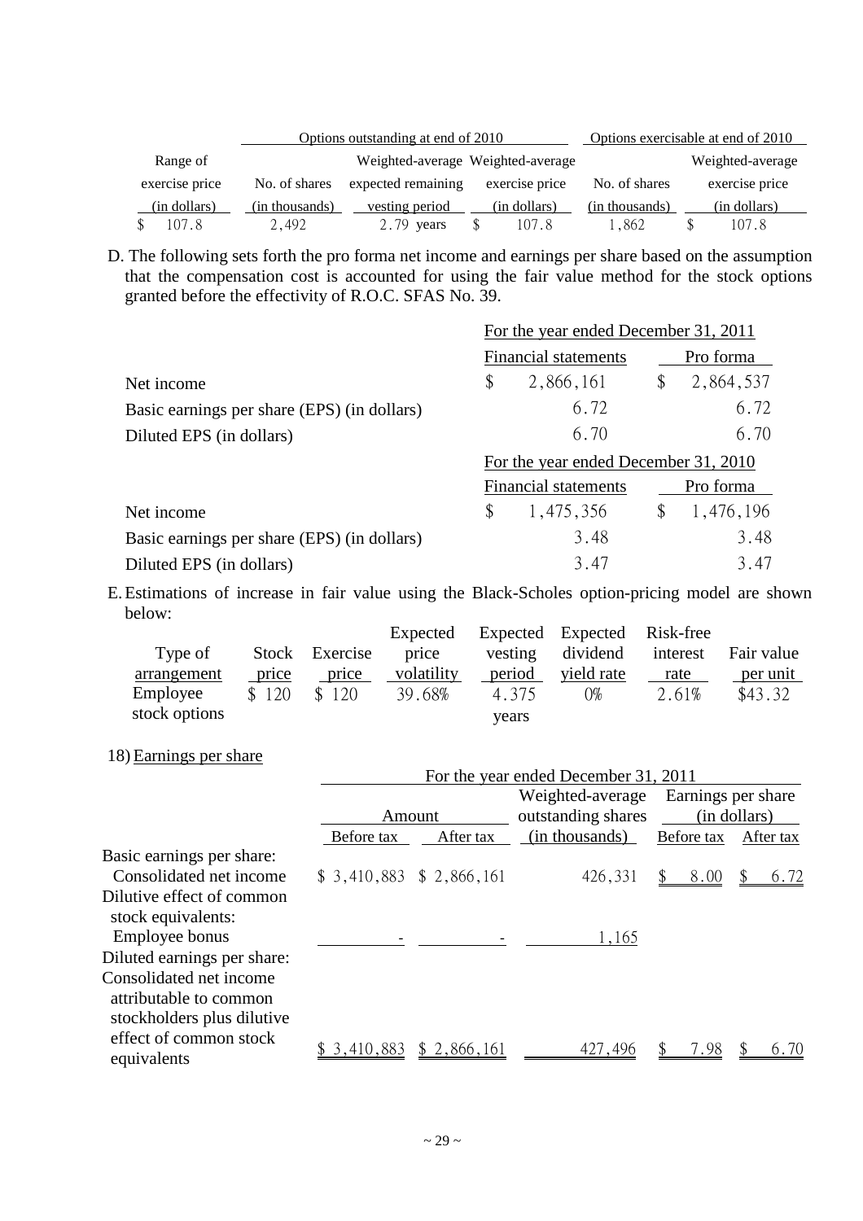| Range of exercise price (in dollars) | Options outstanding at end of 2010 No. of shares (in thousands) | Weighted-average expected remaining vesting period | Weighted-average exercise price (in dollars) | Options exercisable at end of 2010 No. of shares (in thousands) | Weighted-average exercise price (in dollars) |
|---|---|---|---|---|---|
| $ 107.8 | 2,492 | 2.79 years | $ 107.8 | 1,862 | $ 107.8 |

D. The following sets forth the pro forma net income and earnings per share based on the assumption that the compensation cost is accounted for using the fair value method for the stock options granted before the effectivity of R.O.C. SFAS No. 39.

| | For the year ended December 31, 2011 | |
|---|---|---|
| | Financial statements | Pro forma |
| Net income | $ 2,866,161 | $ 2,864,537 |
| Basic earnings per share (EPS) (in dollars) | 6.72 | 6.72 |
| Diluted EPS (in dollars) | 6.70 | 6.70 |

| | For the year ended December 31, 2010 | |
|---|---|---|
| | Financial statements | Pro forma |
| Net income | $ 1,475,356 | $ 1,476,196 |
| Basic earnings per share (EPS) (in dollars) | 3.48 | 3.48 |
| Diluted EPS (in dollars) | 3.47 | 3.47 |

E. Estimations of increase in fair value using the Black-Scholes option-pricing model are shown below:

| Type of arrangement | Stock price | Exercise price | Expected price volatility | Expected vesting period | Expected dividend yield rate | Risk-free interest rate | Fair value per unit |
|---|---|---|---|---|---|---|---|
| Employee stock options | $ 120 | $ 120 | 39.68% | 4.375 years | 0% | 2.61% | $43.32 |

18) Earnings per share

| | For the year ended December 31, 2011 | | | | |
|---|---|---|---|---|---|
| | Amount | | Weighted-average outstanding shares | Earnings per share (in dollars) | |
| | Before tax | After tax | (in thousands) | Before tax | After tax |
| Basic earnings per share: | | | | | |
| Consolidated net income | $ 3,410,883 | $ 2,866,161 | 426,331 | $ 8.00 | $ 6.72 |
| Dilutive effect of common stock equivalents: | | | | | |
| Employee bonus | - | - | 1,165 | | |
| Diluted earnings per share: | | | | | |
| Consolidated net income attributable to common stockholders plus dilutive effect of common stock equivalents | $ 3,410,883 | $ 2,866,161 | 427,496 | $ 7.98 | $ 6.70 |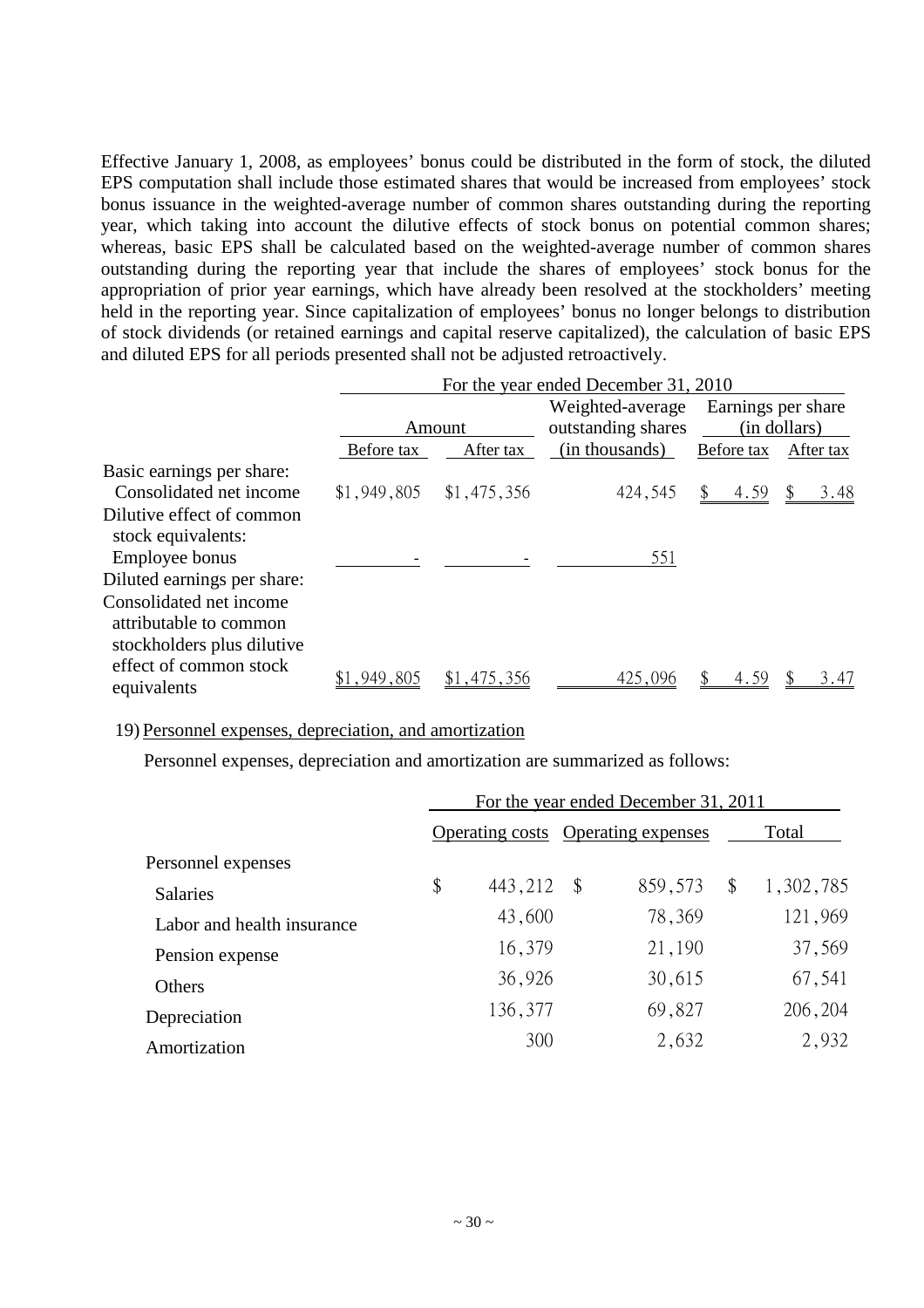Effective January 1, 2008, as employees' bonus could be distributed in the form of stock, the diluted EPS computation shall include those estimated shares that would be increased from employees' stock bonus issuance in the weighted-average number of common shares outstanding during the reporting year, which taking into account the dilutive effects of stock bonus on potential common shares; whereas, basic EPS shall be calculated based on the weighted-average number of common shares outstanding during the reporting year that include the shares of employees' stock bonus for the appropriation of prior year earnings, which have already been resolved at the stockholders' meeting held in the reporting year. Since capitalization of employees' bonus no longer belongs to distribution of stock dividends (or retained earnings and capital reserve capitalized), the calculation of basic EPS and diluted EPS for all periods presented shall not be adjusted retroactively.

| | For the year ended December 31, 2010 | | | | |
|---|---|---|---|---|---|
| | Amount | | Weighted-average outstanding shares | Earnings per share (in dollars) | |
| | Before tax | After tax | (in thousands) | Before tax | After tax |
| Basic earnings per share: | | | | | |
| Consolidated net income | $1,949,805 | $1,475,356 | 424,545 | $ 4.59 | $ 3.48 |
| Dilutive effect of common stock equivalents: | | | | | |
| Employee bonus | - | - | 551 | | |
| Diluted earnings per share: | | | | | |
| Consolidated net income attributable to common stockholders plus dilutive effect of common stock equivalents | $1,949,805 | $1,475,356 | 425,096 | $ 4.59 | $ 3.47 |

19) Personnel expenses, depreciation, and amortization

Personnel expenses, depreciation and amortization are summarized as follows:

| | For the year ended December 31, 2011 | | |
|---|---|---|---|
| | Operating costs | Operating expenses | Total |
| Personnel expenses | | | |
| Salaries | $ 443,212 | $ 859,573 | $ 1,302,785 |
| Labor and health insurance | 43,600 | 78,369 | 121,969 |
| Pension expense | 16,379 | 21,190 | 37,569 |
| Others | 36,926 | 30,615 | 67,541 |
| Depreciation | 136,377 | 69,827 | 206,204 |
| Amortization | 300 | 2,632 | 2,932 |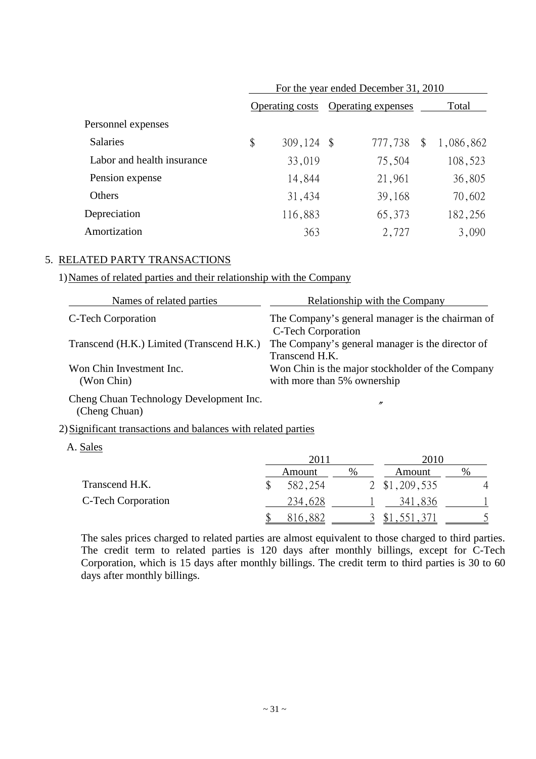| | For the year ended December 31, 2010 | | |
|---|---|---|---|
| | Operating costs | Operating expenses | Total |
| Personnel expenses | | | |
| Salaries | $ 309,124 | $ 777,738 | $ 1,086,862 |
| Labor and health insurance | 33,019 | 75,504 | 108,523 |
| Pension expense | 14,844 | 21,961 | 36,805 |
| Others | 31,434 | 39,168 | 70,602 |
| Depreciation | 116,883 | 65,373 | 182,256 |
| Amortization | 363 | 2,727 | 3,090 |

5. RELATED PARTY TRANSACTIONS

1) Names of related parties and their relationship with the Company

| Names of related parties | Relationship with the Company |
|---|---|
| C-Tech Corporation | The Company's general manager is the chairman of C-Tech Corporation |
| Transcend (H.K.) Limited (Transcend H.K.) | The Company's general manager is the director of Transcend H.K. |
| Won Chin Investment Inc. (Won Chin) | Won Chin is the major stockholder of the Company with more than 5% ownership |
| Cheng Chuan Technology Development Inc. (Cheng Chuan) | 〃 |

2) Significant transactions and balances with related parties

A. Sales

| | 2011 | | 2010 | |
|---|---|---|---|---|
| | Amount | % | Amount | % |
| Transcend H.K. | $ 582,254 | 2 | $1,209,535 | 4 |
| C-Tech Corporation | 234,628 | 1 | 341,836 | 1 |
| | $ 816,882 | 3 | $1,551,371 | 5 |

The sales prices charged to related parties are almost equivalent to those charged to third parties. The credit term to related parties is 120 days after monthly billings, except for C-Tech Corporation, which is 15 days after monthly billings. The credit term to third parties is 30 to 60 days after monthly billings.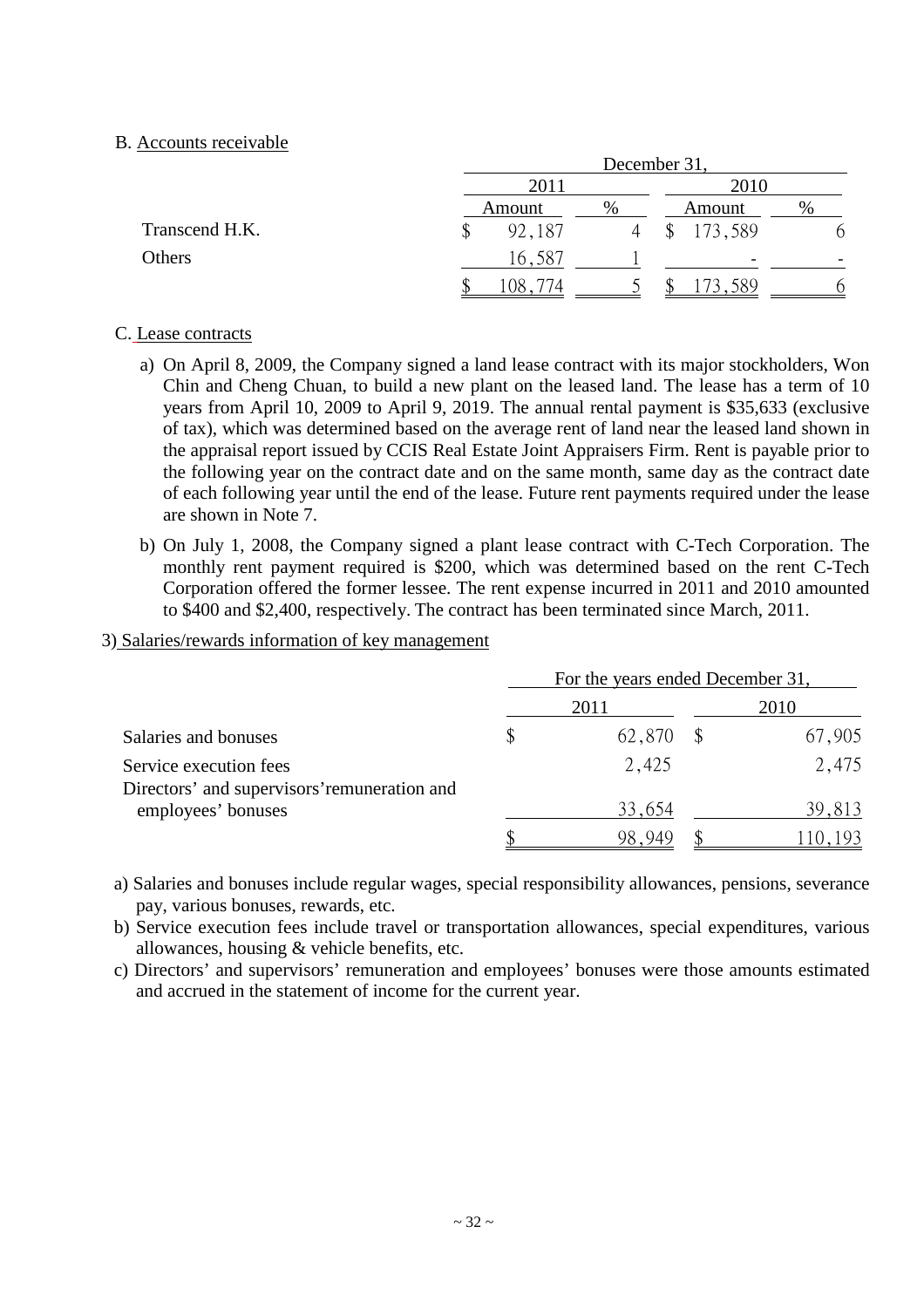B. Accounts receivable

| | December 31, | | | |
|---|---|---|---|---|
| | 2011 | | 2010 | |
| | Amount | % | Amount | % |
| Transcend H.K. | $ 92,187 | 4 | $ 173,589 | 6 |
| Others | 16,587 | 1 | - | - |
| | $ 108,774 | 5 | $ 173,589 | 6 |

C. Lease contracts

a) On April 8, 2009, the Company signed a land lease contract with its major stockholders, Won Chin and Cheng Chuan, to build a new plant on the leased land. The lease has a term of 10 years from April 10, 2009 to April 9, 2019. The annual rental payment is $35,633 (exclusive of tax), which was determined based on the average rent of land near the leased land shown in the appraisal report issued by CCIS Real Estate Joint Appraisers Firm. Rent is payable prior to the following year on the contract date and on the same month, same day as the contract date of each following year until the end of the lease. Future rent payments required under the lease are shown in Note 7.

b) On July 1, 2008, the Company signed a plant lease contract with C-Tech Corporation. The monthly rent payment required is $200, which was determined based on the rent C-Tech Corporation offered the former lessee. The rent expense incurred in 2011 and 2010 amounted to $400 and $2,400, respectively. The contract has been terminated since March, 2011.

3) Salaries/rewards information of key management

| | For the years ended December 31, | |
|---|---|---|
| | 2011 | 2010 |
| Salaries and bonuses | $ 62,870 | $ 67,905 |
| Service execution fees | 2,425 | 2,475 |
| Directors' and supervisors' remuneration and employees' bonuses | 33,654 | 39,813 |
| | $ 98,949 | $ 110,193 |

a) Salaries and bonuses include regular wages, special responsibility allowances, pensions, severance pay, various bonuses, rewards, etc.

b) Service execution fees include travel or transportation allowances, special expenditures, various allowances, housing & vehicle benefits, etc.

c) Directors' and supervisors' remuneration and employees' bonuses were those amounts estimated and accrued in the statement of income for the current year.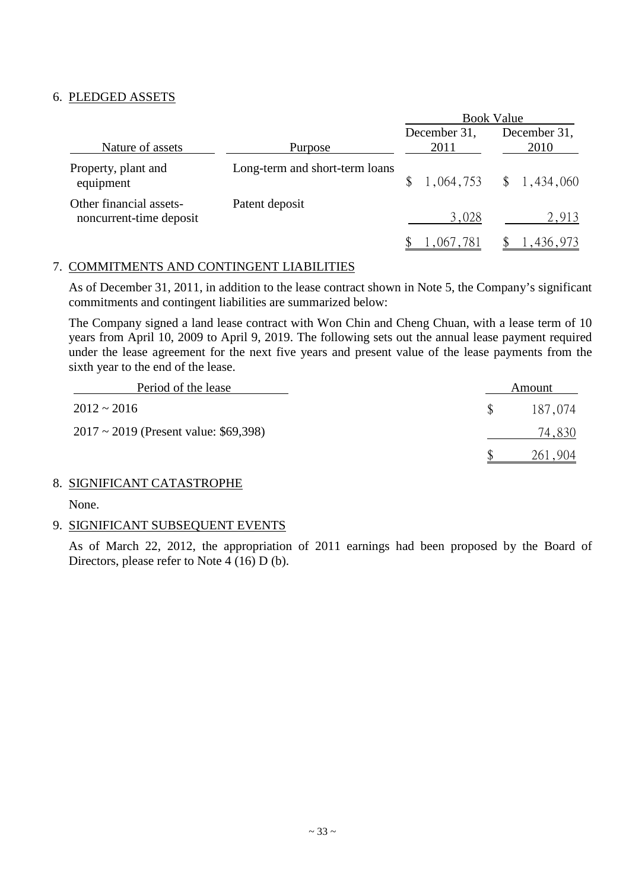6. PLEDGED ASSETS

| Nature of assets | Purpose | Book Value December 31, 2011 | Book Value December 31, 2010 |
|---|---|---|---|
| Property, plant and equipment | Long-term and short-term loans | $ 1,064,753 | $ 1,434,060 |
| Other financial assets-noncurrent-time deposit | Patent deposit | 3,028 | 2,913 |
| | | $ 1,067,781 | $ 1,436,973 |

7. COMMITMENTS AND CONTINGENT LIABILITIES

As of December 31, 2011, in addition to the lease contract shown in Note 5, the Company's significant commitments and contingent liabilities are summarized below:

The Company signed a land lease contract with Won Chin and Cheng Chuan, with a lease term of 10 years from April 10, 2009 to April 9, 2019. The following sets out the annual lease payment required under the lease agreement for the next five years and present value of the lease payments from the sixth year to the end of the lease.

| Period of the lease | Amount |
|---|---|
| 2012 ~ 2016 | $ 187,074 |
| 2017 ~ 2019 (Present value: $69,398) | 74,830 |
| | $ 261,904 |

8. SIGNIFICANT CATASTROPHE

None.

9. SIGNIFICANT SUBSEQUENT EVENTS

As of March 22, 2012, the appropriation of 2011 earnings had been proposed by the Board of Directors, please refer to Note 4 (16) D (b).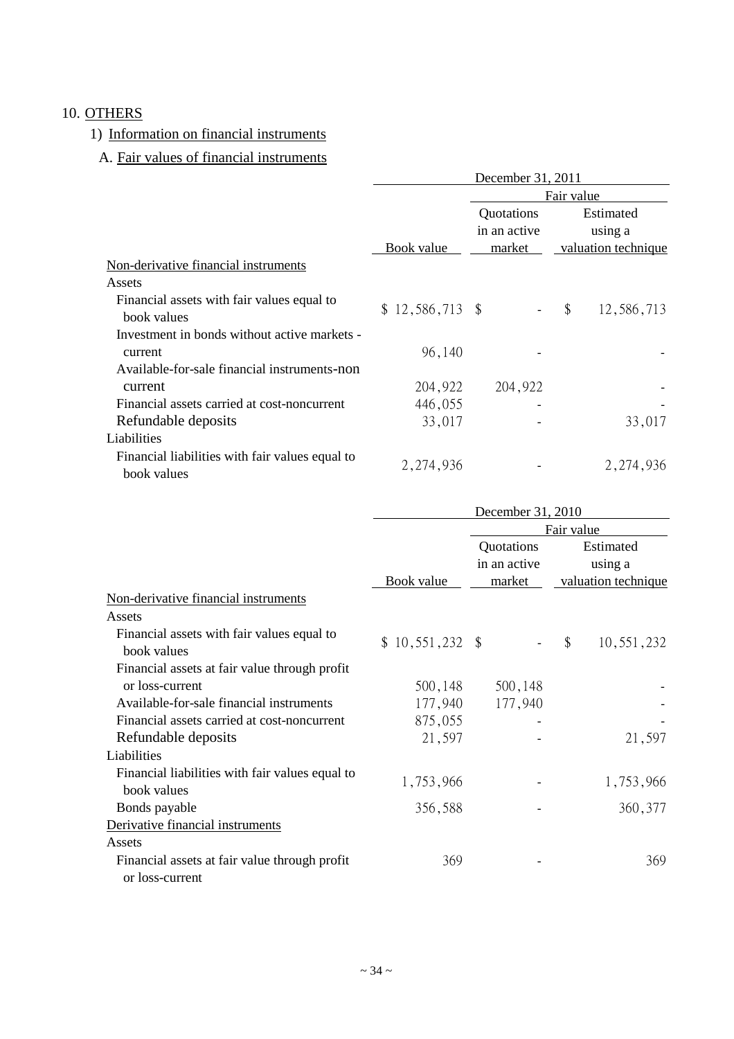## 10. OTHERS

### 1) Information on financial instruments

#### A. Fair values of financial instruments

| | December 31, 2011 | | |
|---|---|---|---|
| | | Fair value | |
| | Book value | Quotations in an active market | Estimated using a valuation technique |
| Non-derivative financial instruments | | | |
| Assets | | | |
| Financial assets with fair values equal to book values | $ 12,586,713 | $ - | $ 12,586,713 |
| Investment in bonds without active markets - current | 96,140 | - | - |
| Available-for-sale financial instruments-non current | 204,922 | 204,922 | - |
| Financial assets carried at cost-noncurrent | 446,055 | - | - |
| Refundable deposits | 33,017 | - | 33,017 |
| Liabilities | | | |
| Financial liabilities with fair values equal to book values | 2,274,936 | - | 2,274,936 |

| | December 31, 2010 | | |
|---|---|---|---|
| | | Fair value | |
| | Book value | Quotations in an active market | Estimated using a valuation technique |
| Non-derivative financial instruments | | | |
| Assets | | | |
| Financial assets with fair values equal to book values | $ 10,551,232 | $ - | $ 10,551,232 |
| Financial assets at fair value through profit or loss-current | 500,148 | 500,148 | - |
| Available-for-sale financial instruments | 177,940 | 177,940 | - |
| Financial assets carried at cost-noncurrent | 875,055 | - | - |
| Refundable deposits | 21,597 | - | 21,597 |
| Liabilities | | | |
| Financial liabilities with fair values equal to book values | 1,753,966 | - | 1,753,966 |
| Bonds payable | 356,588 | - | 360,377 |
| Derivative financial instruments | | | |
| Assets | | | |
| Financial assets at fair value through profit or loss-current | 369 | - | 369 |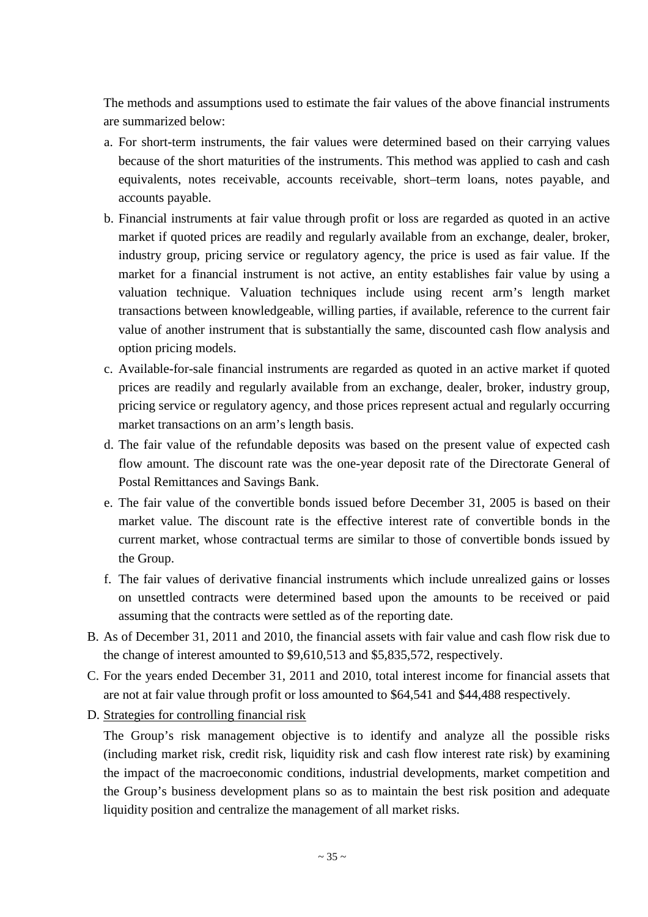The methods and assumptions used to estimate the fair values of the above financial instruments are summarized below:

a. For short-term instruments, the fair values were determined based on their carrying values because of the short maturities of the instruments. This method was applied to cash and cash equivalents, notes receivable, accounts receivable, short–term loans, notes payable, and accounts payable.
b. Financial instruments at fair value through profit or loss are regarded as quoted in an active market if quoted prices are readily and regularly available from an exchange, dealer, broker, industry group, pricing service or regulatory agency, the price is used as fair value. If the market for a financial instrument is not active, an entity establishes fair value by using a valuation technique. Valuation techniques include using recent arm's length market transactions between knowledgeable, willing parties, if available, reference to the current fair value of another instrument that is substantially the same, discounted cash flow analysis and option pricing models.
c. Available-for-sale financial instruments are regarded as quoted in an active market if quoted prices are readily and regularly available from an exchange, dealer, broker, industry group, pricing service or regulatory agency, and those prices represent actual and regularly occurring market transactions on an arm's length basis.
d. The fair value of the refundable deposits was based on the present value of expected cash flow amount. The discount rate was the one-year deposit rate of the Directorate General of Postal Remittances and Savings Bank.
e. The fair value of the convertible bonds issued before December 31, 2005 is based on their market value. The discount rate is the effective interest rate of convertible bonds in the current market, whose contractual terms are similar to those of convertible bonds issued by the Group.
f. The fair values of derivative financial instruments which include unrealized gains or losses on unsettled contracts were determined based upon the amounts to be received or paid assuming that the contracts were settled as of the reporting date.

B. As of December 31, 2011 and 2010, the financial assets with fair value and cash flow risk due to the change of interest amounted to $9,610,513 and $5,835,572, respectively.

C. For the years ended December 31, 2011 and 2010, total interest income for financial assets that are not at fair value through profit or loss amounted to $64,541 and $44,488 respectively.

D. Strategies for controlling financial risk

The Group's risk management objective is to identify and analyze all the possible risks (including market risk, credit risk, liquidity risk and cash flow interest rate risk) by examining the impact of the macroeconomic conditions, industrial developments, market competition and the Group's business development plans so as to maintain the best risk position and adequate liquidity position and centralize the management of all market risks.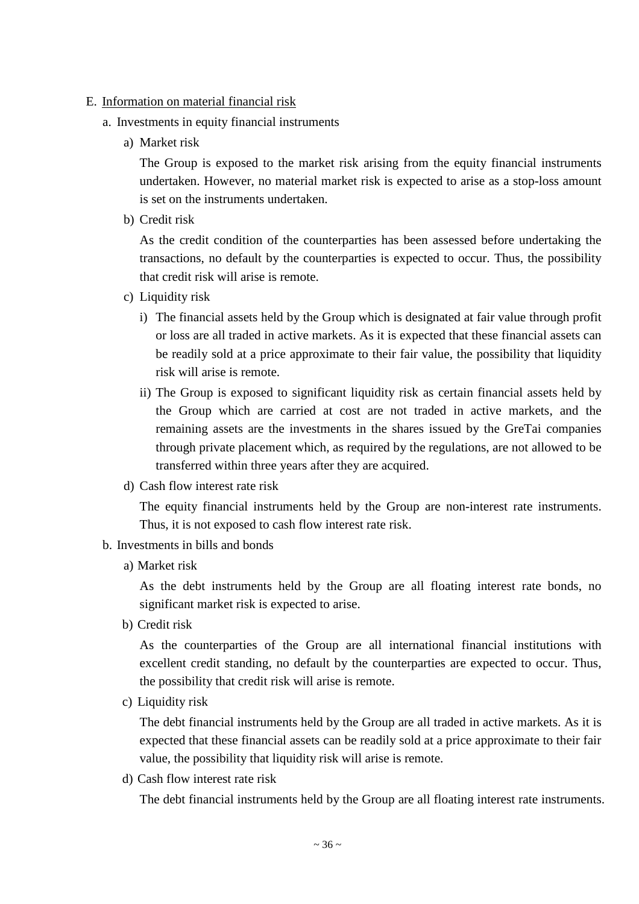E. <u>Information on material financial risk</u>

a. Investments in equity financial instruments

a) Market risk

The Group is exposed to the market risk arising from the equity financial instruments undertaken. However, no material market risk is expected to arise as a stop-loss amount is set on the instruments undertaken.

b) Credit risk

As the credit condition of the counterparties has been assessed before undertaking the transactions, no default by the counterparties is expected to occur. Thus, the possibility that credit risk will arise is remote.

c) Liquidity risk

i) The financial assets held by the Group which is designated at fair value through profit or loss are all traded in active markets. As it is expected that these financial assets can be readily sold at a price approximate to their fair value, the possibility that liquidity risk will arise is remote.

ii) The Group is exposed to significant liquidity risk as certain financial assets held by the Group which are carried at cost are not traded in active markets, and the remaining assets are the investments in the shares issued by the GreTai companies through private placement which, as required by the regulations, are not allowed to be transferred within three years after they are acquired.

d) Cash flow interest rate risk

The equity financial instruments held by the Group are non-interest rate instruments. Thus, it is not exposed to cash flow interest rate risk.

b. Investments in bills and bonds

a) Market risk

As the debt instruments held by the Group are all floating interest rate bonds, no significant market risk is expected to arise.

b) Credit risk

As the counterparties of the Group are all international financial institutions with excellent credit standing, no default by the counterparties are expected to occur. Thus, the possibility that credit risk will arise is remote.

c) Liquidity risk

The debt financial instruments held by the Group are all traded in active markets. As it is expected that these financial assets can be readily sold at a price approximate to their fair value, the possibility that liquidity risk will arise is remote.

d) Cash flow interest rate risk

The debt financial instruments held by the Group are all floating interest rate instruments.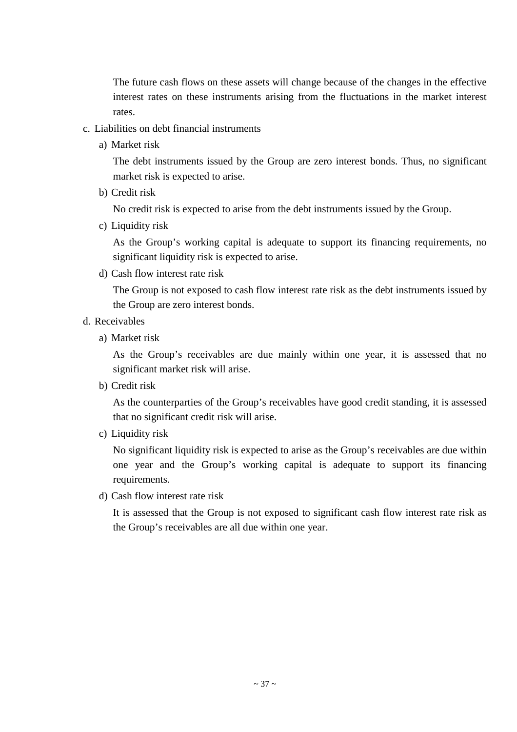The future cash flows on these assets will change because of the changes in the effective interest rates on these instruments arising from the fluctuations in the market interest rates.

c. Liabilities on debt financial instruments

a) Market risk

The debt instruments issued by the Group are zero interest bonds. Thus, no significant market risk is expected to arise.

b) Credit risk

No credit risk is expected to arise from the debt instruments issued by the Group.

c) Liquidity risk

As the Group’s working capital is adequate to support its financing requirements, no significant liquidity risk is expected to arise.

d) Cash flow interest rate risk

The Group is not exposed to cash flow interest rate risk as the debt instruments issued by the Group are zero interest bonds.

d. Receivables

a) Market risk

As the Group’s receivables are due mainly within one year, it is assessed that no significant market risk will arise.

b) Credit risk

As the counterparties of the Group’s receivables have good credit standing, it is assessed that no significant credit risk will arise.

c) Liquidity risk

No significant liquidity risk is expected to arise as the Group’s receivables are due within one year and the Group’s working capital is adequate to support its financing requirements.

d) Cash flow interest rate risk

It is assessed that the Group is not exposed to significant cash flow interest rate risk as the Group’s receivables are all due within one year.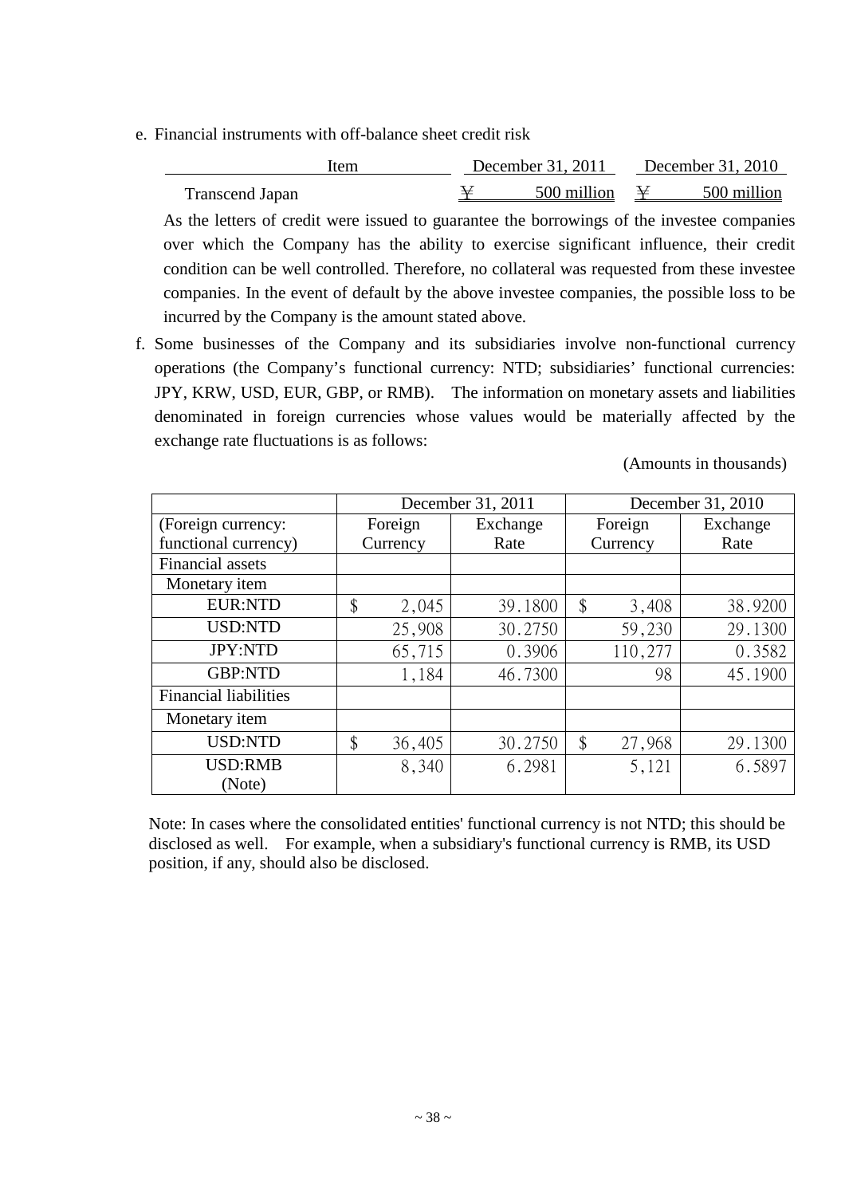e. Financial instruments with off-balance sheet credit risk

| Item | December 31, 2011 | December 31, 2010 |
|---|---|---|
| Transcend Japan | ¥ 500 million | ¥ 500 million |

As the letters of credit were issued to guarantee the borrowings of the investee companies over which the Company has the ability to exercise significant influence, their credit condition can be well controlled. Therefore, no collateral was requested from these investee companies. In the event of default by the above investee companies, the possible loss to be incurred by the Company is the amount stated above.

f. Some businesses of the Company and its subsidiaries involve non-functional currency operations (the Company's functional currency: NTD; subsidiaries' functional currencies: JPY, KRW, USD, EUR, GBP, or RMB). The information on monetary assets and liabilities denominated in foreign currencies whose values would be materially affected by the exchange rate fluctuations is as follows:

(Amounts in thousands)

| | December 31, 2011 | | December 31, 2010 | |
|---|---|---|---|---|
| (Foreign currency: functional currency) | Foreign Currency | Exchange Rate | Foreign Currency | Exchange Rate |
| Financial assets | | | | |
| Monetary item | | | | |
| EUR:NTD | $ 2,045 | 39.1800 | $ 3,408 | 38.9200 |
| USD:NTD | 25,908 | 30.2750 | 59,230 | 29.1300 |
| JPY:NTD | 65,715 | 0.3906 | 110,277 | 0.3582 |
| GBP:NTD | 1,184 | 46.7300 | 98 | 45.1900 |
| Financial liabilities | | | | |
| Monetary item | | | | |
| USD:NTD | $ 36,405 | 30.2750 | $ 27,968 | 29.1300 |
| USD:RMB (Note) | 8,340 | 6.2981 | 5,121 | 6.5897 |

Note: In cases where the consolidated entities' functional currency is not NTD; this should be disclosed as well. For example, when a subsidiary's functional currency is RMB, its USD position, if any, should also be disclosed.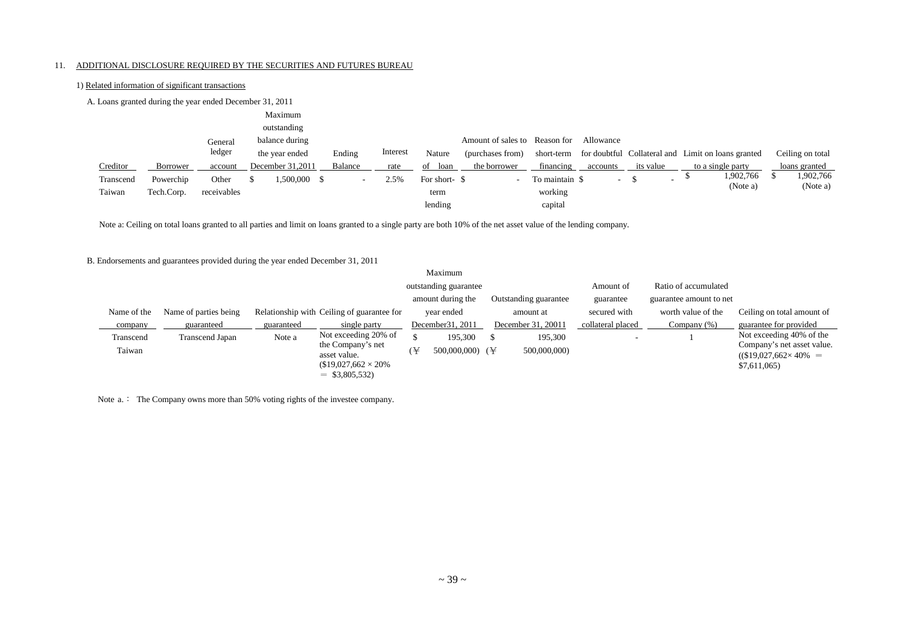11. ADDITIONAL DISCLOSURE REQUIRED BY THE SECURITIES AND FUTURES BUREAU

1) Related information of significant transactions

A. Loans granted during the year ended December 31, 2011

| Creditor | Borrower | General ledger account | Maximum outstanding balance during the year ended December 31,2011 | Ending Balance | Interest rate | Nature of loan | Amount of sales to (purchases from) the borrower | Reason for short-term financing | Allowance for doubtful accounts | Collateral and its value | Limit on loans granted to a single party | Ceiling on total loans granted |
|---|---|---|---|---|---|---|---|---|---|---|---|---|
| Transcend Taiwan | Powerchip Tech.Corp. | Other receivables | $ 1,500,000 | $ - | 2.5% | For short-term lending | $ - | To maintain working capital | $ - | $ - | $ 1,902,766 (Note a) | $ 1,902,766 (Note a) |

Note a: Ceiling on total loans granted to all parties and limit on loans granted to a single party are both 10% of the net asset value of the lending company.

B. Endorsements and guarantees provided during the year ended December 31, 2011

| Name of the company | Name of parties being guaranteed | Relationship with guaranteed | Ceiling of guarantee for single party | Maximum outstanding guarantee amount during the year ended December31, 2011 | Outstanding guarantee amount at December 31, 20011 | Amount of guarantee secured with collateral placed | Ratio of accumulated guarantee amount to net worth value of the Company (%) | Ceiling on total amount of guarantee for provided |
|---|---|---|---|---|---|---|---|---|
| Transcend Taiwan | Transcend Japan | Note a | Not exceeding 20% of the Company's net asset value. ($19,027,662 × 20% = $3,805,532) | $ 195,300 (¥ 500,000,000) | $ 195,300 (¥ 500,000,000) | - | 1 | Not exceeding 40% of the Company's net asset value. (($19,027,662× 40% = $7,611,065) |

Note a.： The Company owns more than 50% voting rights of the investee company.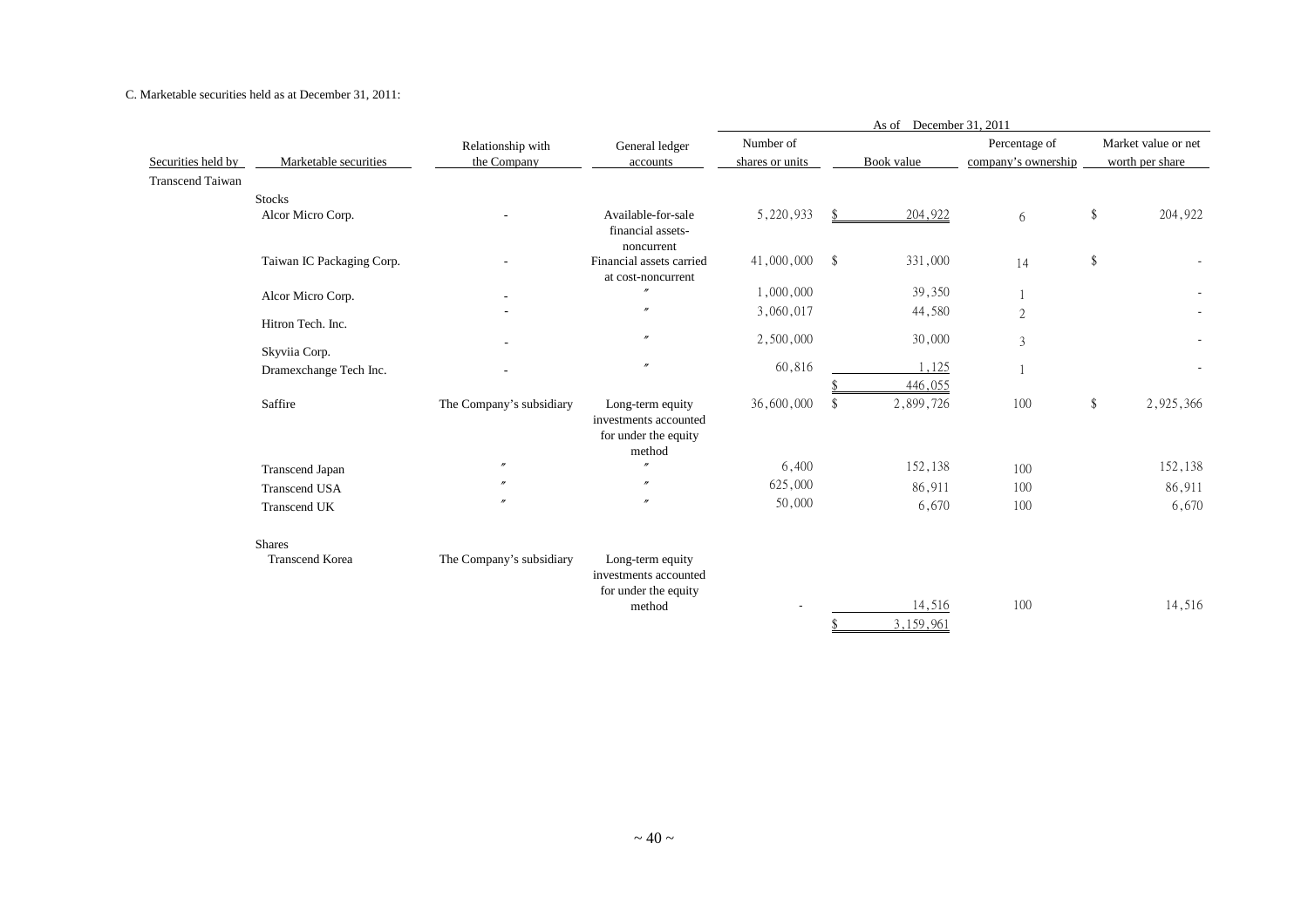C. Marketable securities held as at December 31, 2011:

| Securities held by | Marketable securities | Relationship with the Company | General ledger accounts | As of December 31, 2011 | | | |
|---|---|---|---|---|---|---|---|
| | | | | Number of shares or units | Book value | Percentage of company's ownership | Market value or net worth per share |
| Transcend Taiwan | | | | | | | |
| | Stocks | | | | | | |
| | Alcor Micro Corp. | - | Available-for-sale financial assets-noncurrent | 5,220,933 | $ 204,922 | 6 | $ 204,922 |
| | Taiwan IC Packaging Corp. | - | Financial assets carried at cost-noncurrent | 41,000,000 | $ 331,000 | 14 | $ - |
| | Alcor Micro Corp. | - | 〃 | 1,000,000 | 39,350 | 1 | - |
| | Hitron Tech. Inc. | - | 〃 | 3,060,017 | 44,580 | 2 | - |
| | Skyviia Corp. | - | 〃 | 2,500,000 | 30,000 | 3 | - |
| | Dramexchange Tech Inc. | - | 〃 | 60,816 | 1,125 | 1 | - |
| | | | | | $ 446,055 | | |
| | Saffire | The Company's subsidiary | Long-term equity investments accounted for under the equity method | 36,600,000 | $ 2,899,726 | 100 | $ 2,925,366 |
| | Transcend Japan | 〃 | 〃 | 6,400 | 152,138 | 100 | 152,138 |
| | Transcend USA | 〃 | 〃 | 625,000 | 86,911 | 100 | 86,911 |
| | Transcend UK | 〃 | 〃 | 50,000 | 6,670 | 100 | 6,670 |
| | Shares | | | | | | |
| | Transcend Korea | The Company's subsidiary | Long-term equity investments accounted for under the equity method | - | 14,516 | 100 | 14,516 |
| | | | | | $ 3,159,961 | | |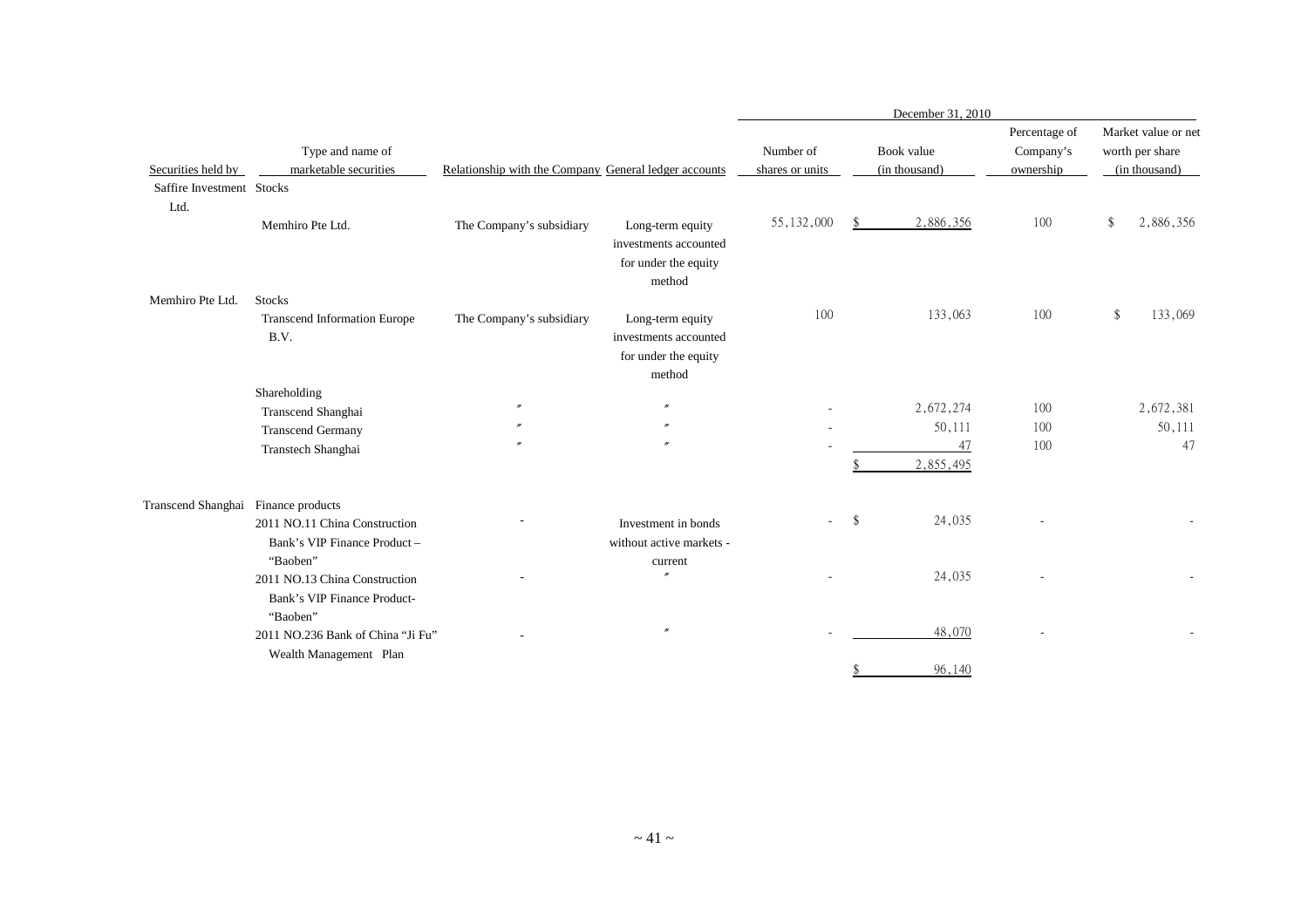| Securities held by | Type and name of marketable securities | Relationship with the Company | General ledger accounts | December 31, 2010 | | | |
|---|---|---|---|---|---|---|---|
| | | | | Number of shares or units | Book value (in thousand) | Percentage of Company's ownership | Market value or net worth per share (in thousand) |
| Saffire Investment Ltd. | Stocks | | | | | | |
| | Memhiro Pte Ltd. | The Company's subsidiary | Long-term equity investments accounted for under the equity method | 55,132,000 | $ 2,886,356 | 100 | $ 2,886,356 |
| Memhiro Pte Ltd. | Stocks | | | | | | |
| | Transcend Information Europe B.V. | The Company's subsidiary | Long-term equity investments accounted for under the equity method | 100 | 133,063 | 100 | $ 133,069 |
| | Shareholding | | | | | | |
| | Transcend Shanghai | 〃 | 〃 | - | 2,672,274 | 100 | 2,672,381 |
| | Transcend Germany | 〃 | 〃 | - | 50,111 | 100 | 50,111 |
| | Transtech Shanghai | 〃 | 〃 | - | 47 | 100 | 47 |
| | | | | | $ 2,855,495 | | |
| Transcend Shanghai | Finance products | | | | | | |
| | 2011 NO.11 China Construction Bank's VIP Finance Product – "Baoben" | - | Investment in bonds without active markets - current | - | $ 24,035 | - | - |
| | 2011 NO.13 China Construction Bank's VIP Finance Product-"Baoben" | - | 〃 | - | 24,035 | - | - |
| | 2011 NO.236 Bank of China "Ji Fu" Wealth Management Plan | - | 〃 | - | 48,070 | - | - |
| | | | | | $ 96,140 | | |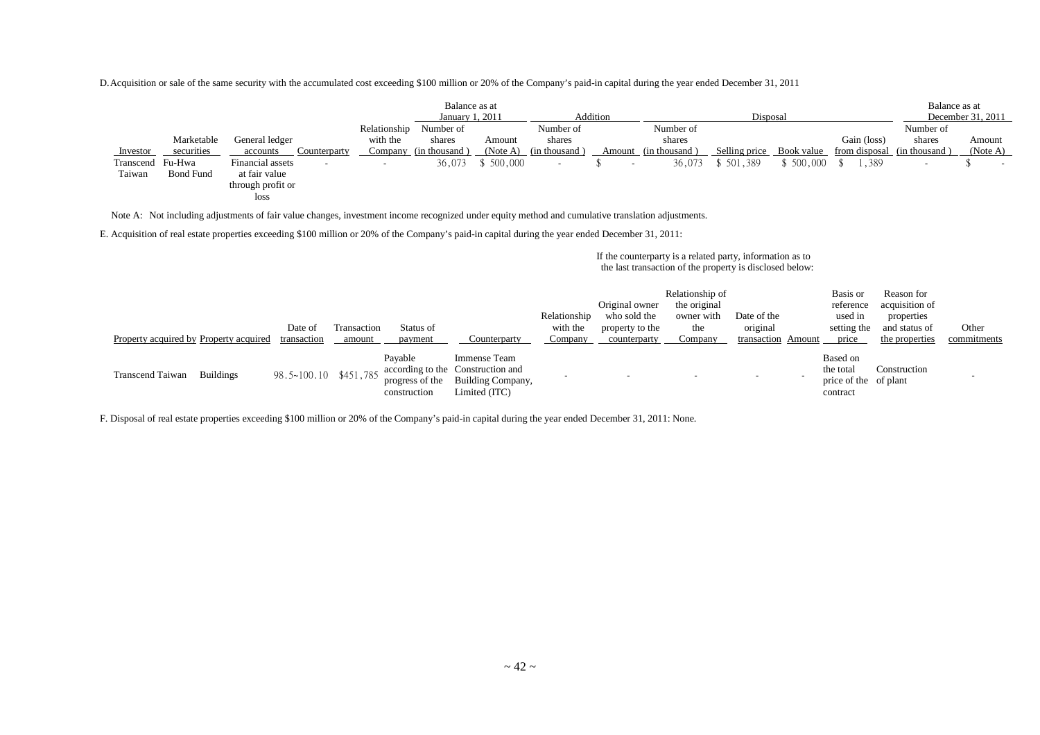D. Acquisition or sale of the same security with the accumulated cost exceeding $100 million or 20% of the Company's paid-in capital during the year ended December 31, 2011

| | | | | | Balance as at January 1, 2011 | | Addition | | Disposal | | | | Balance as at December 31, 2011 | |
|---|---|---|---|---|---|---|---|---|---|---|---|---|---|---|
| Investor | Marketable securities | General ledger accounts | Counterparty | Relationship with the Company | Number of shares (in thousand) | Amount (Note A) | Number of shares (in thousand) | Amount | Number of shares (in thousand) | Selling price | Book value | Gain (loss) from disposal | Number of shares (in thousand) | Amount (Note A) |
| Transcend Taiwan | Fu-Hwa Bond Fund | Financial assets at fair value through profit or loss | - | - | 36,073 | $ 500,000 | - | $ - | 36,073 | $ 501,389 | $ 500,000 | $ 1,389 | - | $ - |

Note A: Not including adjustments of fair value changes, investment income recognized under equity method and cumulative translation adjustments.

E. Acquisition of real estate properties exceeding $100 million or 20% of the Company's paid-in capital during the year ended December 31, 2011:

| | | | | | | | If the counterparty is a related party, information as to the last transaction of the property is disclosed below: | | | | | | |
|---|---|---|---|---|---|---|---|---|---|---|---|---|---|
| Property acquired by | Property acquired | Date of transaction | Transaction amount | Status of payment | Counterparty | Relationship with the Company | Original owner who sold the property to the counterparty | Relationship of the original owner with the Company | Date of the original transaction | Amount | Basis or reference used in setting the price | Reason for acquisition of properties and status of the properties | Other commitments |
| Transcend Taiwan | Buildings | 98.5~100.10 | $451,785 | Payable according to the progress of the construction | Immense Team Construction and Building Company, Limited (ITC) | - | - | - | - | - | Based on the total price of the contract | Construction of plant | - |

F. Disposal of real estate properties exceeding $100 million or 20% of the Company's paid-in capital during the year ended December 31, 2011: None.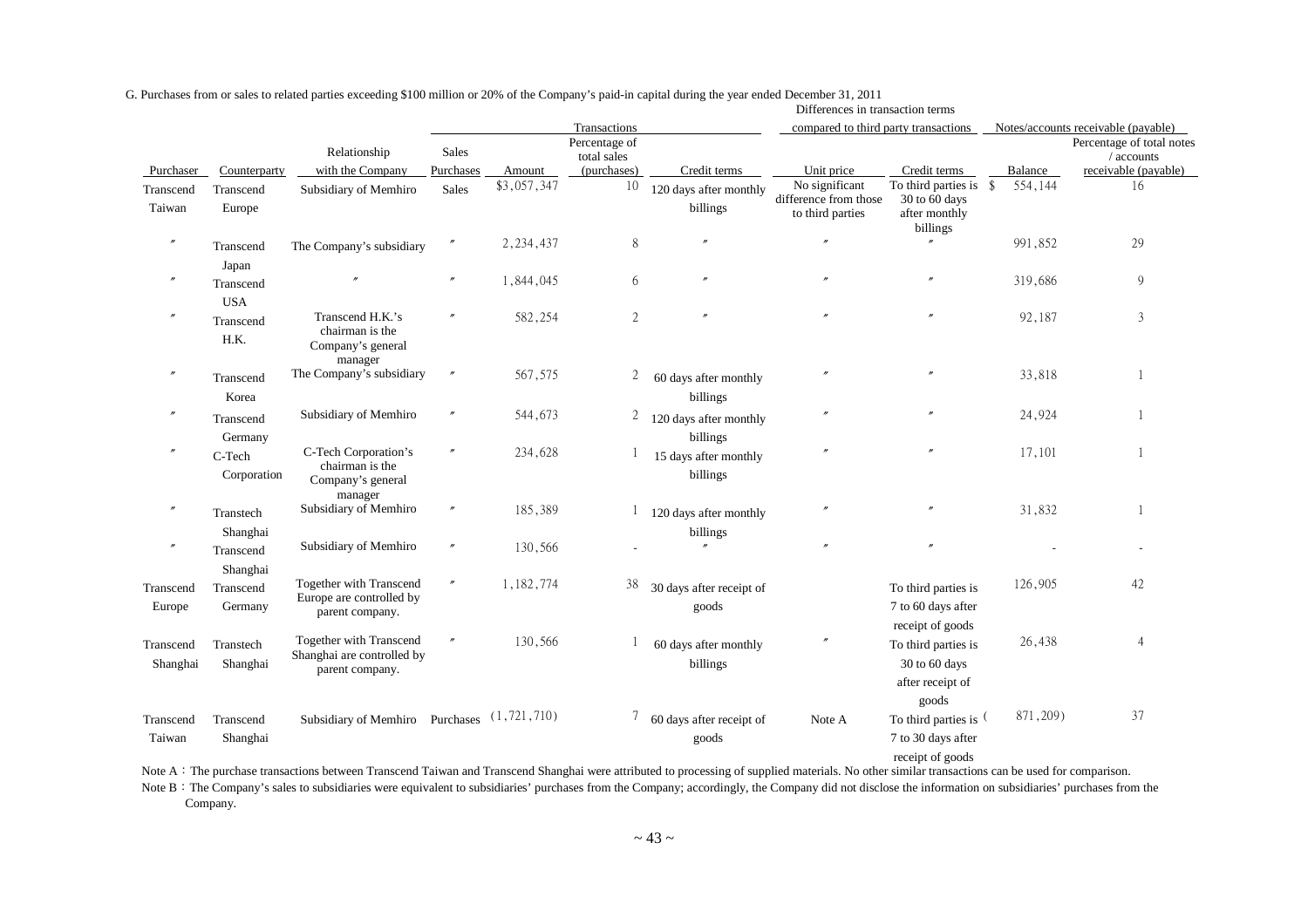G. Purchases from or sales to related parties exceeding $100 million or 20% of the Company's paid-in capital during the year ended December 31, 2011

| Purchaser | Counterparty | Relationship with the Company | Transactions | | | | Differences in transaction terms compared to third party transactions | | Notes/accounts receivable (payable) | |
|---|---|---|---|---|---|---|---|---|---|---|
| | | | Sales Purchases | Amount | Percentage of total sales (purchases) | Credit terms | Unit price | Credit terms | Balance | Percentage of total notes / accounts receivable (payable) |
| Transcend Taiwan | Transcend Europe | Subsidiary of Memhiro | Sales | $3,057,347 | 10 | 120 days after monthly billings | No significant difference from those to third parties | To third parties is 30 to 60 days after monthly billings | $ 554,144 | 16 |
| 〃 | Transcend Japan | The Company's subsidiary | 〃 | 2,234,437 | 8 | 〃 | 〃 | 〃 | 991,852 | 29 |
| 〃 | Transcend USA | 〃 | 〃 | 1,844,045 | 6 | 〃 | 〃 | 〃 | 319,686 | 9 |
| 〃 | Transcend H.K. | Transcend H.K.'s chairman is the Company's general manager | 〃 | 582,254 | 2 | 〃 | 〃 | 〃 | 92,187 | 3 |
| 〃 | Transcend Korea | The Company's subsidiary | 〃 | 567,575 | 2 | 60 days after monthly billings | 〃 | 〃 | 33,818 | 1 |
| 〃 | Transcend Germany | Subsidiary of Memhiro | 〃 | 544,673 | 2 | 120 days after monthly billings | 〃 | 〃 | 24,924 | 1 |
| 〃 | C-Tech Corporation | C-Tech Corporation's chairman is the Company's general manager | 〃 | 234,628 | 1 | 15 days after monthly billings | 〃 | 〃 | 17,101 | 1 |
| 〃 | Transtech Shanghai | Subsidiary of Memhiro | 〃 | 185,389 | 1 | 120 days after monthly billings | 〃 | 〃 | 31,832 | 1 |
| 〃 | Transcend Shanghai | Subsidiary of Memhiro | 〃 | 130,566 | - | 〃 | 〃 | 〃 | - | - |
| Transcend Europe | Transcend Germany | Together with Transcend Europe are controlled by parent company. | 〃 | 1,182,774 | 38 | 30 days after receipt of goods | | To third parties is 7 to 60 days after receipt of goods | 126,905 | 42 |
| Transcend Shanghai | Transtech Shanghai | Together with Transcend Shanghai are controlled by parent company. | 〃 | 130,566 | 1 | 60 days after monthly billings | 〃 | To third parties is 30 to 60 days after receipt of goods | 26,438 | 4 |
| Transcend Taiwan | Transcend Shanghai | Subsidiary of Memhiro | Purchases | (1,721,710) | 7 | 60 days after receipt of goods | Note A | To third parties is 7 to 30 days after receipt of goods | (871,209) | 37 |

Note A：The purchase transactions between Transcend Taiwan and Transcend Shanghai were attributed to processing of supplied materials. No other similar transactions can be used for comparison.

Note B：The Company's sales to subsidiaries were equivalent to subsidiaries' purchases from the Company; accordingly, the Company did not disclose the information on subsidiaries' purchases from the Company.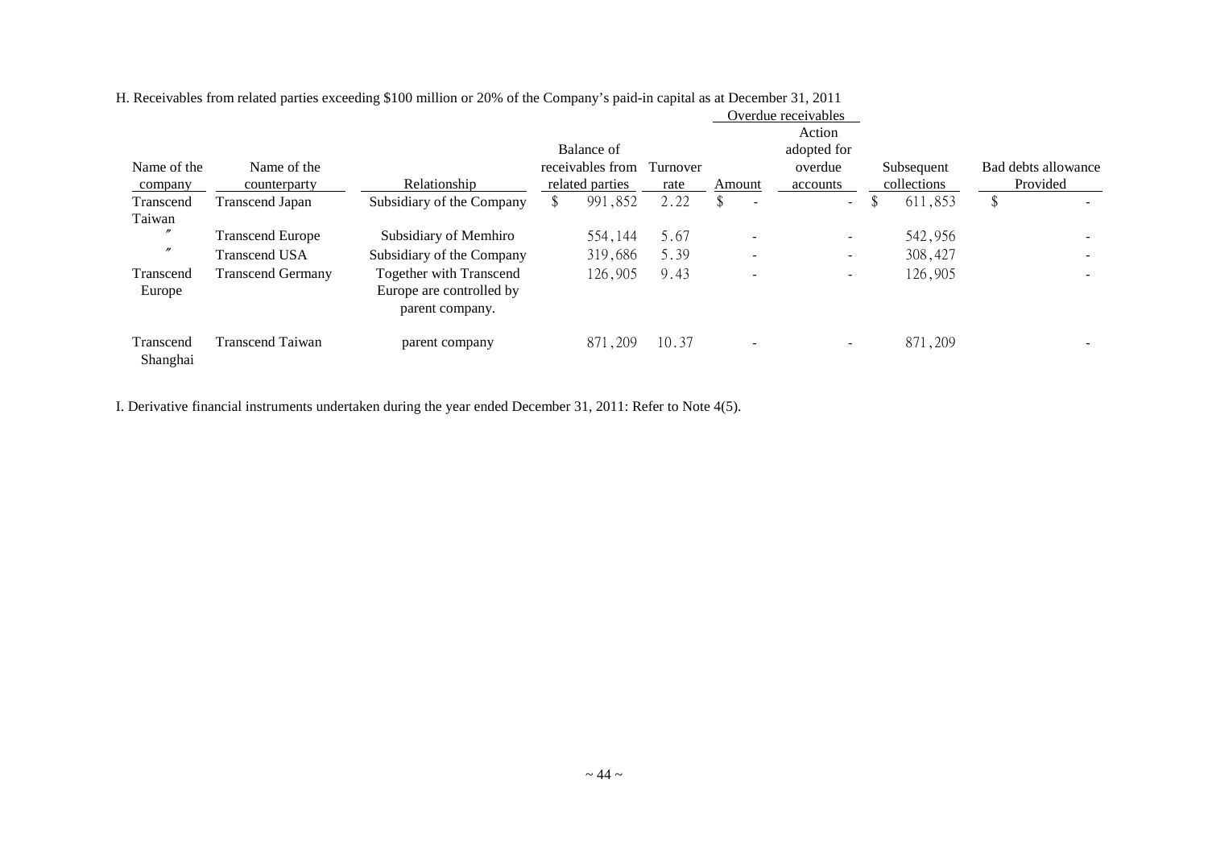H. Receivables from related parties exceeding $100 million or 20% of the Company's paid-in capital as at December 31, 2011

| Name of the company | Name of the counterparty | Relationship | Balance of receivables from related parties | Turnover rate | Overdue receivables Amount | Overdue receivables Action adopted for overdue accounts | Subsequent collections | Bad debts allowance Provided |
|---|---|---|---|---|---|---|---|---|
| Transcend Taiwan | Transcend Japan | Subsidiary of the Company | $ 991,852 | 2.22 | $ - | - | $ 611,853 | $ - |
| 〃 | Transcend Europe | Subsidiary of Memhiro | 554,144 | 5.67 | - | - | 542,956 | - |
| 〃 | Transcend USA | Subsidiary of the Company | 319,686 | 5.39 | - | - | 308,427 | - |
| Transcend Europe | Transcend Germany | Together with Transcend Europe are controlled by parent company. | 126,905 | 9.43 | - | - | 126,905 | - |
| Transcend Shanghai | Transcend Taiwan | parent company | 871,209 | 10.37 | - | - | 871,209 | - |

I. Derivative financial instruments undertaken during the year ended December 31, 2011: Refer to Note 4(5).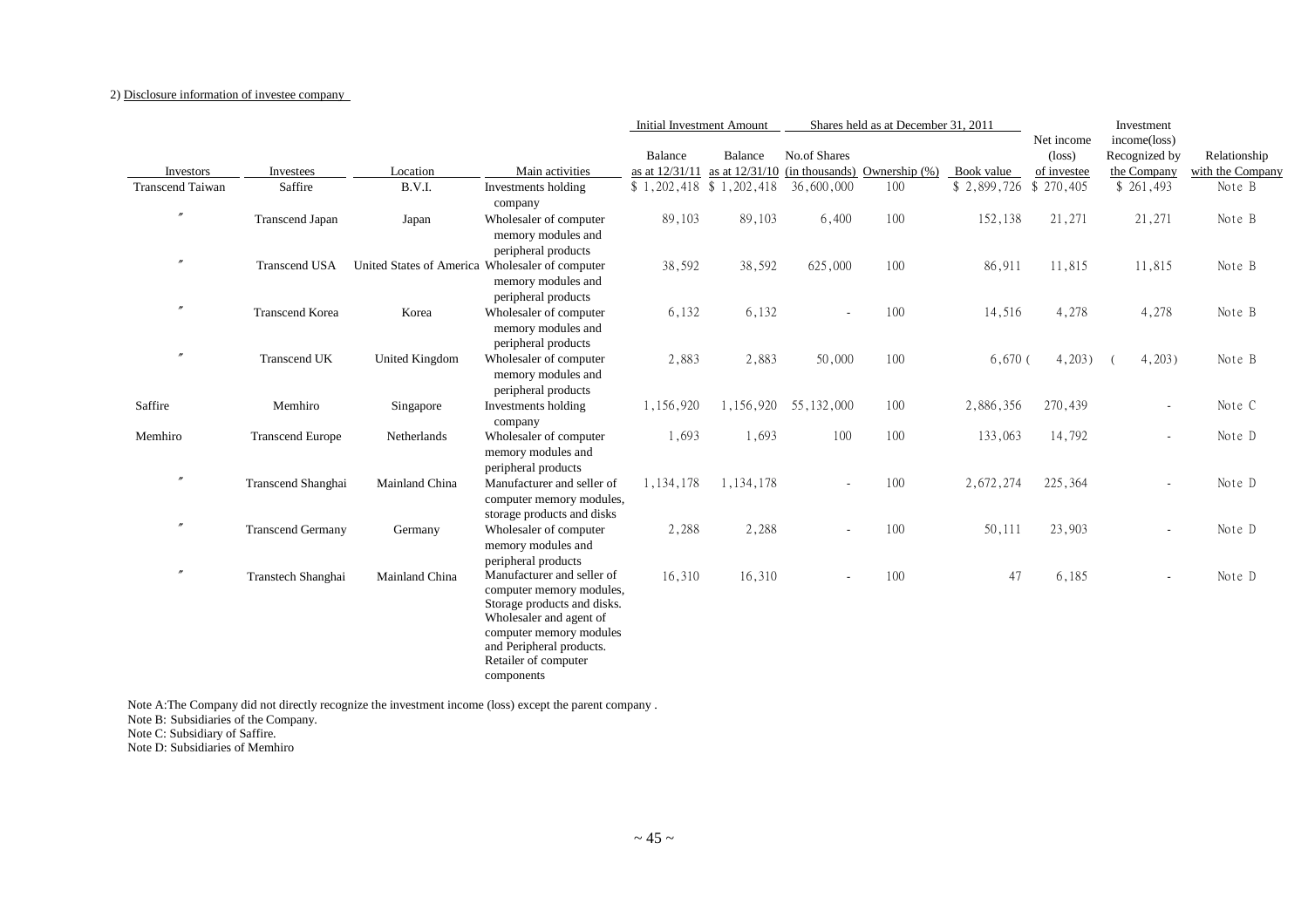2) Disclosure information of investee company

| Investors | Investees | Location | Main activities | Initial Investment Amount | | Shares held as at December 31, 2011 | | | Net income (loss) of investee | Investment income(loss) Recognized by the Company | Relationship with the Company |
|---|---|---|---|---|---|---|---|---|---|---|---|
| | | | | Balance as at 12/31/11 | Balance as at 12/31/10 | No.of Shares (in thousands) | Ownership (%) | Book value | | | |
| Transcend Taiwan | Saffire | B.V.I. | Investments holding company | $ 1,202,418 | $ 1,202,418 | 36,600,000 | 100 | $ 2,899,726 | $ 270,405 | $ 261,493 | Note B |
| 〃 | Transcend Japan | Japan | Wholesaler of computer memory modules and peripheral products | 89,103 | 89,103 | 6,400 | 100 | 152,138 | 21,271 | 21,271 | Note B |
| 〃 | Transcend USA | United States of America | Wholesaler of computer memory modules and peripheral products | 38,592 | 38,592 | 625,000 | 100 | 86,911 | 11,815 | 11,815 | Note B |
| 〃 | Transcend Korea | Korea | Wholesaler of computer memory modules and peripheral products | 6,132 | 6,132 | - | 100 | 14,516 | 4,278 | 4,278 | Note B |
| 〃 | Transcend UK | United Kingdom | Wholesaler of computer memory modules and peripheral products | 2,883 | 2,883 | 50,000 | 100 | 6,670 | ( 4,203) | ( 4,203) | Note B |
| Saffire | Memhiro | Singapore | Investments holding company | 1,156,920 | 1,156,920 | 55,132,000 | 100 | 2,886,356 | 270,439 | - | Note C |
| Memhiro | Transcend Europe | Netherlands | Wholesaler of computer memory modules and peripheral products | 1,693 | 1,693 | 100 | 100 | 133,063 | 14,792 | - | Note D |
| 〃 | Transcend Shanghai | Mainland China | Manufacturer and seller of computer memory modules, storage products and disks | 1,134,178 | 1,134,178 | - | 100 | 2,672,274 | 225,364 | - | Note D |
| 〃 | Transcend Germany | Germany | Wholesaler of computer memory modules and peripheral products | 2,288 | 2,288 | - | 100 | 50,111 | 23,903 | - | Note D |
| 〃 | Transtech Shanghai | Mainland China | Manufacturer and seller of computer memory modules, Storage products and disks. Wholesaler and agent of computer memory modules and Peripheral products. Retailer of computer components | 16,310 | 16,310 | - | 100 | 47 | 6,185 | - | Note D |

Note A:The Company did not directly recognize the investment income (loss) except the parent company .
Note B: Subsidiaries of the Company.
Note C: Subsidiary of Saffire.
Note D: Subsidiaries of Memhiro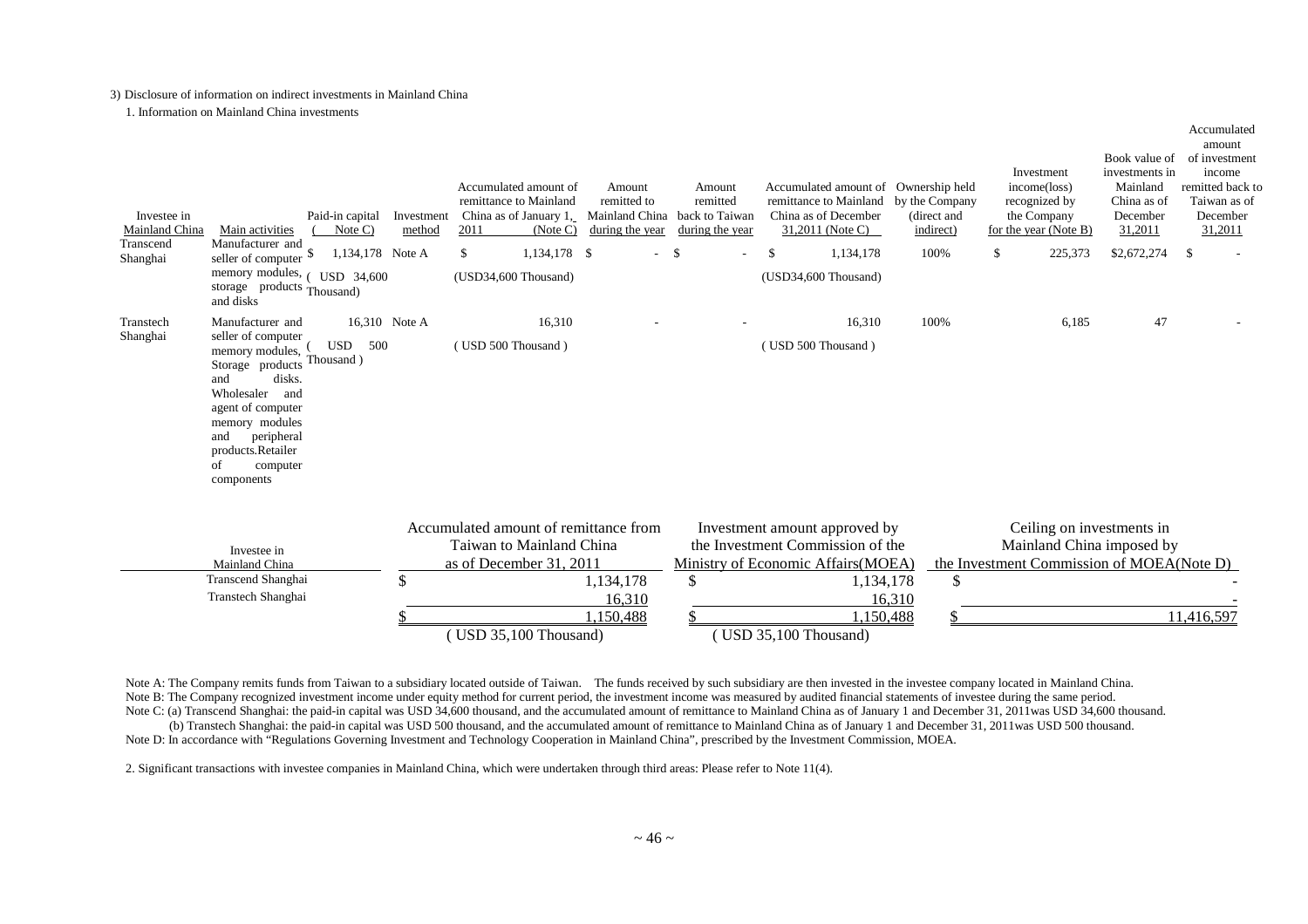3) Disclosure of information on indirect investments in Mainland China

1. Information on Mainland China investments

| Investee in Mainland China | Main activities | Paid-in capital (Note C) | Investment method | Accumulated amount of remittance to Mainland China as of January 1, 2011 (Note C) | Amount remitted to Mainland China during the year | Amount remitted back to Taiwan during the year | Accumulated amount of remittance to Mainland China as of December 31,2011 (Note C) | Ownership held by the Company (direct and indirect) | Investment income(loss) recognized by the Company for the year (Note B) | Book value of investments in Mainland China as of December 31,2011 | Accumulated amount of investment income remitted back to Taiwan as of December 31,2011 |
|---|---|---|---|---|---|---|---|---|---|---|---|
| Transcend Shanghai | Manufacturer and seller of computer memory modules, storage products and disks | $ 1,134,178 ( USD 34,600 Thousand) | Note A | $ 1,134,178 (USD34,600 Thousand) | $ - | $ - | $ 1,134,178 (USD34,600 Thousand) | 100% | $ 225,373 | $2,672,274 | $ - |
| Transtech Shanghai | Manufacturer and seller of computer memory modules, Storage products and disks. Wholesaler and agent of computer memory modules and peripheral products.Retailer of computer components | 16,310 ( USD 500 Thousand ) | Note A | 16,310 ( USD 500 Thousand ) | - | - | 16,310 ( USD 500 Thousand ) | 100% | 6,185 | 47 | - |

| Investee in Mainland China | Accumulated amount of remittance from Taiwan to Mainland China as of December 31, 2011 | Investment amount approved by the Investment Commission of the Ministry of Economic Affairs(MOEA) | Ceiling on investments in Mainland China imposed by the Investment Commission of MOEA(Note D) |
|---|---|---|---|
| Transcend Shanghai | $ 1,134,178 | $ 1,134,178 | $ - |
| Transtech Shanghai | 16,310 | 16,310 | - |
| | $ 1,150,488 | $ 1,150,488 | $ 11,416,597 |
| | ( USD 35,100 Thousand) | ( USD 35,100 Thousand) | |

Note A: The Company remits funds from Taiwan to a subsidiary located outside of Taiwan. The funds received by such subsidiary are then invested in the investee company located in Mainland China.

Note B: The Company recognized investment income under equity method for current period, the investment income was measured by audited financial statements of investee during the same period.

Note C: (a) Transcend Shanghai: the paid-in capital was USD 34,600 thousand, and the accumulated amount of remittance to Mainland China as of January 1 and December 31, 2011was USD 34,600 thousand.

(b) Transtech Shanghai: the paid-in capital was USD 500 thousand, and the accumulated amount of remittance to Mainland China as of January 1 and December 31, 2011was USD 500 thousand.

Note D: In accordance with "Regulations Governing Investment and Technology Cooperation in Mainland China", prescribed by the Investment Commission, MOEA.

2. Significant transactions with investee companies in Mainland China, which were undertaken through third areas: Please refer to Note 11(4).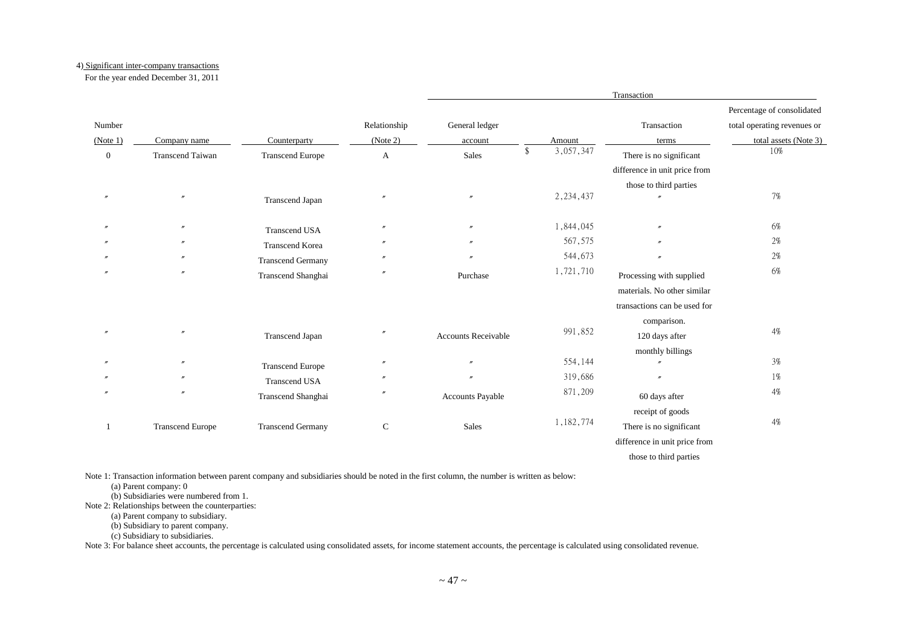4) Significant inter-company transactions

For the year ended December 31, 2011

| Number (Note 1) | Company name | Counterparty | Relationship (Note 2) | Transaction | | | |
|---|---|---|---|---|---|---|---|
| | | | | General ledger account | Amount | Transaction terms | Percentage of consolidated total operating revenues or total assets (Note 3) |
| 0 | Transcend Taiwan | Transcend Europe | A | Sales | $ 3,057,347 | There is no significant difference in unit price from those to third parties | 10% |
| 〃 | 〃 | Transcend Japan | 〃 | 〃 | 2,234,437 | 〃 | 7% |
| 〃 | 〃 | Transcend USA | 〃 | 〃 | 1,844,045 | 〃 | 6% |
| 〃 | 〃 | Transcend Korea | 〃 | 〃 | 567,575 | 〃 | 2% |
| 〃 | 〃 | Transcend Germany | 〃 | 〃 | 544,673 | 〃 | 2% |
| 〃 | 〃 | Transcend Shanghai | 〃 | Purchase | 1,721,710 | Processing with supplied materials. No other similar transactions can be used for comparison. | 6% |
| 〃 | 〃 | Transcend Japan | 〃 | Accounts Receivable | 991,852 | 120 days after monthly billings | 4% |
| 〃 | 〃 | Transcend Europe | 〃 | 〃 | 554,144 | 〃 | 3% |
| 〃 | 〃 | Transcend USA | 〃 | 〃 | 319,686 | 〃 | 1% |
| 〃 | 〃 | Transcend Shanghai | 〃 | Accounts Payable | 871,209 | 60 days after receipt of goods | 4% |
| 1 | Transcend Europe | Transcend Germany | C | Sales | 1,182,774 | There is no significant difference in unit price from those to third parties | 4% |

Note 1: Transaction information between parent company and subsidiaries should be noted in the first column, the number is written as below:

(a) Parent company: 0

(b) Subsidiaries were numbered from 1.

Note 2: Relationships between the counterparties:

(a) Parent company to subsidiary.

(b) Subsidiary to parent company.

(c) Subsidiary to subsidiaries.

Note 3: For balance sheet accounts, the percentage is calculated using consolidated assets, for income statement accounts, the percentage is calculated using consolidated revenue.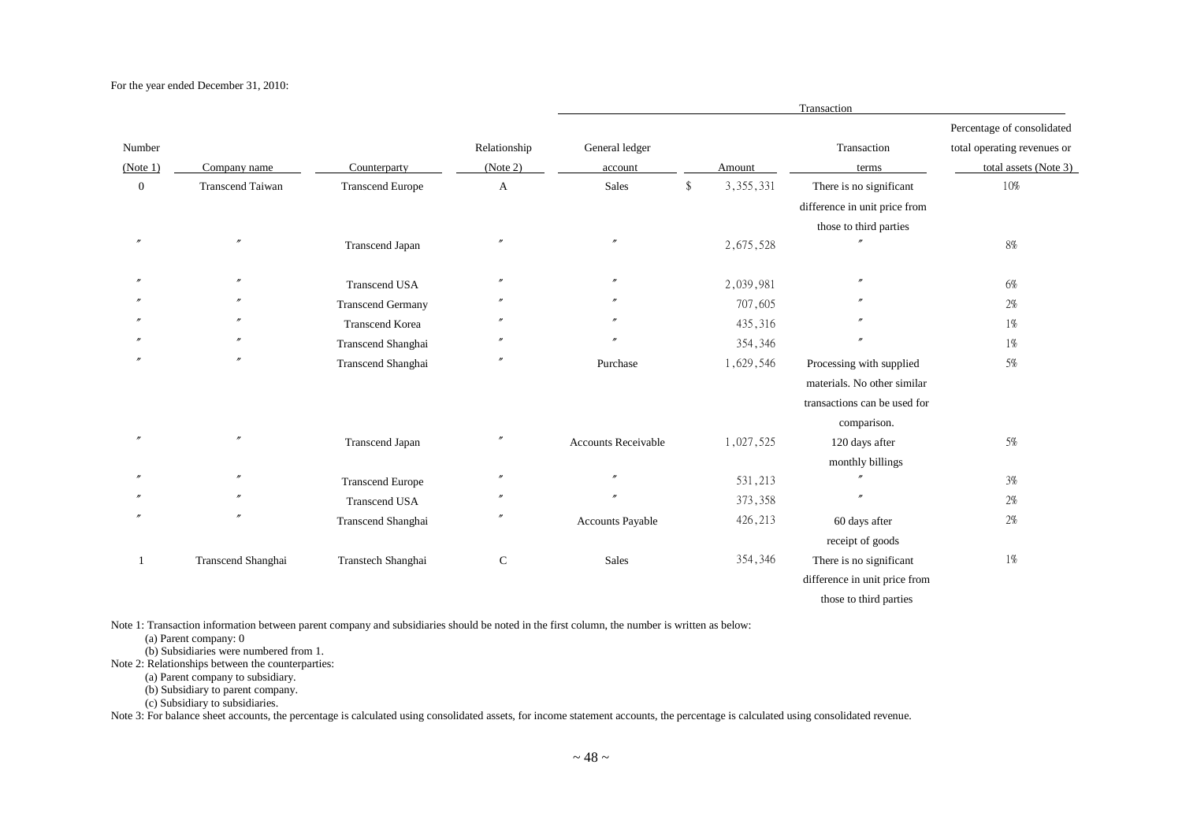For the year ended December 31, 2010:

| Number (Note 1) | Company name | Counterparty | Relationship (Note 2) | Transaction | | | |
|---|---|---|---|---|---|---|---|
| | | | | General ledger account | Amount | Transaction terms | Percentage of consolidated total operating revenues or total assets (Note 3) |
| 0 | Transcend Taiwan | Transcend Europe | A | Sales | $ 3,355,331 | There is no significant difference in unit price from those to third parties | 10% |
| 〃 | 〃 | Transcend Japan | 〃 | 〃 | 2,675,528 | 〃 | 8% |
| 〃 | 〃 | Transcend USA | 〃 | 〃 | 2,039,981 | 〃 | 6% |
| 〃 | 〃 | Transcend Germany | 〃 | 〃 | 707,605 | 〃 | 2% |
| 〃 | 〃 | Transcend Korea | 〃 | 〃 | 435,316 | 〃 | 1% |
| 〃 | 〃 | Transcend Shanghai | 〃 | 〃 | 354,346 | 〃 | 1% |
| 〃 | 〃 | Transcend Shanghai | 〃 | Purchase | 1,629,546 | Processing with supplied materials. No other similar transactions can be used for comparison. | 5% |
| 〃 | 〃 | Transcend Japan | 〃 | Accounts Receivable | 1,027,525 | 120 days after monthly billings | 5% |
| 〃 | 〃 | Transcend Europe | 〃 | 〃 | 531,213 | 〃 | 3% |
| 〃 | 〃 | Transcend USA | 〃 | 〃 | 373,358 | 〃 | 2% |
| 〃 | 〃 | Transcend Shanghai | 〃 | Accounts Payable | 426,213 | 60 days after receipt of goods | 2% |
| 1 | Transcend Shanghai | Transtech Shanghai | C | Sales | 354,346 | There is no significant difference in unit price from those to third parties | 1% |

Note 1: Transaction information between parent company and subsidiaries should be noted in the first column, the number is written as below:

(a) Parent company: 0

(b) Subsidiaries were numbered from 1.

Note 2: Relationships between the counterparties:

(a) Parent company to subsidiary.

(b) Subsidiary to parent company.

(c) Subsidiary to subsidiaries.

Note 3: For balance sheet accounts, the percentage is calculated using consolidated assets, for income statement accounts, the percentage is calculated using consolidated revenue.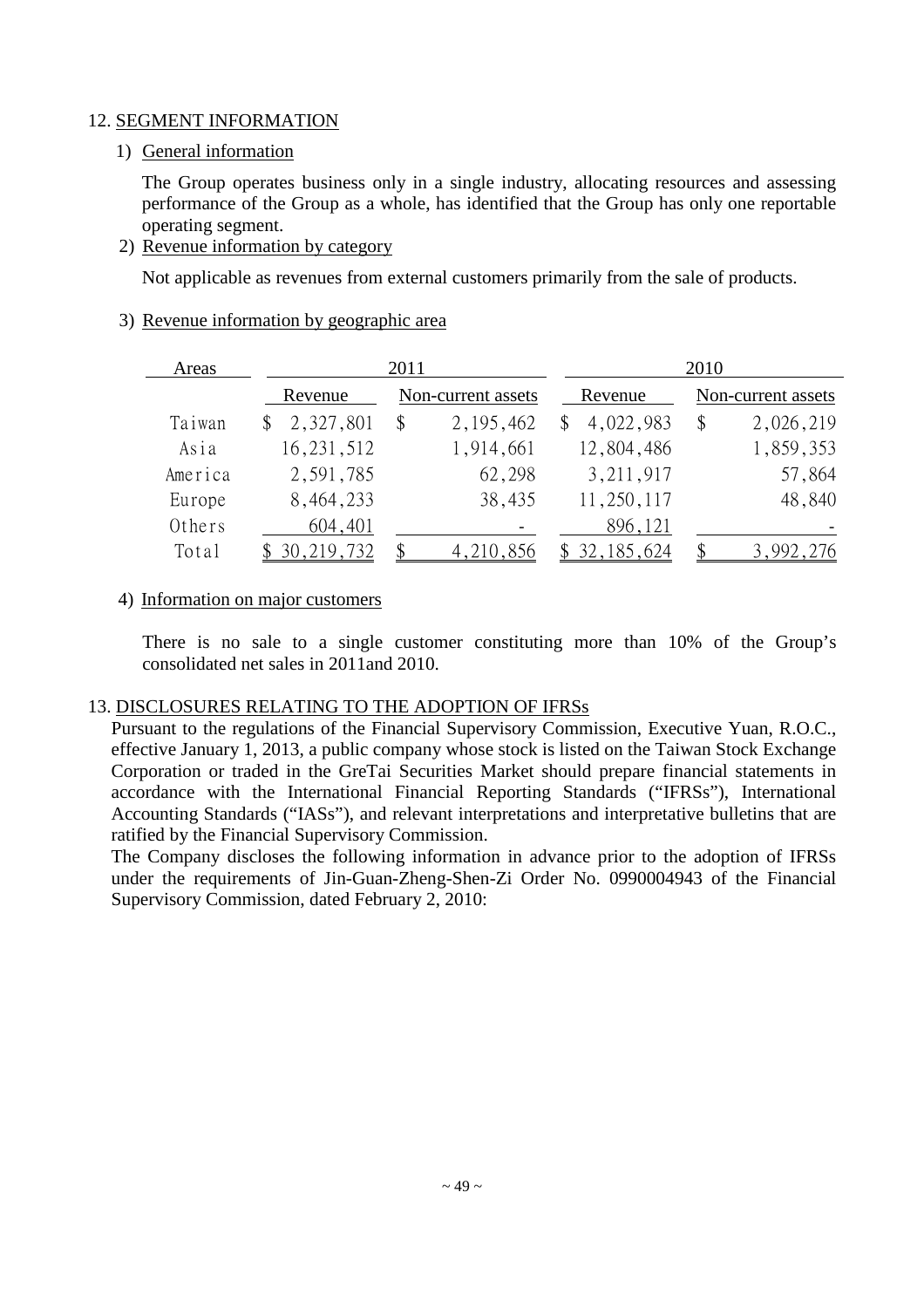## 12. SEGMENT INFORMATION

### 1) General information

The Group operates business only in a single industry, allocating resources and assessing performance of the Group as a whole, has identified that the Group has only one reportable operating segment.

### 2) Revenue information by category

Not applicable as revenues from external customers primarily from the sale of products.

### 3) Revenue information by geographic area

| Areas | 2011 | | 2010 | |
|---|---|---|---|---|
| | Revenue | Non-current assets | Revenue | Non-current assets |
| Taiwan | $ 2,327,801 | $ 2,195,462 | $ 4,022,983 | $ 2,026,219 |
| Asia | 16,231,512 | 1,914,661 | 12,804,486 | 1,859,353 |
| America | 2,591,785 | 62,298 | 3,211,917 | 57,864 |
| Europe | 8,464,233 | 38,435 | 11,250,117 | 48,840 |
| Others | 604,401 | - | 896,121 | - |
| Total | $ 30,219,732 | $ 4,210,856 | $ 32,185,624 | $ 3,992,276 |

### 4) Information on major customers

There is no sale to a single customer constituting more than 10% of the Group's consolidated net sales in 2011and 2010.

## 13. DISCLOSURES RELATING TO THE ADOPTION OF IFRSs

Pursuant to the regulations of the Financial Supervisory Commission, Executive Yuan, R.O.C., effective January 1, 2013, a public company whose stock is listed on the Taiwan Stock Exchange Corporation or traded in the GreTai Securities Market should prepare financial statements in accordance with the International Financial Reporting Standards ("IFRSs"), International Accounting Standards ("IASs"), and relevant interpretations and interpretative bulletins that are ratified by the Financial Supervisory Commission.

The Company discloses the following information in advance prior to the adoption of IFRSs under the requirements of Jin-Guan-Zheng-Shen-Zi Order No. 0990004943 of the Financial Supervisory Commission, dated February 2, 2010: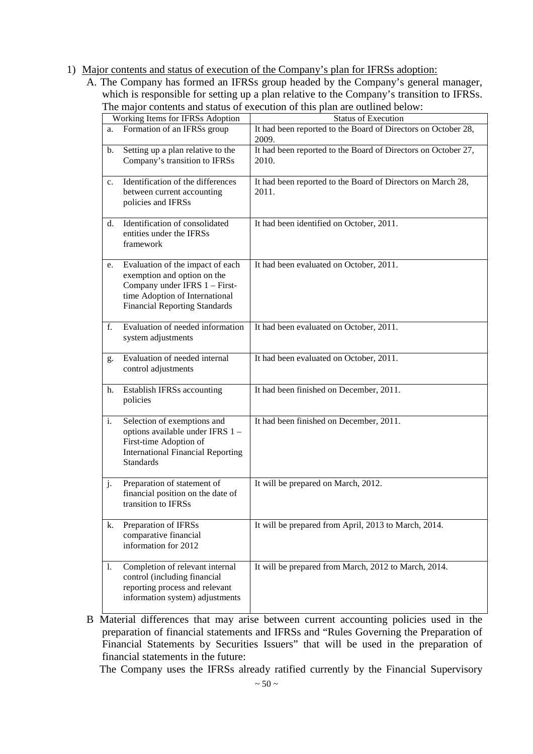1) Major contents and status of execution of the Company's plan for IFRSs adoption:

A. The Company has formed an IFRSs group headed by the Company's general manager, which is responsible for setting up a plan relative to the Company's transition to IFRSs. The major contents and status of execution of this plan are outlined below:

| Working Items for IFRSs Adoption | Status of Execution |
|---|---|
| a. Formation of an IFRSs group | It had been reported to the Board of Directors on October 28, 2009. |
| b. Setting up a plan relative to the Company's transition to IFRSs | It had been reported to the Board of Directors on October 27, 2010. |
| c. Identification of the differences between current accounting policies and IFRSs | It had been reported to the Board of Directors on March 28, 2011. |
| d. Identification of consolidated entities under the IFRSs framework | It had been identified on October, 2011. |
| e. Evaluation of the impact of each exemption and option on the Company under IFRS 1 – First-time Adoption of International Financial Reporting Standards | It had been evaluated on October, 2011. |
| f. Evaluation of needed information system adjustments | It had been evaluated on October, 2011. |
| g. Evaluation of needed internal control adjustments | It had been evaluated on October, 2011. |
| h. Establish IFRSs accounting policies | It had been finished on December, 2011. |
| i. Selection of exemptions and options available under IFRS 1 – First-time Adoption of International Financial Reporting Standards | It had been finished on December, 2011. |
| j. Preparation of statement of financial position on the date of transition to IFRSs | It will be prepared on March, 2012. |
| k. Preparation of IFRSs comparative financial information for 2012 | It will be prepared from April, 2013 to March, 2014. |
| l. Completion of relevant internal control (including financial reporting process and relevant information system) adjustments | It will be prepared from March, 2012 to March, 2014. |

B Material differences that may arise between current accounting policies used in the preparation of financial statements and IFRSs and "Rules Governing the Preparation of Financial Statements by Securities Issuers" that will be used in the preparation of financial statements in the future:

The Company uses the IFRSs already ratified currently by the Financial Supervisory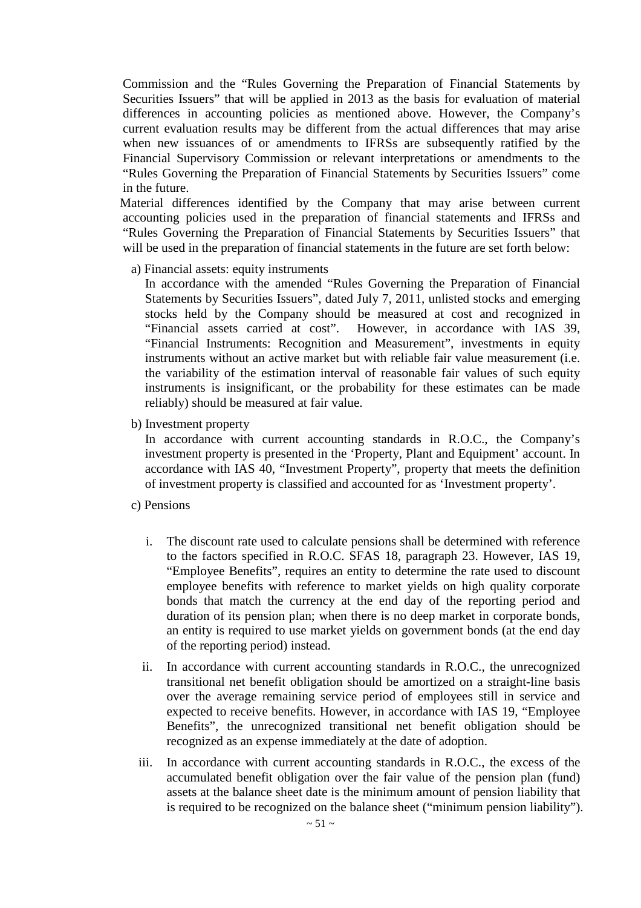Commission and the "Rules Governing the Preparation of Financial Statements by Securities Issuers" that will be applied in 2013 as the basis for evaluation of material differences in accounting policies as mentioned above. However, the Company's current evaluation results may be different from the actual differences that may arise when new issuances of or amendments to IFRSs are subsequently ratified by the Financial Supervisory Commission or relevant interpretations or amendments to the "Rules Governing the Preparation of Financial Statements by Securities Issuers" come in the future.

Material differences identified by the Company that may arise between current accounting policies used in the preparation of financial statements and IFRSs and "Rules Governing the Preparation of Financial Statements by Securities Issuers" that will be used in the preparation of financial statements in the future are set forth below:

a) Financial assets: equity instruments

In accordance with the amended "Rules Governing the Preparation of Financial Statements by Securities Issuers", dated July 7, 2011, unlisted stocks and emerging stocks held by the Company should be measured at cost and recognized in "Financial assets carried at cost". However, in accordance with IAS 39, "Financial Instruments: Recognition and Measurement", investments in equity instruments without an active market but with reliable fair value measurement (i.e. the variability of the estimation interval of reasonable fair values of such equity instruments is insignificant, or the probability for these estimates can be made reliably) should be measured at fair value.

b) Investment property

In accordance with current accounting standards in R.O.C., the Company's investment property is presented in the 'Property, Plant and Equipment' account. In accordance with IAS 40, "Investment Property", property that meets the definition of investment property is classified and accounted for as 'Investment property'.

c) Pensions

i. The discount rate used to calculate pensions shall be determined with reference to the factors specified in R.O.C. SFAS 18, paragraph 23. However, IAS 19, "Employee Benefits", requires an entity to determine the rate used to discount employee benefits with reference to market yields on high quality corporate bonds that match the currency at the end day of the reporting period and duration of its pension plan; when there is no deep market in corporate bonds, an entity is required to use market yields on government bonds (at the end day of the reporting period) instead.

ii. In accordance with current accounting standards in R.O.C., the unrecognized transitional net benefit obligation should be amortized on a straight-line basis over the average remaining service period of employees still in service and expected to receive benefits. However, in accordance with IAS 19, "Employee Benefits", the unrecognized transitional net benefit obligation should be recognized as an expense immediately at the date of adoption.

iii. In accordance with current accounting standards in R.O.C., the excess of the accumulated benefit obligation over the fair value of the pension plan (fund) assets at the balance sheet date is the minimum amount of pension liability that is required to be recognized on the balance sheet ("minimum pension liability").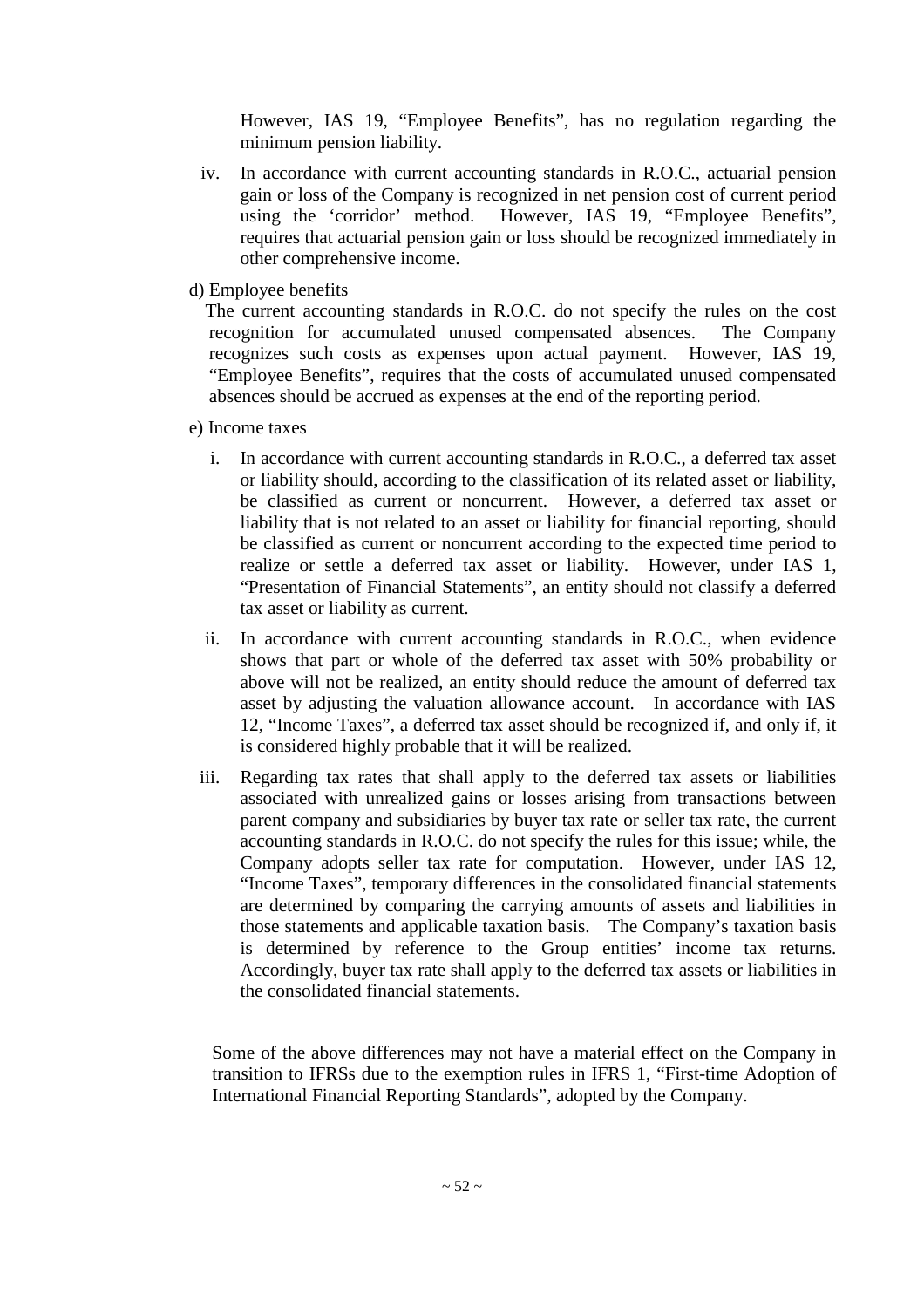However, IAS 19, "Employee Benefits", has no regulation regarding the minimum pension liability.

iv. In accordance with current accounting standards in R.O.C., actuarial pension gain or loss of the Company is recognized in net pension cost of current period using the 'corridor' method. However, IAS 19, "Employee Benefits", requires that actuarial pension gain or loss should be recognized immediately in other comprehensive income.

d) Employee benefits

The current accounting standards in R.O.C. do not specify the rules on the cost recognition for accumulated unused compensated absences. The Company recognizes such costs as expenses upon actual payment. However, IAS 19, "Employee Benefits", requires that the costs of accumulated unused compensated absences should be accrued as expenses at the end of the reporting period.

e) Income taxes

i. In accordance with current accounting standards in R.O.C., a deferred tax asset or liability should, according to the classification of its related asset or liability, be classified as current or noncurrent. However, a deferred tax asset or liability that is not related to an asset or liability for financial reporting, should be classified as current or noncurrent according to the expected time period to realize or settle a deferred tax asset or liability. However, under IAS 1, "Presentation of Financial Statements", an entity should not classify a deferred tax asset or liability as current.

ii. In accordance with current accounting standards in R.O.C., when evidence shows that part or whole of the deferred tax asset with 50% probability or above will not be realized, an entity should reduce the amount of deferred tax asset by adjusting the valuation allowance account. In accordance with IAS 12, "Income Taxes", a deferred tax asset should be recognized if, and only if, it is considered highly probable that it will be realized.

iii. Regarding tax rates that shall apply to the deferred tax assets or liabilities associated with unrealized gains or losses arising from transactions between parent company and subsidiaries by buyer tax rate or seller tax rate, the current accounting standards in R.O.C. do not specify the rules for this issue; while, the Company adopts seller tax rate for computation. However, under IAS 12, "Income Taxes", temporary differences in the consolidated financial statements are determined by comparing the carrying amounts of assets and liabilities in those statements and applicable taxation basis. The Company's taxation basis is determined by reference to the Group entities' income tax returns. Accordingly, buyer tax rate shall apply to the deferred tax assets or liabilities in the consolidated financial statements.

Some of the above differences may not have a material effect on the Company in transition to IFRSs due to the exemption rules in IFRS 1, "First-time Adoption of International Financial Reporting Standards", adopted by the Company.